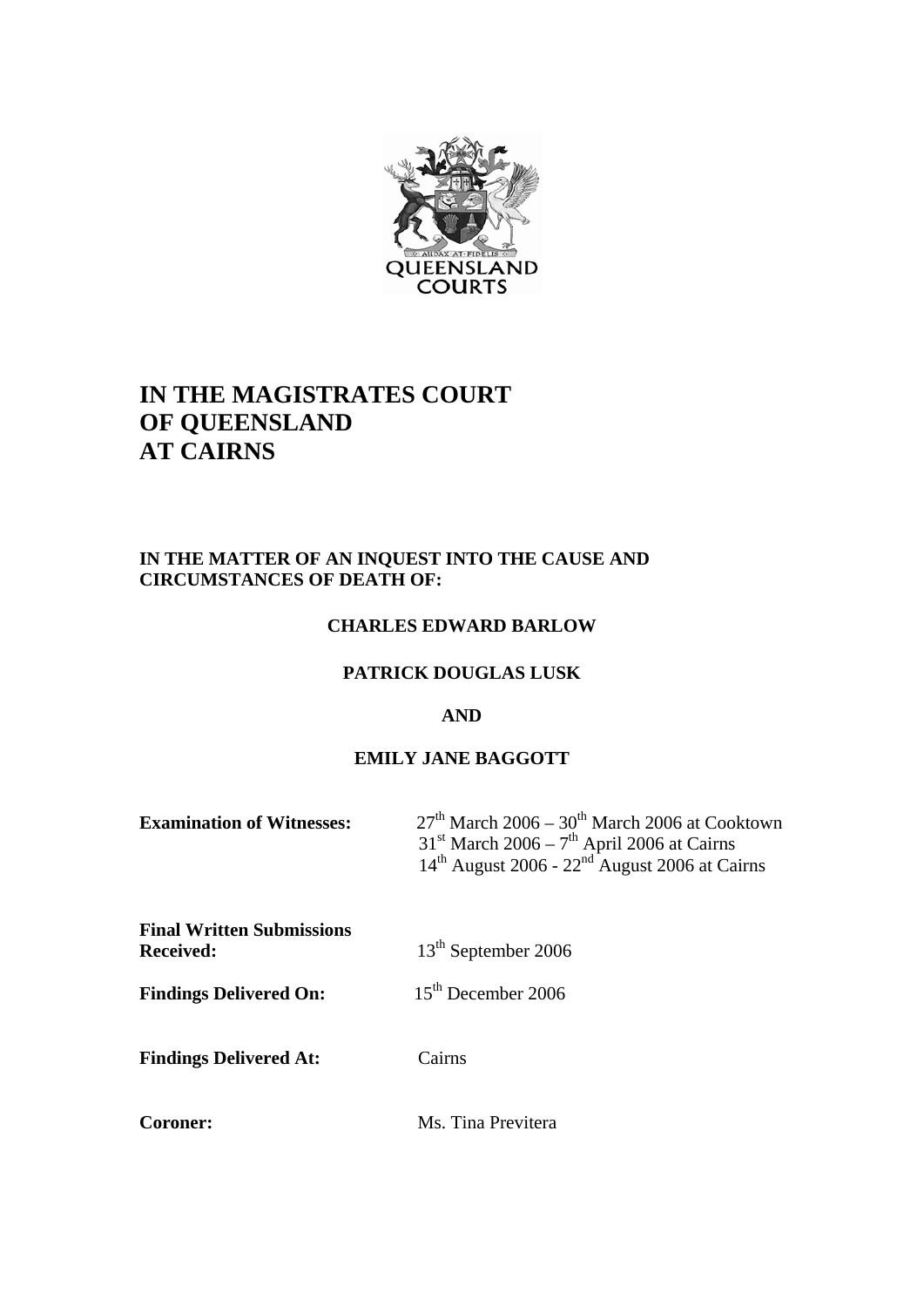# IN THE MAGISTRATES COURT OF QUEENSLAND AT CAIRNS

**IN THE MATTER OF AN INQUEST INTO THE CAUSE AND CIRCUMSTANCES OF DEATH OF:**

**CHARLES EDWARD BARLOW**

**PATRICK DOUGLAS LUSK**

**AND**

**EMILY JANE BAGGOTT**

**Examination of Witnesses:** 27th March 2006 – 30th March 2006 at Cooktown
31st March 2006 – 7th April 2006 at Cairns
14th August 2006 - 22nd August 2006 at Cairns

**Final Written Submissions Received:** 13th September 2006

**Findings Delivered On:** 15th December 2006

**Findings Delivered At:** Cairns

**Coroner:** Ms. Tina Previtera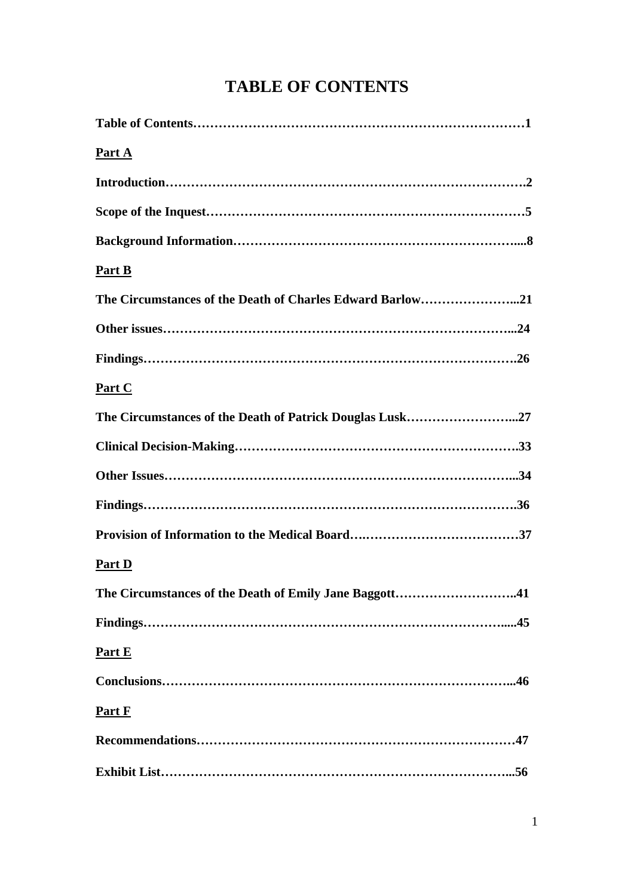# TABLE OF CONTENTS

**Table of Contents……………………………………………………………………1**

**<u>Part A</u>**

**Introduction……………………………………………………………………….2**

**Scope of the Inquest………………………………………………………………5**

**Background Information………………………………………………………....8**

**<u>Part B</u>**

**The Circumstances of the Death of Charles Edward Barlow…………………...21**

**Other issues……………………………………………………………………...24**

**Findings…………………………………………………………………………..26**

**<u>Part C</u>**

**The Circumstances of the Death of Patrick Douglas Lusk……………………...27**

**Clinical Decision-Making……………………………………………………….33**

**Other Issues……………………………………………………………………...34**

**Findings…………………………………………………………………………..36**

**Provision of Information to the Medical Board….………………………………37**

**<u>Part D</u>**

**The Circumstances of the Death of Emily Jane Baggott………………………..41**

**Findings………………………………………………………………………......45**

**<u>Part E</u>**

**Conclusions……………………………………………………………………...46**

**<u>Part F</u>**

**Recommendations…………………………………………………………………47**

**Exhibit List……………………………………………………………………...56**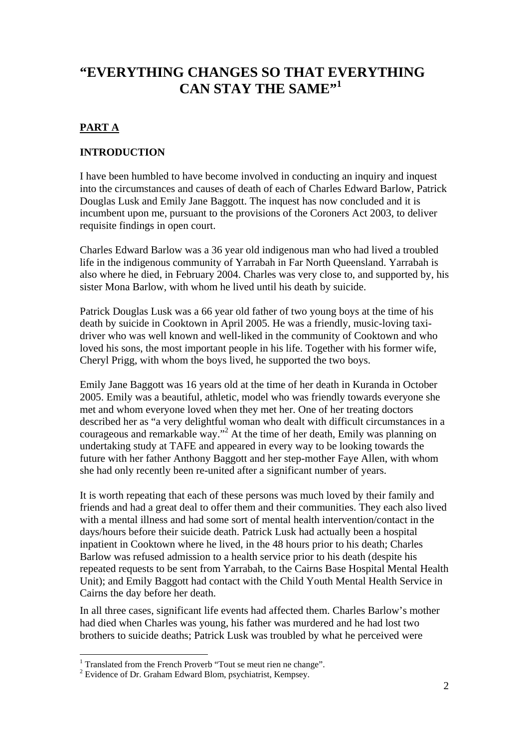# "EVERYTHING CHANGES SO THAT EVERYTHING CAN STAY THE SAME"[1]

## PART A

### INTRODUCTION

I have been humbled to have become involved in conducting an inquiry and inquest into the circumstances and causes of death of each of Charles Edward Barlow, Patrick Douglas Lusk and Emily Jane Baggott. The inquest has now concluded and it is incumbent upon me, pursuant to the provisions of the Coroners Act 2003, to deliver requisite findings in open court.

Charles Edward Barlow was a 36 year old indigenous man who had lived a troubled life in the indigenous community of Yarrabah in Far North Queensland. Yarrabah is also where he died, in February 2004. Charles was very close to, and supported by, his sister Mona Barlow, with whom he lived until his death by suicide.

Patrick Douglas Lusk was a 66 year old father of two young boys at the time of his death by suicide in Cooktown in April 2005. He was a friendly, music-loving taxi-driver who was well known and well-liked in the community of Cooktown and who loved his sons, the most important people in his life. Together with his former wife, Cheryl Prigg, with whom the boys lived, he supported the two boys.

Emily Jane Baggott was 16 years old at the time of her death in Kuranda in October 2005. Emily was a beautiful, athletic, model who was friendly towards everyone she met and whom everyone loved when they met her. One of her treating doctors described her as "a very delightful woman who dealt with difficult circumstances in a courageous and remarkable way."[2] At the time of her death, Emily was planning on undertaking study at TAFE and appeared in every way to be looking towards the future with her father Anthony Baggott and her step-mother Faye Allen, with whom she had only recently been re-united after a significant number of years.

It is worth repeating that each of these persons was much loved by their family and friends and had a great deal to offer them and their communities. They each also lived with a mental illness and had some sort of mental health intervention/contact in the days/hours before their suicide death. Patrick Lusk had actually been a hospital inpatient in Cooktown where he lived, in the 48 hours prior to his death; Charles Barlow was refused admission to a health service prior to his death (despite his repeated requests to be sent from Yarrabah, to the Cairns Base Hospital Mental Health Unit); and Emily Baggott had contact with the Child Youth Mental Health Service in Cairns the day before her death.

In all three cases, significant life events had affected them. Charles Barlow's mother had died when Charles was young, his father was murdered and he had lost two brothers to suicide deaths; Patrick Lusk was troubled by what he perceived were

---

[1] Translated from the French Proverb "Tout se meut rien ne change".

[2] Evidence of Dr. Graham Edward Blom, psychiatrist, Kempsey.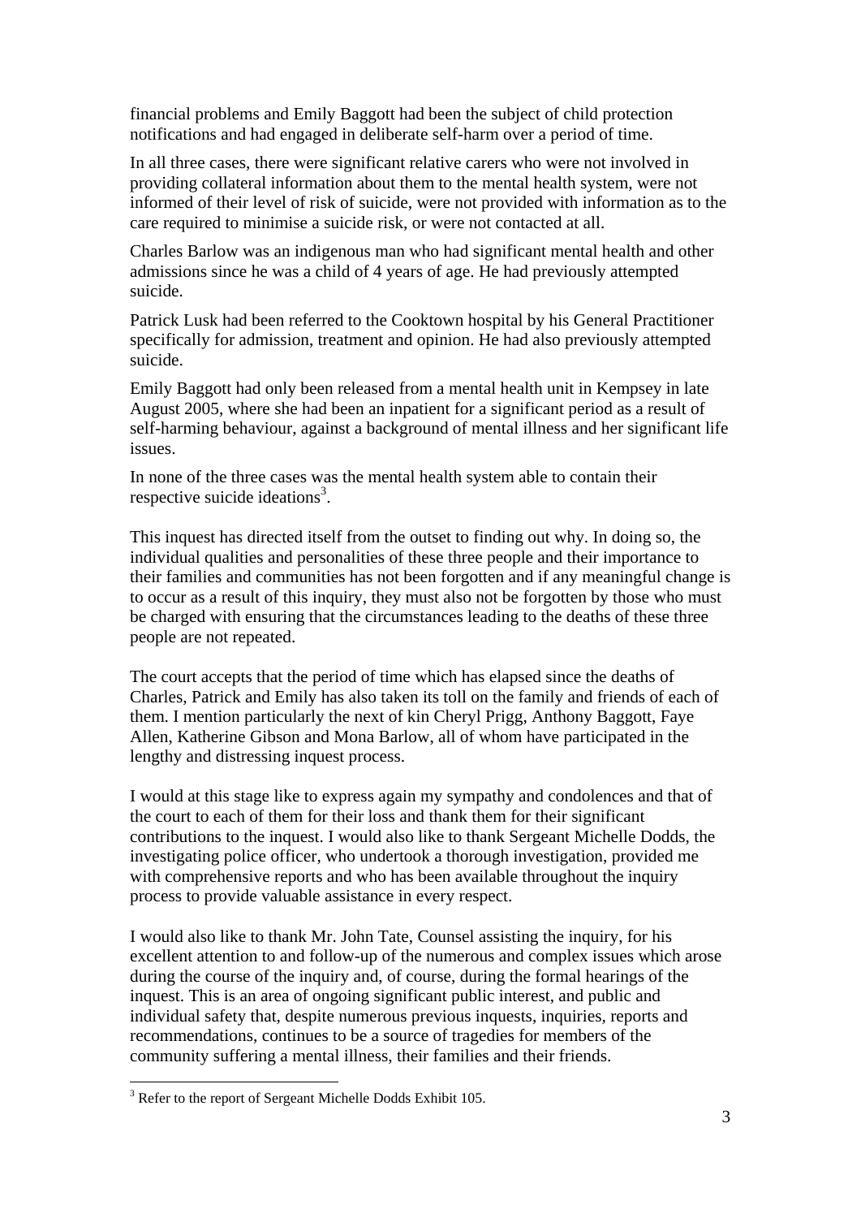financial problems and Emily Baggott had been the subject of child protection notifications and had engaged in deliberate self-harm over a period of time.

In all three cases, there were significant relative carers who were not involved in providing collateral information about them to the mental health system, were not informed of their level of risk of suicide, were not provided with information as to the care required to minimise a suicide risk, or were not contacted at all.

Charles Barlow was an indigenous man who had significant mental health and other admissions since he was a child of 4 years of age. He had previously attempted suicide.

Patrick Lusk had been referred to the Cooktown hospital by his General Practitioner specifically for admission, treatment and opinion. He had also previously attempted suicide.

Emily Baggott had only been released from a mental health unit in Kempsey in late August 2005, where she had been an inpatient for a significant period as a result of self-harming behaviour, against a background of mental illness and her significant life issues.

In none of the three cases was the mental health system able to contain their respective suicide ideations[3].

This inquest has directed itself from the outset to finding out why. In doing so, the individual qualities and personalities of these three people and their importance to their families and communities has not been forgotten and if any meaningful change is to occur as a result of this inquiry, they must also not be forgotten by those who must be charged with ensuring that the circumstances leading to the deaths of these three people are not repeated.

The court accepts that the period of time which has elapsed since the deaths of Charles, Patrick and Emily has also taken its toll on the family and friends of each of them. I mention particularly the next of kin Cheryl Prigg, Anthony Baggott, Faye Allen, Katherine Gibson and Mona Barlow, all of whom have participated in the lengthy and distressing inquest process.

I would at this stage like to express again my sympathy and condolences and that of the court to each of them for their loss and thank them for their significant contributions to the inquest. I would also like to thank Sergeant Michelle Dodds, the investigating police officer, who undertook a thorough investigation, provided me with comprehensive reports and who has been available throughout the inquiry process to provide valuable assistance in every respect.

I would also like to thank Mr. John Tate, Counsel assisting the inquiry, for his excellent attention to and follow-up of the numerous and complex issues which arose during the course of the inquiry and, of course, during the formal hearings of the inquest. This is an area of ongoing significant public interest, and public and individual safety that, despite numerous previous inquests, inquiries, reports and recommendations, continues to be a source of tragedies for members of the community suffering a mental illness, their families and their friends.

[3] Refer to the report of Sergeant Michelle Dodds Exhibit 105.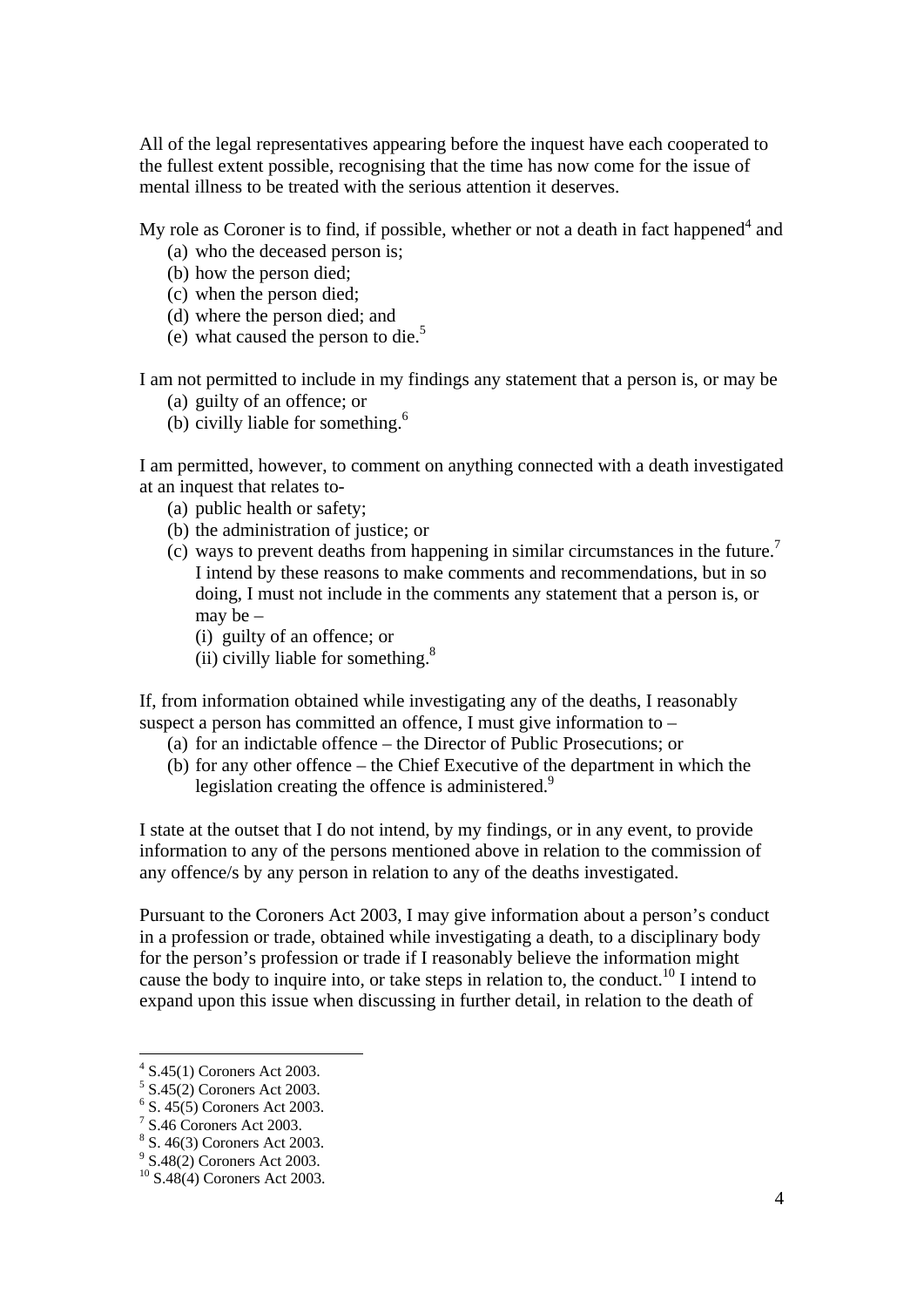All of the legal representatives appearing before the inquest have each cooperated to the fullest extent possible, recognising that the time has now come for the issue of mental illness to be treated with the serious attention it deserves.

My role as Coroner is to find, if possible, whether or not a death in fact happened[4] and

(a) who the deceased person is;
(b) how the person died;
(c) when the person died;
(d) where the person died; and
(e) what caused the person to die.[5]

I am not permitted to include in my findings any statement that a person is, or may be

(a) guilty of an offence; or
(b) civilly liable for something.[6]

I am permitted, however, to comment on anything connected with a death investigated at an inquest that relates to-

(a) public health or safety;
(b) the administration of justice; or
(c) ways to prevent deaths from happening in similar circumstances in the future.[7] I intend by these reasons to make comments and recommendations, but in so doing, I must not include in the comments any statement that a person is, or may be –
    (i) guilty of an offence; or
    (ii) civilly liable for something.[8]

If, from information obtained while investigating any of the deaths, I reasonably suspect a person has committed an offence, I must give information to –

(a) for an indictable offence – the Director of Public Prosecutions; or
(b) for any other offence – the Chief Executive of the department in which the legislation creating the offence is administered.[9]

I state at the outset that I do not intend, by my findings, or in any event, to provide information to any of the persons mentioned above in relation to the commission of any offence/s by any person in relation to any of the deaths investigated.

Pursuant to the Coroners Act 2003, I may give information about a person's conduct in a profession or trade, obtained while investigating a death, to a disciplinary body for the person's profession or trade if I reasonably believe the information might cause the body to inquire into, or take steps in relation to, the conduct.[10] I intend to expand upon this issue when discussing in further detail, in relation to the death of

---

[4] S.45(1) Coroners Act 2003.
[5] S.45(2) Coroners Act 2003.
[6] S. 45(5) Coroners Act 2003.
[7] S.46 Coroners Act 2003.
[8] S. 46(3) Coroners Act 2003.
[9] S.48(2) Coroners Act 2003.
[10] S.48(4) Coroners Act 2003.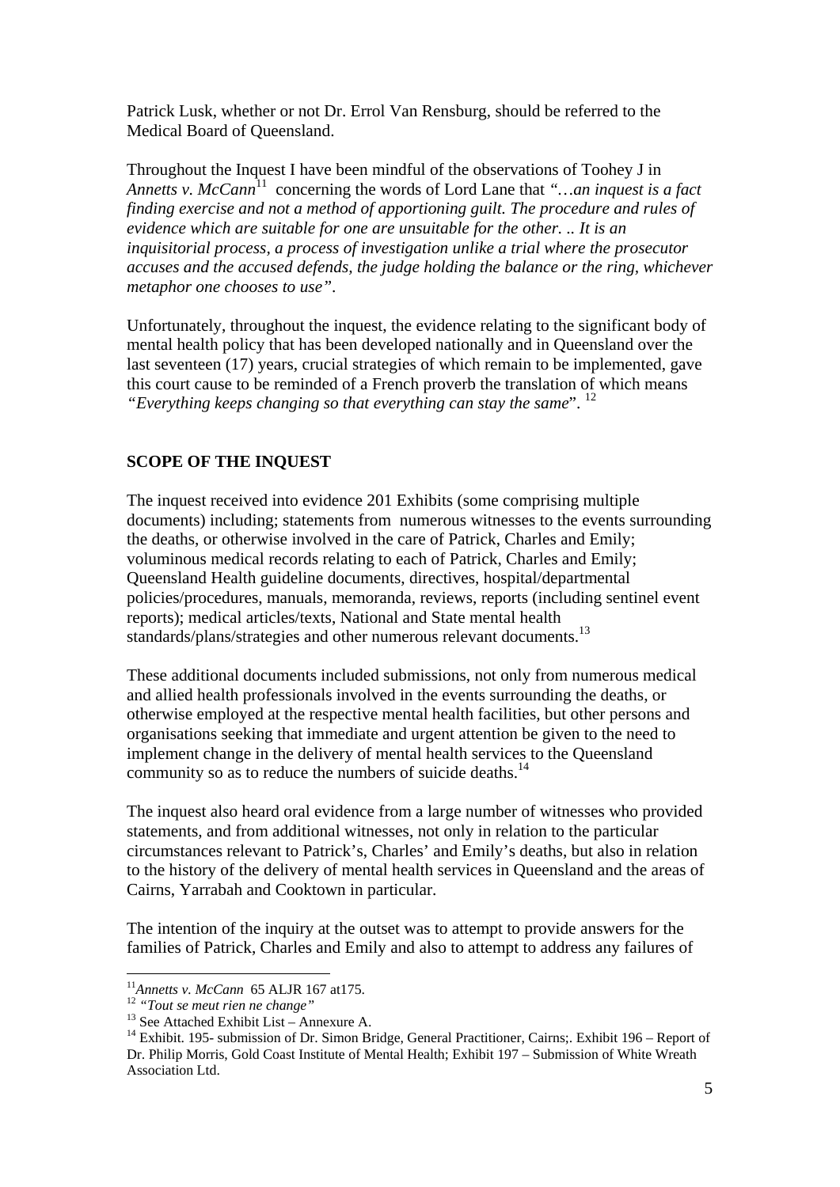Patrick Lusk, whether or not Dr. Errol Van Rensburg, should be referred to the Medical Board of Queensland.

Throughout the Inquest I have been mindful of the observations of Toohey J in *Annetts v. McCann*[11] concerning the words of Lord Lane that *"…an inquest is a fact finding exercise and not a method of apportioning guilt. The procedure and rules of evidence which are suitable for one are unsuitable for the other. .. It is an inquisitorial process, a process of investigation unlike a trial where the prosecutor accuses and the accused defends, the judge holding the balance or the ring, whichever metaphor one chooses to use"*.

Unfortunately, throughout the inquest, the evidence relating to the significant body of mental health policy that has been developed nationally and in Queensland over the last seventeen (17) years, crucial strategies of which remain to be implemented, gave this court cause to be reminded of a French proverb the translation of which means *"Everything keeps changing so that everything can stay the same*". [12]

**SCOPE OF THE INQUEST**

The inquest received into evidence 201 Exhibits (some comprising multiple documents) including; statements from numerous witnesses to the events surrounding the deaths, or otherwise involved in the care of Patrick, Charles and Emily; voluminous medical records relating to each of Patrick, Charles and Emily; Queensland Health guideline documents, directives, hospital/departmental policies/procedures, manuals, memoranda, reviews, reports (including sentinel event reports); medical articles/texts, National and State mental health standards/plans/strategies and other numerous relevant documents.[13]

These additional documents included submissions, not only from numerous medical and allied health professionals involved in the events surrounding the deaths, or otherwise employed at the respective mental health facilities, but other persons and organisations seeking that immediate and urgent attention be given to the need to implement change in the delivery of mental health services to the Queensland community so as to reduce the numbers of suicide deaths.[14]

The inquest also heard oral evidence from a large number of witnesses who provided statements, and from additional witnesses, not only in relation to the particular circumstances relevant to Patrick's, Charles' and Emily's deaths, but also in relation to the history of the delivery of mental health services in Queensland and the areas of Cairns, Yarrabah and Cooktown in particular.

The intention of the inquiry at the outset was to attempt to provide answers for the families of Patrick, Charles and Emily and also to attempt to address any failures of

---

[11] *Annetts v. McCann* 65 ALJR 167 at175.

[12] *"Tout se meut rien ne change"*

[13] See Attached Exhibit List – Annexure A.

[14] Exhibit. 195- submission of Dr. Simon Bridge, General Practitioner, Cairns;. Exhibit 196 – Report of Dr. Philip Morris, Gold Coast Institute of Mental Health; Exhibit 197 – Submission of White Wreath Association Ltd.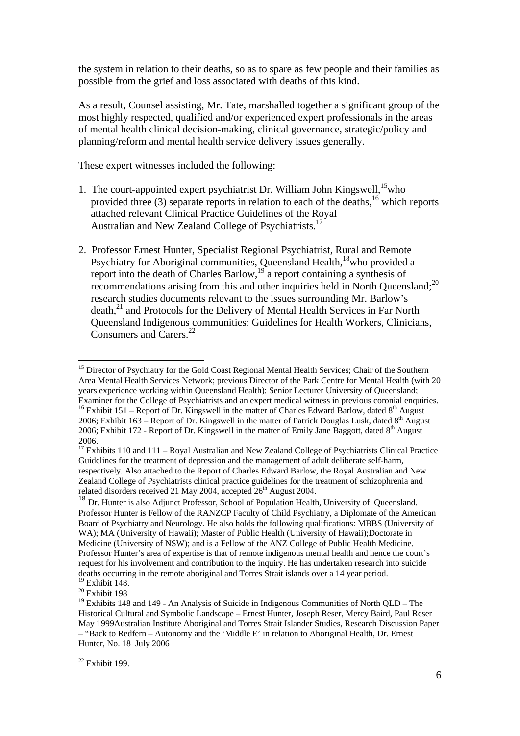the system in relation to their deaths, so as to spare as few people and their families as possible from the grief and loss associated with deaths of this kind.

As a result, Counsel assisting, Mr. Tate, marshalled together a significant group of the most highly respected, qualified and/or experienced expert professionals in the areas of mental health clinical decision-making, clinical governance, strategic/policy and planning/reform and mental health service delivery issues generally.

These expert witnesses included the following:

1. The court-appointed expert psychiatrist Dr. William John Kingswell,[15] who provided three (3) separate reports in relation to each of the deaths,[16] which reports attached relevant Clinical Practice Guidelines of the Royal Australian and New Zealand College of Psychiatrists.[17]

2. Professor Ernest Hunter, Specialist Regional Psychiatrist, Rural and Remote Psychiatry for Aboriginal communities, Queensland Health,[18] who provided a report into the death of Charles Barlow,[19] a report containing a synthesis of recommendations arising from this and other inquiries held in North Queensland;[20] research studies documents relevant to the issues surrounding Mr. Barlow's death,[21] and Protocols for the Delivery of Mental Health Services in Far North Queensland Indigenous communities: Guidelines for Health Workers, Clinicians, Consumers and Carers.[22]

---

[15] Director of Psychiatry for the Gold Coast Regional Mental Health Services; Chair of the Southern Area Mental Health Services Network; previous Director of the Park Centre for Mental Health (with 20 years experience working within Queensland Health); Senior Lecturer University of Queensland; Examiner for the College of Psychiatrists and an expert medical witness in previous coronial enquiries.

[16] Exhibit 151 – Report of Dr. Kingswell in the matter of Charles Edward Barlow, dated 8th August 2006; Exhibit 163 – Report of Dr. Kingswell in the matter of Patrick Douglas Lusk, dated 8th August 2006; Exhibit 172 - Report of Dr. Kingswell in the matter of Emily Jane Baggott, dated 8th August 2006.

[17] Exhibits 110 and 111 – Royal Australian and New Zealand College of Psychiatrists Clinical Practice Guidelines for the treatment of depression and the management of adult deliberate self-harm, respectively. Also attached to the Report of Charles Edward Barlow, the Royal Australian and New Zealand College of Psychiatrists clinical practice guidelines for the treatment of schizophrenia and related disorders received 21 May 2004, accepted 26th August 2004.

[18] Dr. Hunter is also Adjunct Professor, School of Population Health, University of Queensland. Professor Hunter is Fellow of the RANZCP Faculty of Child Psychiatry, a Diplomate of the American Board of Psychiatry and Neurology. He also holds the following qualifications: MBBS (University of WA); MA (University of Hawaii); Master of Public Health (University of Hawaii);Doctorate in Medicine (University of NSW); and is a Fellow of the ANZ College of Public Health Medicine. Professor Hunter's area of expertise is that of remote indigenous mental health and hence the court's request for his involvement and contribution to the inquiry. He has undertaken research into suicide deaths occurring in the remote aboriginal and Torres Strait islands over a 14 year period.

[19] Exhibit 148.

[20] Exhibit 198

[19] Exhibits 148 and 149 - An Analysis of Suicide in Indigenous Communities of North QLD – The Historical Cultural and Symbolic Landscape – Ernest Hunter, Joseph Reser, Mercy Baird, Paul Reser May 1999Australian Institute Aboriginal and Torres Strait Islander Studies, Research Discussion Paper – "Back to Redfern – Autonomy and the 'Middle E' in relation to Aboriginal Health, Dr. Ernest Hunter, No. 18 July 2006

[22] Exhibit 199.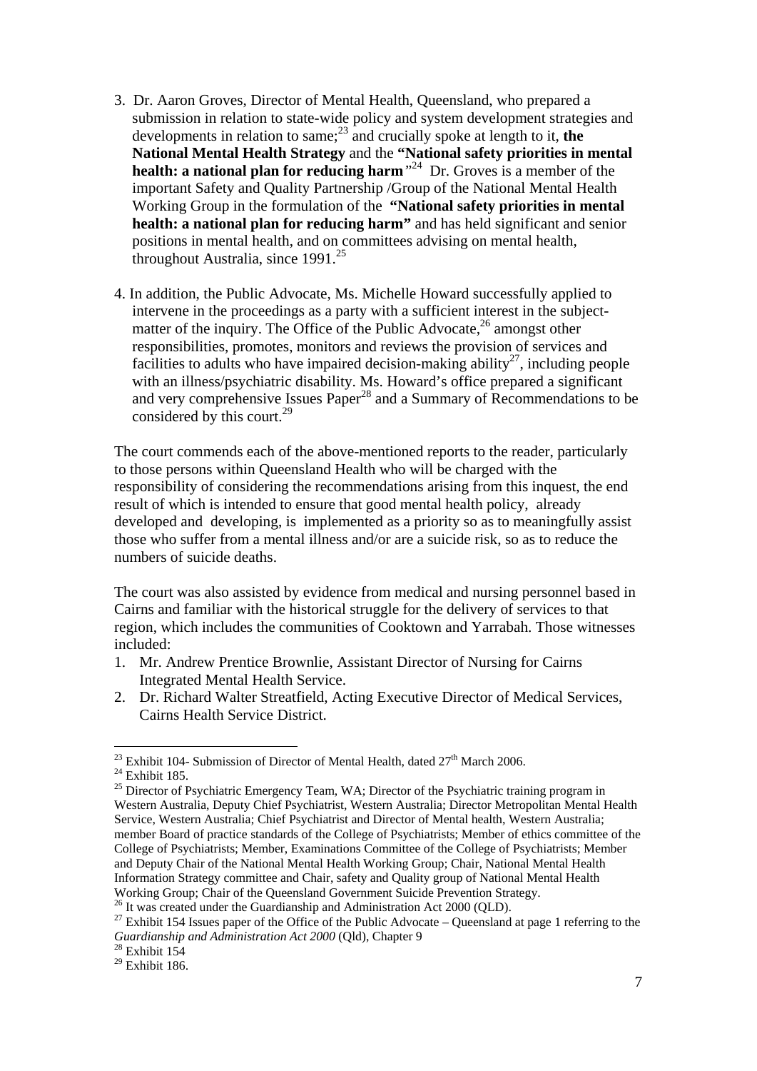3. Dr. Aaron Groves, Director of Mental Health, Queensland, who prepared a submission in relation to state-wide policy and system development strategies and developments in relation to same;[23] and crucially spoke at length to it, **the National Mental Health Strategy** and the **"National safety priorities in mental health: a national plan for reducing harm**"[24] Dr. Groves is a member of the important Safety and Quality Partnership /Group of the National Mental Health Working Group in the formulation of the **"National safety priorities in mental health: a national plan for reducing harm"** and has held significant and senior positions in mental health, and on committees advising on mental health, throughout Australia, since 1991.[25]

4. In addition, the Public Advocate, Ms. Michelle Howard successfully applied to intervene in the proceedings as a party with a sufficient interest in the subject-matter of the inquiry. The Office of the Public Advocate,[26] amongst other responsibilities, promotes, monitors and reviews the provision of services and facilities to adults who have impaired decision-making ability[27], including people with an illness/psychiatric disability. Ms. Howard's office prepared a significant and very comprehensive Issues Paper[28] and a Summary of Recommendations to be considered by this court.[29]

The court commends each of the above-mentioned reports to the reader, particularly to those persons within Queensland Health who will be charged with the responsibility of considering the recommendations arising from this inquest, the end result of which is intended to ensure that good mental health policy, already developed and developing, is implemented as a priority so as to meaningfully assist those who suffer from a mental illness and/or are a suicide risk, so as to reduce the numbers of suicide deaths.

The court was also assisted by evidence from medical and nursing personnel based in Cairns and familiar with the historical struggle for the delivery of services to that region, which includes the communities of Cooktown and Yarrabah. Those witnesses included:

1. Mr. Andrew Prentice Brownlie, Assistant Director of Nursing for Cairns Integrated Mental Health Service.
2. Dr. Richard Walter Streatfield, Acting Executive Director of Medical Services, Cairns Health Service District.

---

[23] Exhibit 104- Submission of Director of Mental Health, dated 27th March 2006.

[24] Exhibit 185.

[25] Director of Psychiatric Emergency Team, WA; Director of the Psychiatric training program in Western Australia, Deputy Chief Psychiatrist, Western Australia; Director Metropolitan Mental Health Service, Western Australia; Chief Psychiatrist and Director of Mental health, Western Australia; member Board of practice standards of the College of Psychiatrists; Member of ethics committee of the College of Psychiatrists; Member, Examinations Committee of the College of Psychiatrists; Member and Deputy Chair of the National Mental Health Working Group; Chair, National Mental Health Information Strategy committee and Chair, safety and Quality group of National Mental Health Working Group; Chair of the Queensland Government Suicide Prevention Strategy.

[26] It was created under the Guardianship and Administration Act 2000 (QLD).

[27] Exhibit 154 Issues paper of the Office of the Public Advocate – Queensland at page 1 referring to the *Guardianship and Administration Act 2000* (Qld), Chapter 9

[28] Exhibit 154

[29] Exhibit 186.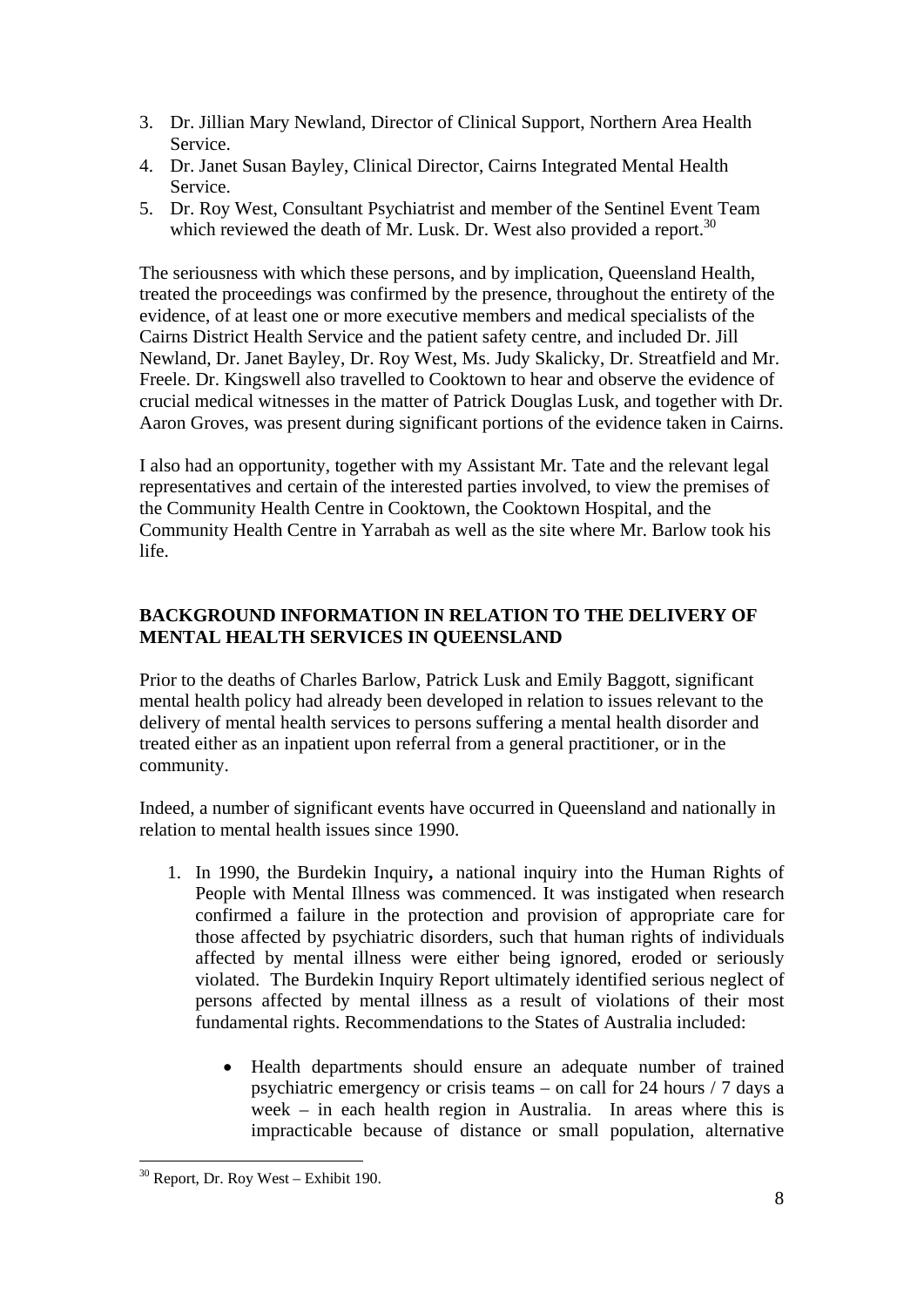3. Dr. Jillian Mary Newland, Director of Clinical Support, Northern Area Health Service.
4. Dr. Janet Susan Bayley, Clinical Director, Cairns Integrated Mental Health Service.
5. Dr. Roy West, Consultant Psychiatrist and member of the Sentinel Event Team which reviewed the death of Mr. Lusk. Dr. West also provided a report.[30]

The seriousness with which these persons, and by implication, Queensland Health, treated the proceedings was confirmed by the presence, throughout the entirety of the evidence, of at least one or more executive members and medical specialists of the Cairns District Health Service and the patient safety centre, and included Dr. Jill Newland, Dr. Janet Bayley, Dr. Roy West, Ms. Judy Skalicky, Dr. Streatfield and Mr. Freele. Dr. Kingswell also travelled to Cooktown to hear and observe the evidence of crucial medical witnesses in the matter of Patrick Douglas Lusk, and together with Dr. Aaron Groves, was present during significant portions of the evidence taken in Cairns.

I also had an opportunity, together with my Assistant Mr. Tate and the relevant legal representatives and certain of the interested parties involved, to view the premises of the Community Health Centre in Cooktown, the Cooktown Hospital, and the Community Health Centre in Yarrabah as well as the site where Mr. Barlow took his life.

## BACKGROUND INFORMATION IN RELATION TO THE DELIVERY OF MENTAL HEALTH SERVICES IN QUEENSLAND

Prior to the deaths of Charles Barlow, Patrick Lusk and Emily Baggott, significant mental health policy had already been developed in relation to issues relevant to the delivery of mental health services to persons suffering a mental health disorder and treated either as an inpatient upon referral from a general practitioner, or in the community.

Indeed, a number of significant events have occurred in Queensland and nationally in relation to mental health issues since 1990.

1. In 1990, the Burdekin Inquiry**,** a national inquiry into the Human Rights of People with Mental Illness was commenced. It was instigated when research confirmed a failure in the protection and provision of appropriate care for those affected by psychiatric disorders, such that human rights of individuals affected by mental illness were either being ignored, eroded or seriously violated. The Burdekin Inquiry Report ultimately identified serious neglect of persons affected by mental illness as a result of violations of their most fundamental rights. Recommendations to the States of Australia included:

    - Health departments should ensure an adequate number of trained psychiatric emergency or crisis teams – on call for 24 hours / 7 days a week – in each health region in Australia. In areas where this is impracticable because of distance or small population, alternative

[30] Report, Dr. Roy West – Exhibit 190.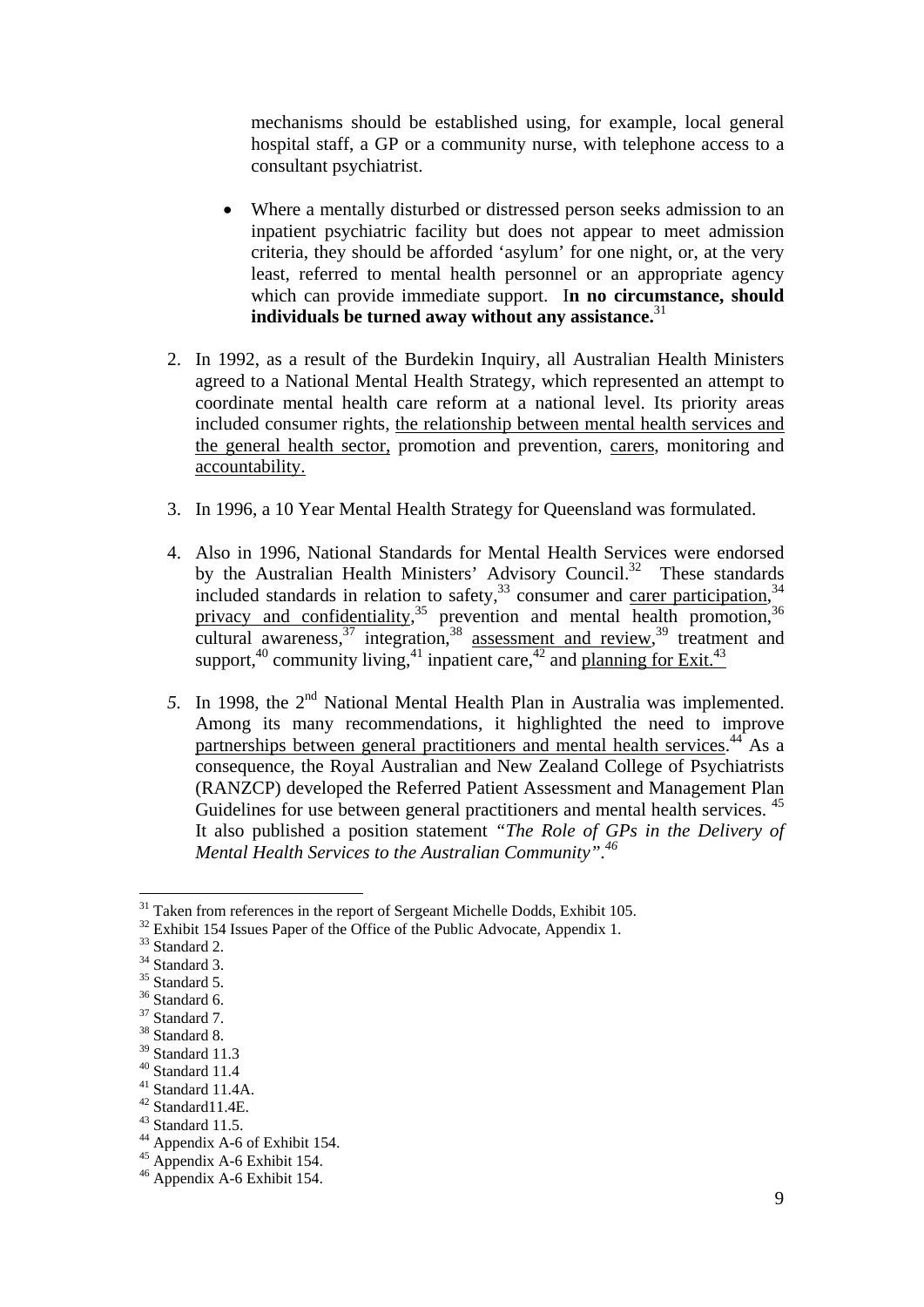mechanisms should be established using, for example, local general hospital staff, a GP or a community nurse, with telephone access to a consultant psychiatrist.

- Where a mentally disturbed or distressed person seeks admission to an inpatient psychiatric facility but does not appear to meet admission criteria, they should be afforded 'asylum' for one night, or, at the very least, referred to mental health personnel or an appropriate agency which can provide immediate support. I**n no circumstance, should individuals be turned away without any assistance.**[31]

2. In 1992, as a result of the Burdekin Inquiry, all Australian Health Ministers agreed to a National Mental Health Strategy, which represented an attempt to coordinate mental health care reform at a national level. Its priority areas included consumer rights, <u>the relationship between mental health services and the general health sector,</u> promotion and prevention, <u>carers</u>, monitoring and <u>accountability.</u>

3. In 1996, a 10 Year Mental Health Strategy for Queensland was formulated.

4. Also in 1996, National Standards for Mental Health Services were endorsed by the Australian Health Ministers' Advisory Council.[32] These standards included standards in relation to safety,[33] consumer and <u>carer participation</u>,[34] <u>privacy and confidentiality</u>,[35] prevention and mental health promotion,[36] cultural awareness,[37] integration,[38] <u>assessment and review</u>,[39] treatment and support,[40] community living,[41] inpatient care,[42] and <u>planning for Exit.</u>[43]

*5.* In 1998, the 2nd National Mental Health Plan in Australia was implemented. Among its many recommendations, it highlighted the need to improve <u>partnerships between general practitioners and mental health services</u>.[44] As a consequence, the Royal Australian and New Zealand College of Psychiatrists (RANZCP) developed the Referred Patient Assessment and Management Plan Guidelines for use between general practitioners and mental health services.[45] It also published a position statement *"The Role of GPs in the Delivery of Mental Health Services to the Australian Community".*[46]

---

[31] Taken from references in the report of Sergeant Michelle Dodds, Exhibit 105.
[32] Exhibit 154 Issues Paper of the Office of the Public Advocate, Appendix 1.
[33] Standard 2.
[34] Standard 3.
[35] Standard 5.
[36] Standard 6.
[37] Standard 7.
[38] Standard 8.
[39] Standard 11.3
[40] Standard 11.4
[41] Standard 11.4A.
[42] Standard11.4E.
[43] Standard 11.5.
[44] Appendix A-6 of Exhibit 154.
[45] Appendix A-6 Exhibit 154.
[46] Appendix A-6 Exhibit 154.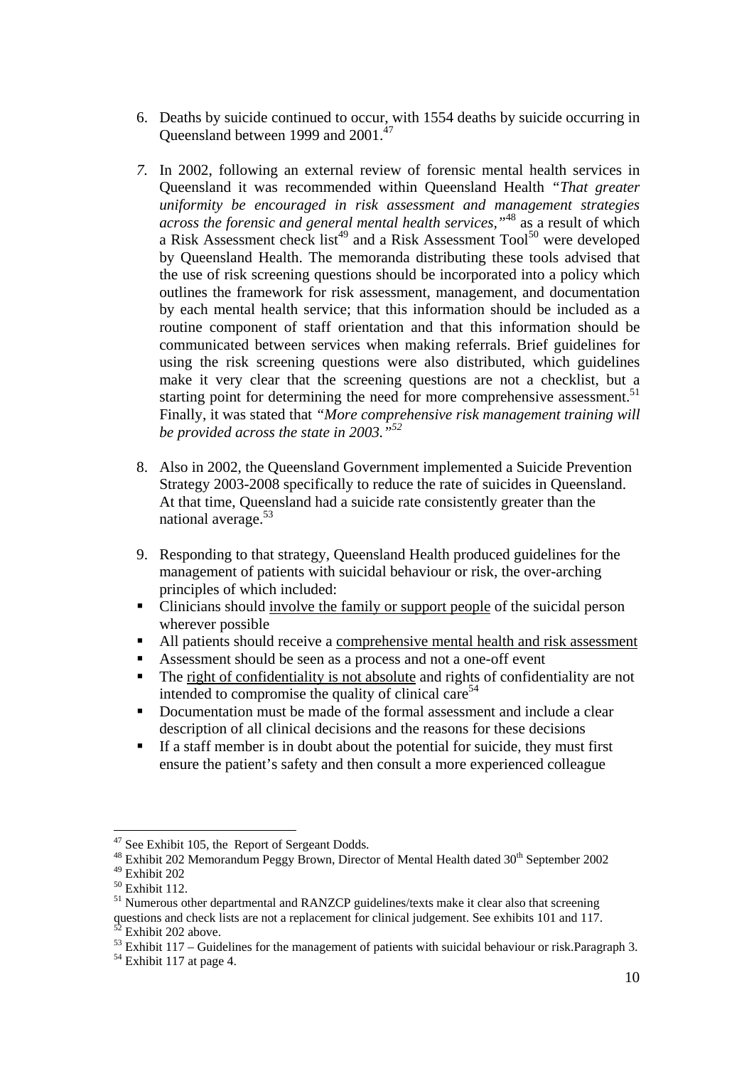6. Deaths by suicide continued to occur, with 1554 deaths by suicide occurring in Queensland between 1999 and 2001.[47]

7. In 2002, following an external review of forensic mental health services in Queensland it was recommended within Queensland Health *"That greater uniformity be encouraged in risk assessment and management strategies across the forensic and general mental health services,"*[48] as a result of which a Risk Assessment check list[49] and a Risk Assessment Tool[50] were developed by Queensland Health. The memoranda distributing these tools advised that the use of risk screening questions should be incorporated into a policy which outlines the framework for risk assessment, management, and documentation by each mental health service; that this information should be included as a routine component of staff orientation and that this information should be communicated between services when making referrals. Brief guidelines for using the risk screening questions were also distributed, which guidelines make it very clear that the screening questions are not a checklist, but a starting point for determining the need for more comprehensive assessment.[51] Finally, it was stated that *"More comprehensive risk management training will be provided across the state in 2003."*[52]

8. Also in 2002, the Queensland Government implemented a Suicide Prevention Strategy 2003-2008 specifically to reduce the rate of suicides in Queensland. At that time, Queensland had a suicide rate consistently greater than the national average.[53]

9. Responding to that strategy, Queensland Health produced guidelines for the management of patients with suicidal behaviour or risk, the over-arching principles of which included:

- Clinicians should <u>involve the family or support people</u> of the suicidal person wherever possible
- All patients should receive a <u>comprehensive mental health and risk assessment</u>
- Assessment should be seen as a process and not a one-off event
- The <u>right of confidentiality is not absolute</u> and rights of confidentiality are not intended to compromise the quality of clinical care[54]
- Documentation must be made of the formal assessment and include a clear description of all clinical decisions and the reasons for these decisions
- If a staff member is in doubt about the potential for suicide, they must first ensure the patient's safety and then consult a more experienced colleague

---

[47] See Exhibit 105, the Report of Sergeant Dodds.

[48] Exhibit 202 Memorandum Peggy Brown, Director of Mental Health dated 30th September 2002

[49] Exhibit 202

[50] Exhibit 112.

[51] Numerous other departmental and RANZCP guidelines/texts make it clear also that screening questions and check lists are not a replacement for clinical judgement. See exhibits 101 and 117.

[52] Exhibit 202 above.

[53] Exhibit 117 – Guidelines for the management of patients with suicidal behaviour or risk.Paragraph 3.

[54] Exhibit 117 at page 4.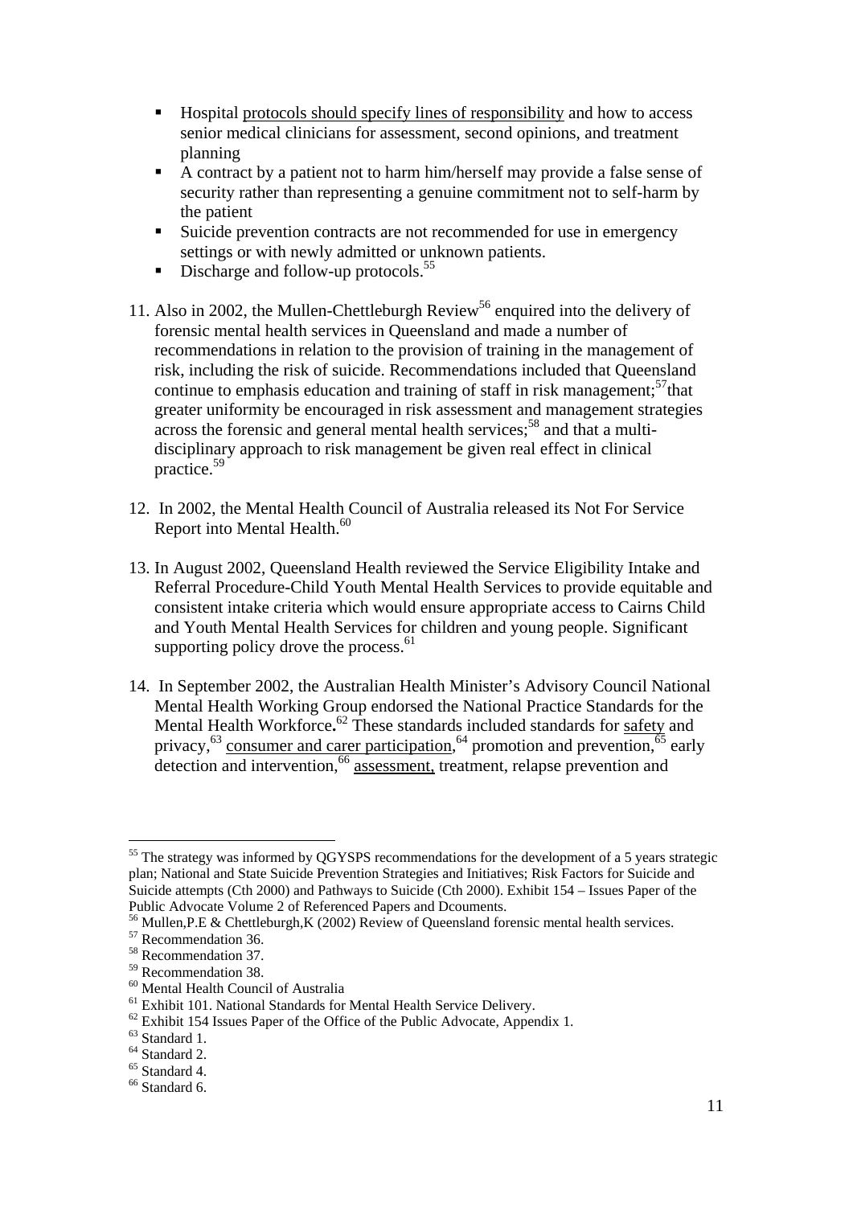- Hospital protocols should specify lines of responsibility and how to access senior medical clinicians for assessment, second opinions, and treatment planning
- A contract by a patient not to harm him/herself may provide a false sense of security rather than representing a genuine commitment not to self-harm by the patient
- Suicide prevention contracts are not recommended for use in emergency settings or with newly admitted or unknown patients.
- Discharge and follow-up protocols.[55]

11. Also in 2002, the Mullen-Chettleburgh Review[56] enquired into the delivery of forensic mental health services in Queensland and made a number of recommendations in relation to the provision of training in the management of risk, including the risk of suicide. Recommendations included that Queensland continue to emphasis education and training of staff in risk management;[57] that greater uniformity be encouraged in risk assessment and management strategies across the forensic and general mental health services;[58] and that a multi-disciplinary approach to risk management be given real effect in clinical practice.[59]

12. In 2002, the Mental Health Council of Australia released its Not For Service Report into Mental Health.[60]

13. In August 2002, Queensland Health reviewed the Service Eligibility Intake and Referral Procedure-Child Youth Mental Health Services to provide equitable and consistent intake criteria which would ensure appropriate access to Cairns Child and Youth Mental Health Services for children and young people. Significant supporting policy drove the process.[61]

14. In September 2002, the Australian Health Minister's Advisory Council National Mental Health Working Group endorsed the National Practice Standards for the Mental Health Workforce**.**[62] These standards included standards for safety and privacy,[63] consumer and carer participation,[64] promotion and prevention,[65] early detection and intervention,[66] assessment, treatment, relapse prevention and

---

[55] The strategy was informed by QGYSPS recommendations for the development of a 5 years strategic plan; National and State Suicide Prevention Strategies and Initiatives; Risk Factors for Suicide and Suicide attempts (Cth 2000) and Pathways to Suicide (Cth 2000). Exhibit 154 – Issues Paper of the Public Advocate Volume 2 of Referenced Papers and Dcouments.

[56] Mullen,P.E & Chettleburgh,K (2002) Review of Queensland forensic mental health services.

[57] Recommendation 36.

[58] Recommendation 37.

[59] Recommendation 38.

[60] Mental Health Council of Australia

[61] Exhibit 101. National Standards for Mental Health Service Delivery.

[62] Exhibit 154 Issues Paper of the Office of the Public Advocate, Appendix 1.

[63] Standard 1.

[64] Standard 2.

[65] Standard 4.

[66] Standard 6.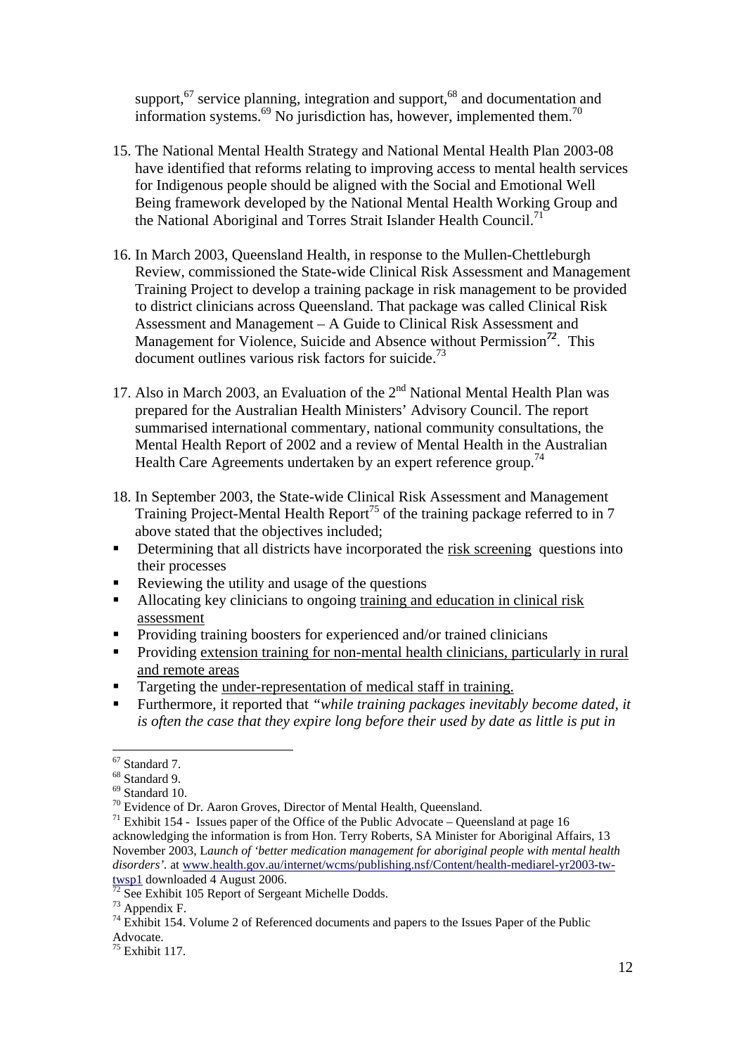support,[67] service planning, integration and support,[68] and documentation and information systems.[69] No jurisdiction has, however, implemented them.[70]

15. The National Mental Health Strategy and National Mental Health Plan 2003-08 have identified that reforms relating to improving access to mental health services for Indigenous people should be aligned with the Social and Emotional Well Being framework developed by the National Mental Health Working Group and the National Aboriginal and Torres Strait Islander Health Council.[71]

16. In March 2003, Queensland Health, in response to the Mullen-Chettleburgh Review, commissioned the State-wide Clinical Risk Assessment and Management Training Project to develop a training package in risk management to be provided to district clinicians across Queensland. That package was called Clinical Risk Assessment and Management – A Guide to Clinical Risk Assessment and Management for Violence, Suicide and Absence without Permission[72]. This document outlines various risk factors for suicide.[73]

17. Also in March 2003, an Evaluation of the 2nd National Mental Health Plan was prepared for the Australian Health Ministers' Advisory Council. The report summarised international commentary, national community consultations, the Mental Health Report of 2002 and a review of Mental Health in the Australian Health Care Agreements undertaken by an expert reference group.[74]

18. In September 2003, the State-wide Clinical Risk Assessment and Management Training Project-Mental Health Report[75] of the training package referred to in 7 above stated that the objectives included;

- Determining that all districts have incorporated the <u>risk screening</u> questions into their processes
- Reviewing the utility and usage of the questions
- Allocating key clinicians to ongoing <u>training and education in clinical risk assessment</u>
- Providing training boosters for experienced and/or trained clinicians
- Providing <u>extension training for non-mental health clinicians, particularly in rural and remote areas</u>
- Targeting the <u>under-representation of medical staff in training.</u>
- Furthermore, it reported that *"while training packages inevitably become dated, it is often the case that they expire long before their used by date as little is put in*

---

[67] Standard 7.
[68] Standard 9.
[69] Standard 10.
[70] Evidence of Dr. Aaron Groves, Director of Mental Health, Queensland.
[71] Exhibit 154 - Issues paper of the Office of the Public Advocate – Queensland at page 16 acknowledging the information is from Hon. Terry Roberts, SA Minister for Aboriginal Affairs, 13 November 2003, L*aunch of 'better medication management for aboriginal people with mental health disorders'.* at www.health.gov.au/internet/wcms/publishing.nsf/Content/health-mediarel-yr2003-tw-twsp1 downloaded 4 August 2006.
[72] See Exhibit 105 Report of Sergeant Michelle Dodds.
[73] Appendix F.
[74] Exhibit 154. Volume 2 of Referenced documents and papers to the Issues Paper of the Public Advocate.
[75] Exhibit 117.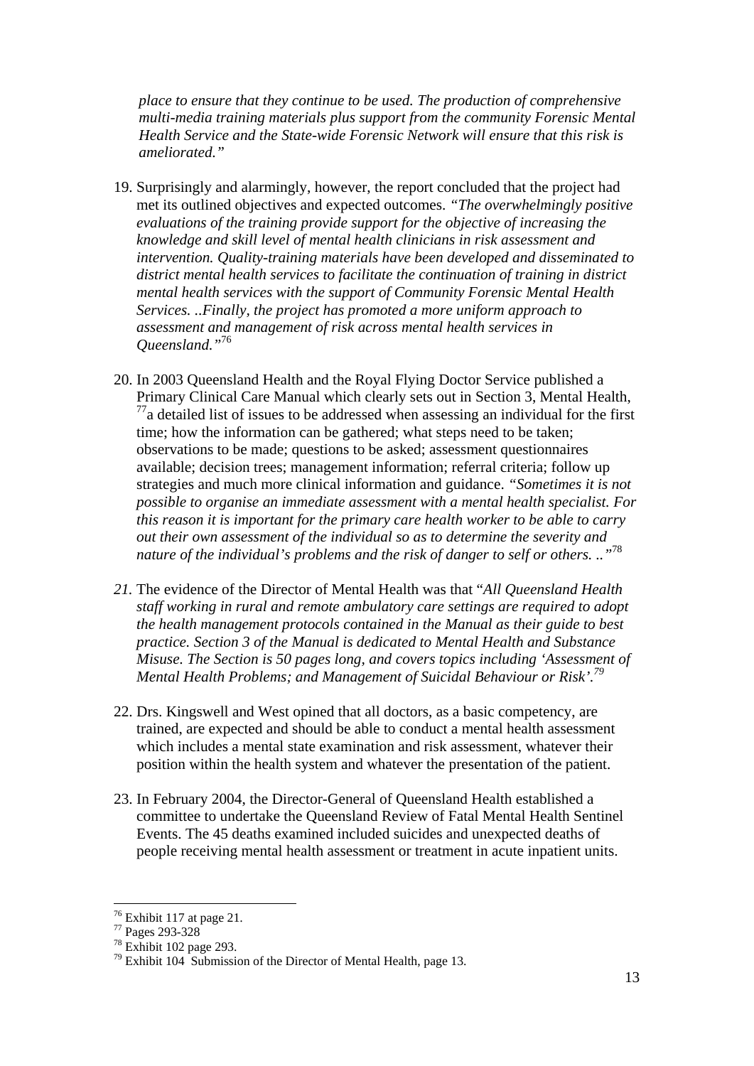*place to ensure that they continue to be used. The production of comprehensive multi-media training materials plus support from the community Forensic Mental Health Service and the State-wide Forensic Network will ensure that this risk is ameliorated."*

19. Surprisingly and alarmingly, however, the report concluded that the project had met its outlined objectives and expected outcomes. *"The overwhelmingly positive evaluations of the training provide support for the objective of increasing the knowledge and skill level of mental health clinicians in risk assessment and intervention. Quality-training materials have been developed and disseminated to district mental health services to facilitate the continuation of training in district mental health services with the support of Community Forensic Mental Health Services. ..Finally, the project has promoted a more uniform approach to assessment and management of risk across mental health services in Queensland."*[76]

20. In 2003 Queensland Health and the Royal Flying Doctor Service published a Primary Clinical Care Manual which clearly sets out in Section 3, Mental Health, [77]a detailed list of issues to be addressed when assessing an individual for the first time; how the information can be gathered; what steps need to be taken; observations to be made; questions to be asked; assessment questionnaires available; decision trees; management information; referral criteria; follow up strategies and much more clinical information and guidance. *"Sometimes it is not possible to organise an immediate assessment with a mental health specialist. For this reason it is important for the primary care health worker to be able to carry out their own assessment of the individual so as to determine the severity and nature of the individual's problems and the risk of danger to self or others. .."*[78]

21. The evidence of the Director of Mental Health was that "*All Queensland Health staff working in rural and remote ambulatory care settings are required to adopt the health management protocols contained in the Manual as their guide to best practice. Section 3 of the Manual is dedicated to Mental Health and Substance Misuse. The Section is 50 pages long, and covers topics including 'Assessment of Mental Health Problems; and Management of Suicidal Behaviour or Risk'.*[79]

22. Drs. Kingswell and West opined that all doctors, as a basic competency, are trained, are expected and should be able to conduct a mental health assessment which includes a mental state examination and risk assessment, whatever their position within the health system and whatever the presentation of the patient.

23. In February 2004, the Director-General of Queensland Health established a committee to undertake the Queensland Review of Fatal Mental Health Sentinel Events. The 45 deaths examined included suicides and unexpected deaths of people receiving mental health assessment or treatment in acute inpatient units.

---

[76] Exhibit 117 at page 21.
[77] Pages 293-328
[78] Exhibit 102 page 293.
[79] Exhibit 104 Submission of the Director of Mental Health, page 13.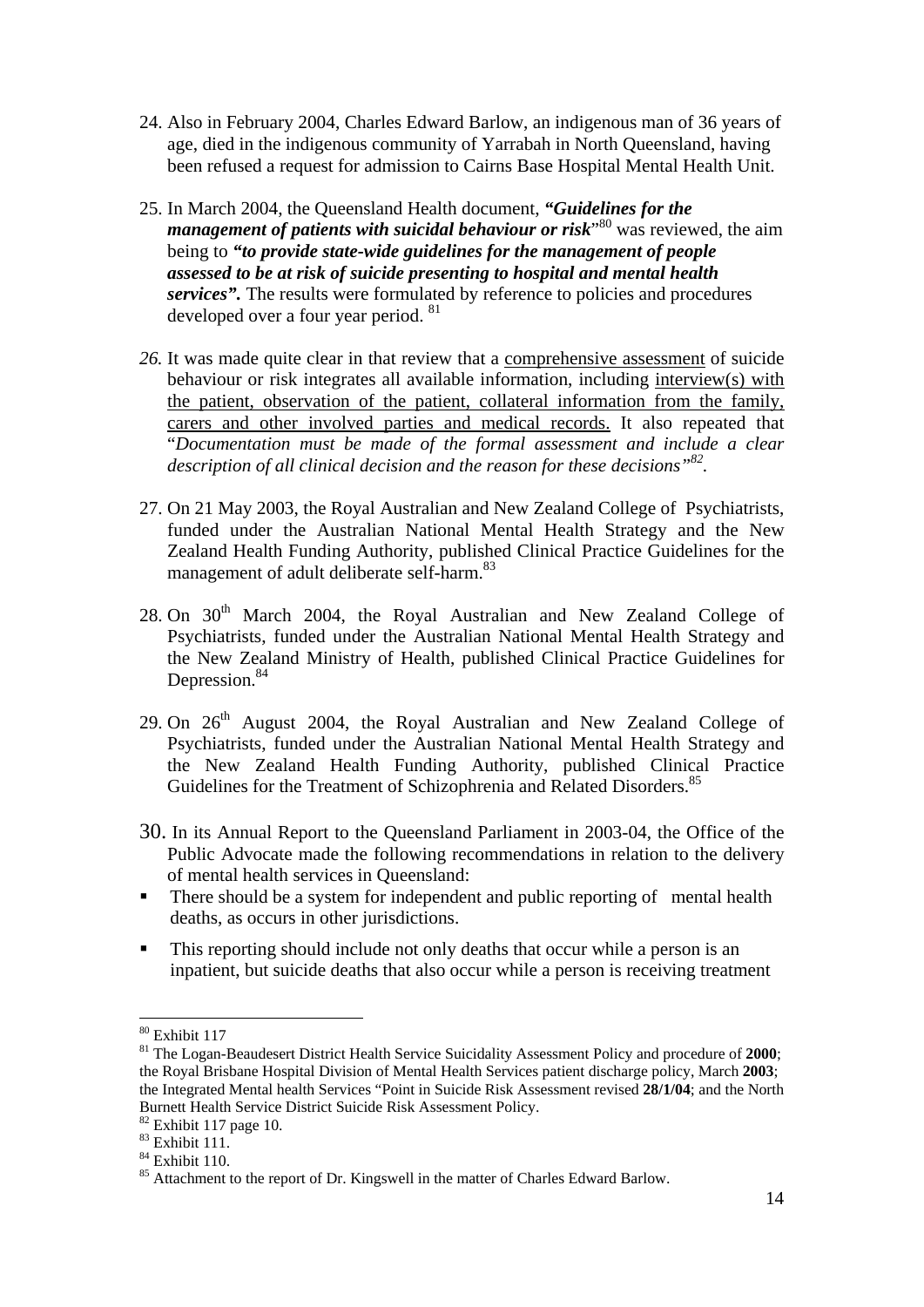24. Also in February 2004, Charles Edward Barlow, an indigenous man of 36 years of age, died in the indigenous community of Yarrabah in North Queensland, having been refused a request for admission to Cairns Base Hospital Mental Health Unit.

25. In March 2004, the Queensland Health document, ***"Guidelines for the management of patients with suicidal behaviour or risk"***[80] was reviewed, the aim being to ***"to provide state-wide guidelines for the management of people assessed to be at risk of suicide presenting to hospital and mental health services".*** The results were formulated by reference to policies and procedures developed over a four year period.[81]

*26.* It was made quite clear in that review that a <u>comprehensive assessment</u> of suicide behaviour or risk integrates all available information, including <u>interview(s) with the patient, observation of the patient, collateral information from the family, carers and other involved parties and medical records.</u> It also repeated that "*Documentation must be made of the formal assessment and include a clear description of all clinical decision and the reason for these decisions"*[82].

27. On 21 May 2003, the Royal Australian and New Zealand College of Psychiatrists, funded under the Australian National Mental Health Strategy and the New Zealand Health Funding Authority, published Clinical Practice Guidelines for the management of adult deliberate self-harm.[83]

28. On 30th March 2004, the Royal Australian and New Zealand College of Psychiatrists, funded under the Australian National Mental Health Strategy and the New Zealand Ministry of Health, published Clinical Practice Guidelines for Depression.[84]

29. On 26th August 2004, the Royal Australian and New Zealand College of Psychiatrists, funded under the Australian National Mental Health Strategy and the New Zealand Health Funding Authority, published Clinical Practice Guidelines for the Treatment of Schizophrenia and Related Disorders.[85]

30. In its Annual Report to the Queensland Parliament in 2003-04, the Office of the Public Advocate made the following recommendations in relation to the delivery of mental health services in Queensland:

- There should be a system for independent and public reporting of mental health deaths, as occurs in other jurisdictions.
- This reporting should include not only deaths that occur while a person is an inpatient, but suicide deaths that also occur while a person is receiving treatment

---

[80] Exhibit 117

[81] The Logan-Beaudesert District Health Service Suicidality Assessment Policy and procedure of **2000**; the Royal Brisbane Hospital Division of Mental Health Services patient discharge policy, March **2003**; the Integrated Mental health Services "Point in Suicide Risk Assessment revised **28/1/04**; and the North Burnett Health Service District Suicide Risk Assessment Policy.

[82] Exhibit 117 page 10.

[83] Exhibit 111.

[84] Exhibit 110.

[85] Attachment to the report of Dr. Kingswell in the matter of Charles Edward Barlow.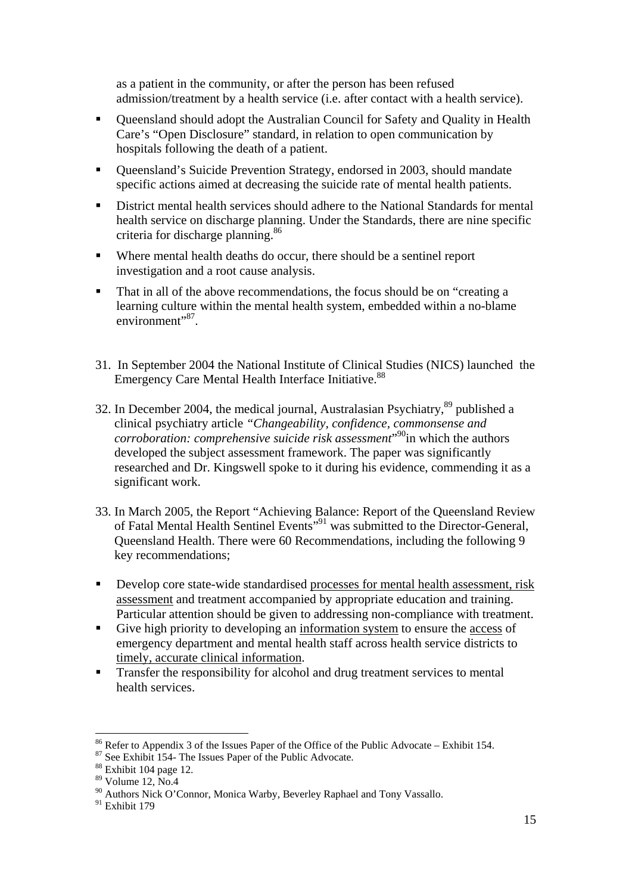as a patient in the community, or after the person has been refused admission/treatment by a health service (i.e. after contact with a health service).

- Queensland should adopt the Australian Council for Safety and Quality in Health Care's "Open Disclosure" standard, in relation to open communication by hospitals following the death of a patient.
- Queensland's Suicide Prevention Strategy, endorsed in 2003, should mandate specific actions aimed at decreasing the suicide rate of mental health patients.
- District mental health services should adhere to the National Standards for mental health service on discharge planning. Under the Standards, there are nine specific criteria for discharge planning.[86]
- Where mental health deaths do occur, there should be a sentinel report investigation and a root cause analysis.
- That in all of the above recommendations, the focus should be on "creating a learning culture within the mental health system, embedded within a no-blame environment"[87].

31. In September 2004 the National Institute of Clinical Studies (NICS) launched the Emergency Care Mental Health Interface Initiative.[88]

32. In December 2004, the medical journal, Australasian Psychiatry,[89] published a clinical psychiatry article *"Changeability, confidence, commonsense and corroboration: comprehensive suicide risk assessment*"[90]in which the authors developed the subject assessment framework. The paper was significantly researched and Dr. Kingswell spoke to it during his evidence, commending it as a significant work.

33. In March 2005, the Report "Achieving Balance: Report of the Queensland Review of Fatal Mental Health Sentinel Events"[91] was submitted to the Director-General, Queensland Health. There were 60 Recommendations, including the following 9 key recommendations;

- Develop core state-wide standardised <u>processes for mental health assessment, risk assessment</u> and treatment accompanied by appropriate education and training. Particular attention should be given to addressing non-compliance with treatment.
- Give high priority to developing an <u>information system</u> to ensure the <u>access</u> of emergency department and mental health staff across health service districts to <u>timely, accurate clinical information</u>.
- Transfer the responsibility for alcohol and drug treatment services to mental health services.

---

[86] Refer to Appendix 3 of the Issues Paper of the Office of the Public Advocate – Exhibit 154.
[87] See Exhibit 154- The Issues Paper of the Public Advocate.
[88] Exhibit 104 page 12.
[89] Volume 12, No.4
[90] Authors Nick O'Connor, Monica Warby, Beverley Raphael and Tony Vassallo.
[91] Exhibit 179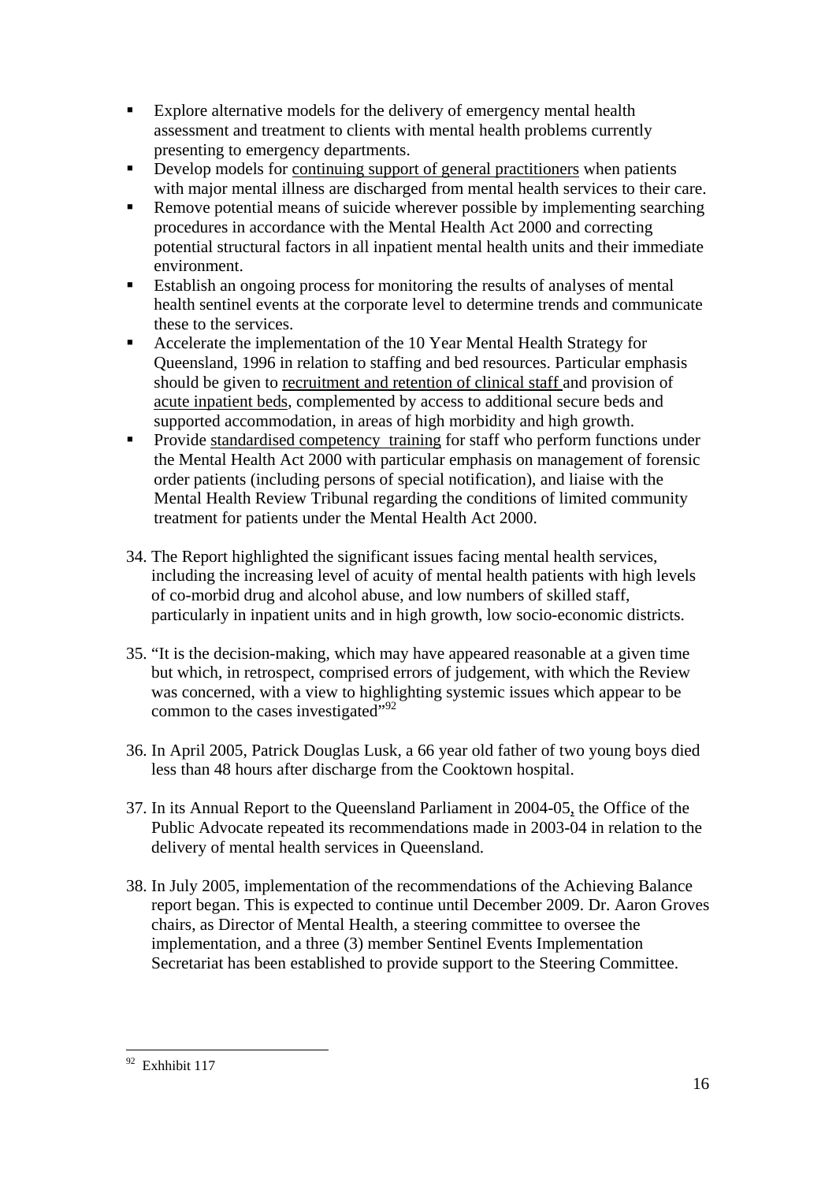- Explore alternative models for the delivery of emergency mental health assessment and treatment to clients with mental health problems currently presenting to emergency departments.
- Develop models for continuing support of general practitioners when patients with major mental illness are discharged from mental health services to their care.
- Remove potential means of suicide wherever possible by implementing searching procedures in accordance with the Mental Health Act 2000 and correcting potential structural factors in all inpatient mental health units and their immediate environment.
- Establish an ongoing process for monitoring the results of analyses of mental health sentinel events at the corporate level to determine trends and communicate these to the services.
- Accelerate the implementation of the 10 Year Mental Health Strategy for Queensland, 1996 in relation to staffing and bed resources. Particular emphasis should be given to recruitment and retention of clinical staff and provision of acute inpatient beds, complemented by access to additional secure beds and supported accommodation, in areas of high morbidity and high growth.
- Provide standardised competency training for staff who perform functions under the Mental Health Act 2000 with particular emphasis on management of forensic order patients (including persons of special notification), and liaise with the Mental Health Review Tribunal regarding the conditions of limited community treatment for patients under the Mental Health Act 2000.

34. The Report highlighted the significant issues facing mental health services, including the increasing level of acuity of mental health patients with high levels of co-morbid drug and alcohol abuse, and low numbers of skilled staff, particularly in inpatient units and in high growth, low socio-economic districts.

35. "It is the decision-making, which may have appeared reasonable at a given time but which, in retrospect, comprised errors of judgement, with which the Review was concerned, with a view to highlighting systemic issues which appear to be common to the cases investigated"[92]

36. In April 2005, Patrick Douglas Lusk, a 66 year old father of two young boys died less than 48 hours after discharge from the Cooktown hospital.

37. In its Annual Report to the Queensland Parliament in 2004-05, the Office of the Public Advocate repeated its recommendations made in 2003-04 in relation to the delivery of mental health services in Queensland.

38. In July 2005, implementation of the recommendations of the Achieving Balance report began. This is expected to continue until December 2009. Dr. Aaron Groves chairs, as Director of Mental Health, a steering committee to oversee the implementation, and a three (3) member Sentinel Events Implementation Secretariat has been established to provide support to the Steering Committee.

---

[92] Exhhibit 117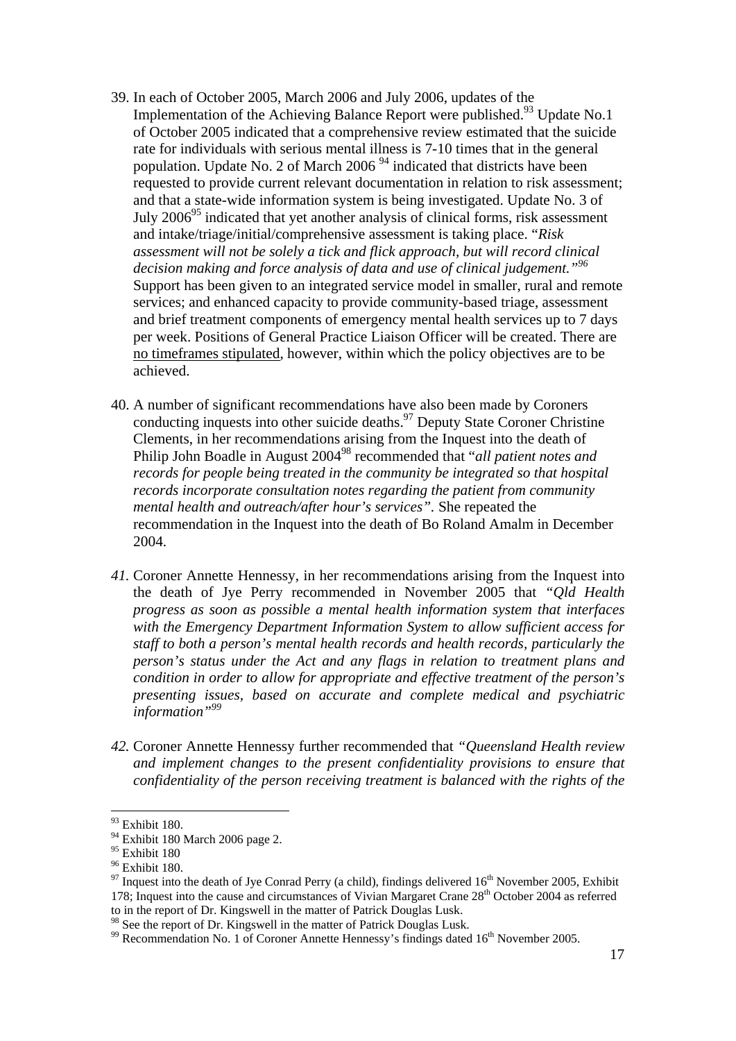39. In each of October 2005, March 2006 and July 2006, updates of the Implementation of the Achieving Balance Report were published.[93] Update No.1 of October 2005 indicated that a comprehensive review estimated that the suicide rate for individuals with serious mental illness is 7-10 times that in the general population. Update No. 2 of March 2006 [94] indicated that districts have been requested to provide current relevant documentation in relation to risk assessment; and that a state-wide information system is being investigated. Update No. 3 of July 2006[95] indicated that yet another analysis of clinical forms, risk assessment and intake/triage/initial/comprehensive assessment is taking place. "*Risk assessment will not be solely a tick and flick approach, but will record clinical decision making and force analysis of data and use of clinical judgement.*"[96] Support has been given to an integrated service model in smaller, rural and remote services; and enhanced capacity to provide community-based triage, assessment and brief treatment components of emergency mental health services up to 7 days per week. Positions of General Practice Liaison Officer will be created. There are <u>no timeframes stipulated</u>, however, within which the policy objectives are to be achieved.

40. A number of significant recommendations have also been made by Coroners conducting inquests into other suicide deaths.[97] Deputy State Coroner Christine Clements, in her recommendations arising from the Inquest into the death of Philip John Boadle in August 2004[98] recommended that "*all patient notes and records for people being treated in the community be integrated so that hospital records incorporate consultation notes regarding the patient from community mental health and outreach/after hour's services*". She repeated the recommendation in the Inquest into the death of Bo Roland Amalm in December 2004.

*41.* Coroner Annette Hennessy, in her recommendations arising from the Inquest into the death of Jye Perry recommended in November 2005 that "*Qld Health progress as soon as possible a mental health information system that interfaces with the Emergency Department Information System to allow sufficient access for staff to both a person's mental health records and health records, particularly the person's status under the Act and any flags in relation to treatment plans and condition in order to allow for appropriate and effective treatment of the person's presenting issues, based on accurate and complete medical and psychiatric information*"[99]

*42.* Coroner Annette Hennessy further recommended that "*Queensland Health review and implement changes to the present confidentiality provisions to ensure that confidentiality of the person receiving treatment is balanced with the rights of the*

---

[93] Exhibit 180.

[94] Exhibit 180 March 2006 page 2.

[95] Exhibit 180

[96] Exhibit 180.

[97] Inquest into the death of Jye Conrad Perry (a child), findings delivered 16th November 2005, Exhibit 178; Inquest into the cause and circumstances of Vivian Margaret Crane 28th October 2004 as referred to in the report of Dr. Kingswell in the matter of Patrick Douglas Lusk.

[98] See the report of Dr. Kingswell in the matter of Patrick Douglas Lusk.

[99] Recommendation No. 1 of Coroner Annette Hennessy's findings dated 16th November 2005.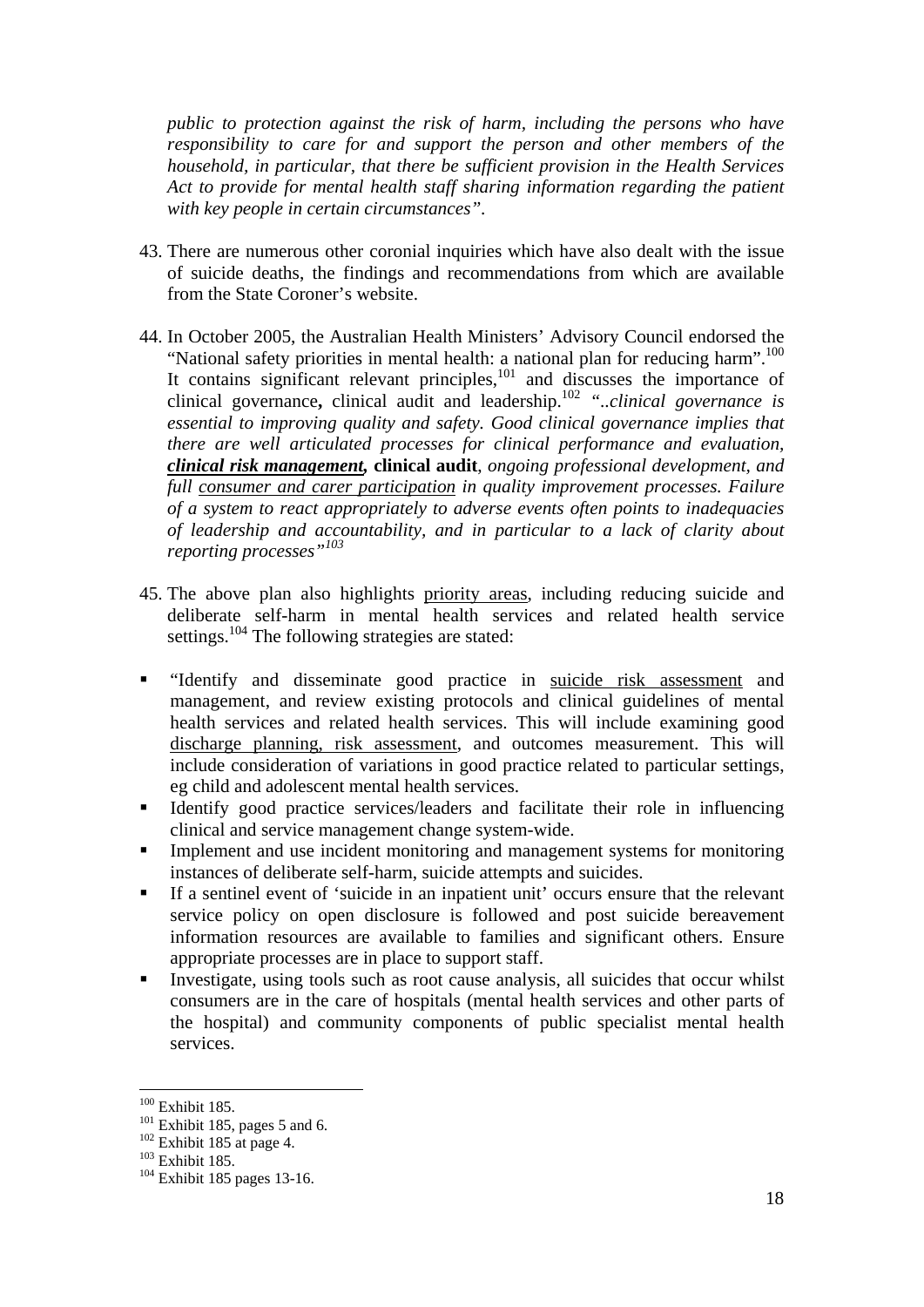*public to protection against the risk of harm, including the persons who have responsibility to care for and support the person and other members of the household, in particular, that there be sufficient provision in the Health Services Act to provide for mental health staff sharing information regarding the patient with key people in certain circumstances".*

43. There are numerous other coronial inquiries which have also dealt with the issue of suicide deaths, the findings and recommendations from which are available from the State Coroner's website.

44. In October 2005, the Australian Health Ministers' Advisory Council endorsed the "National safety priorities in mental health: a national plan for reducing harm".[100] It contains significant relevant principles,[101] and discusses the importance of clinical governance**,** clinical audit and leadership.[102] *"..clinical governance is essential to improving quality and safety. Good clinical governance implies that there are well articulated processes for clinical performance and evaluation, **clinical risk management,*** **clinical audit**, *ongoing professional development, and full consumer and carer participation in quality improvement processes. Failure of a system to react appropriately to adverse events often points to inadequacies of leadership and accountability, and in particular to a lack of clarity about reporting processes"*[103]

45. The above plan also highlights priority areas, including reducing suicide and deliberate self-harm in mental health services and related health service settings.[104] The following strategies are stated:

- "Identify and disseminate good practice in suicide risk assessment and management, and review existing protocols and clinical guidelines of mental health services and related health services. This will include examining good discharge planning, risk assessment, and outcomes measurement. This will include consideration of variations in good practice related to particular settings, eg child and adolescent mental health services.
- Identify good practice services/leaders and facilitate their role in influencing clinical and service management change system-wide.
- Implement and use incident monitoring and management systems for monitoring instances of deliberate self-harm, suicide attempts and suicides.
- If a sentinel event of 'suicide in an inpatient unit' occurs ensure that the relevant service policy on open disclosure is followed and post suicide bereavement information resources are available to families and significant others. Ensure appropriate processes are in place to support staff.
- Investigate, using tools such as root cause analysis, all suicides that occur whilst consumers are in the care of hospitals (mental health services and other parts of the hospital) and community components of public specialist mental health services.

---

[100] Exhibit 185.
[101] Exhibit 185, pages 5 and 6.
[102] Exhibit 185 at page 4.
[103] Exhibit 185.
[104] Exhibit 185 pages 13-16.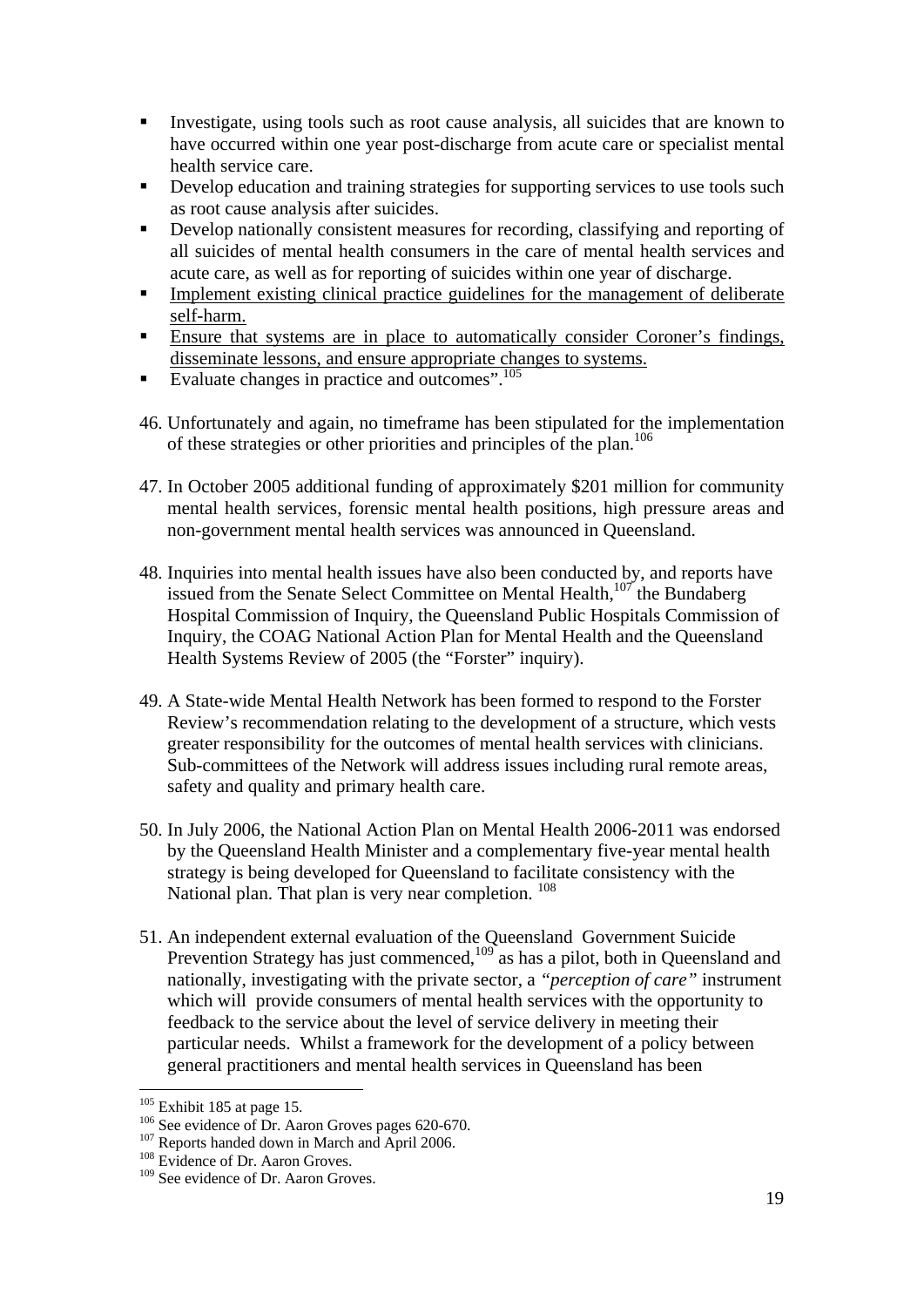- Investigate, using tools such as root cause analysis, all suicides that are known to have occurred within one year post-discharge from acute care or specialist mental health service care.
- Develop education and training strategies for supporting services to use tools such as root cause analysis after suicides.
- Develop nationally consistent measures for recording, classifying and reporting of all suicides of mental health consumers in the care of mental health services and acute care, as well as for reporting of suicides within one year of discharge.
- <u>Implement existing clinical practice guidelines for the management of deliberate self-harm.</u>
- <u>Ensure that systems are in place to automatically consider Coroner's findings, disseminate lessons, and ensure appropriate changes to systems.</u>
- Evaluate changes in practice and outcomes".[105]

46. Unfortunately and again, no timeframe has been stipulated for the implementation of these strategies or other priorities and principles of the plan.[106]

47. In October 2005 additional funding of approximately $201 million for community mental health services, forensic mental health positions, high pressure areas and non-government mental health services was announced in Queensland.

48. Inquiries into mental health issues have also been conducted by, and reports have issued from the Senate Select Committee on Mental Health,[107] the Bundaberg Hospital Commission of Inquiry, the Queensland Public Hospitals Commission of Inquiry, the COAG National Action Plan for Mental Health and the Queensland Health Systems Review of 2005 (the "Forster" inquiry).

49. A State-wide Mental Health Network has been formed to respond to the Forster Review's recommendation relating to the development of a structure, which vests greater responsibility for the outcomes of mental health services with clinicians. Sub-committees of the Network will address issues including rural remote areas, safety and quality and primary health care.

50. In July 2006, the National Action Plan on Mental Health 2006-2011 was endorsed by the Queensland Health Minister and a complementary five-year mental health strategy is being developed for Queensland to facilitate consistency with the National plan. That plan is very near completion.[108]

51. An independent external evaluation of the Queensland Government Suicide Prevention Strategy has just commenced,[109] as has a pilot, both in Queensland and nationally, investigating with the private sector, a *"perception of care"* instrument which will provide consumers of mental health services with the opportunity to feedback to the service about the level of service delivery in meeting their particular needs. Whilst a framework for the development of a policy between general practitioners and mental health services in Queensland has been

---

[105] Exhibit 185 at page 15.

[106] See evidence of Dr. Aaron Groves pages 620-670.

[107] Reports handed down in March and April 2006.

[108] Evidence of Dr. Aaron Groves.

[109] See evidence of Dr. Aaron Groves.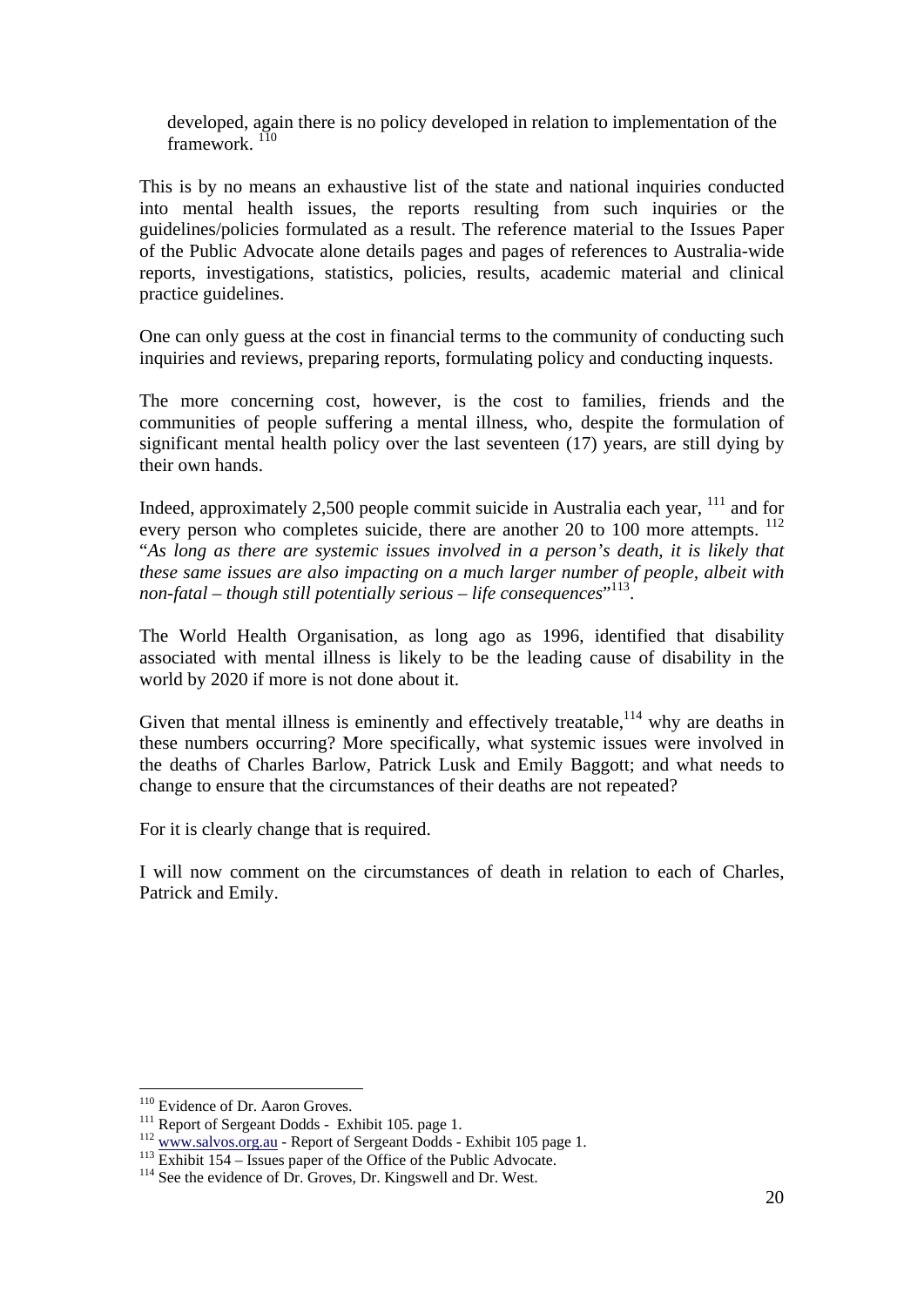developed, again there is no policy developed in relation to implementation of the framework. [110]

This is by no means an exhaustive list of the state and national inquiries conducted into mental health issues, the reports resulting from such inquiries or the guidelines/policies formulated as a result. The reference material to the Issues Paper of the Public Advocate alone details pages and pages of references to Australia-wide reports, investigations, statistics, policies, results, academic material and clinical practice guidelines.

One can only guess at the cost in financial terms to the community of conducting such inquiries and reviews, preparing reports, formulating policy and conducting inquests.

The more concerning cost, however, is the cost to families, friends and the communities of people suffering a mental illness, who, despite the formulation of significant mental health policy over the last seventeen (17) years, are still dying by their own hands.

Indeed, approximately 2,500 people commit suicide in Australia each year, [111] and for every person who completes suicide, there are another 20 to 100 more attempts. [112] "*As long as there are systemic issues involved in a person's death, it is likely that these same issues are also impacting on a much larger number of people, albeit with non-fatal – though still potentially serious – life consequences*"[113].

The World Health Organisation, as long ago as 1996, identified that disability associated with mental illness is likely to be the leading cause of disability in the world by 2020 if more is not done about it.

Given that mental illness is eminently and effectively treatable,[114] why are deaths in these numbers occurring? More specifically, what systemic issues were involved in the deaths of Charles Barlow, Patrick Lusk and Emily Baggott; and what needs to change to ensure that the circumstances of their deaths are not repeated?

For it is clearly change that is required.

I will now comment on the circumstances of death in relation to each of Charles, Patrick and Emily.

---

[110] Evidence of Dr. Aaron Groves.

[111] Report of Sergeant Dodds - Exhibit 105. page 1.

[112] www.salvos.org.au - Report of Sergeant Dodds - Exhibit 105 page 1.

[113] Exhibit 154 – Issues paper of the Office of the Public Advocate.

[114] See the evidence of Dr. Groves, Dr. Kingswell and Dr. West.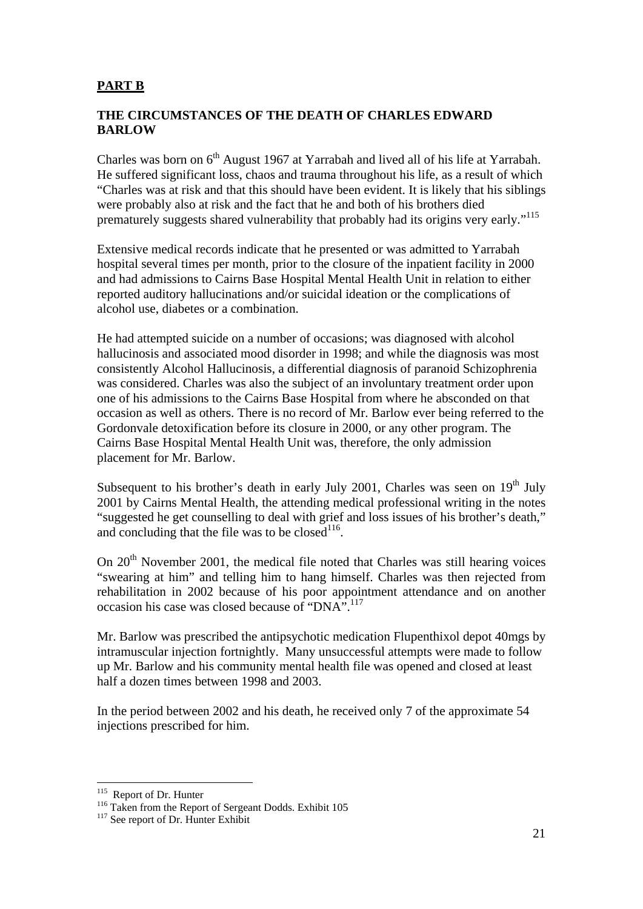## **PART B**

### **THE CIRCUMSTANCES OF THE DEATH OF CHARLES EDWARD BARLOW**

Charles was born on 6th August 1967 at Yarrabah and lived all of his life at Yarrabah. He suffered significant loss, chaos and trauma throughout his life, as a result of which "Charles was at risk and that this should have been evident. It is likely that his siblings were probably also at risk and the fact that he and both of his brothers died prematurely suggests shared vulnerability that probably had its origins very early."[115]

Extensive medical records indicate that he presented or was admitted to Yarrabah hospital several times per month, prior to the closure of the inpatient facility in 2000 and had admissions to Cairns Base Hospital Mental Health Unit in relation to either reported auditory hallucinations and/or suicidal ideation or the complications of alcohol use, diabetes or a combination.

He had attempted suicide on a number of occasions; was diagnosed with alcohol hallucinosis and associated mood disorder in 1998; and while the diagnosis was most consistently Alcohol Hallucinosis, a differential diagnosis of paranoid Schizophrenia was considered. Charles was also the subject of an involuntary treatment order upon one of his admissions to the Cairns Base Hospital from where he absconded on that occasion as well as others. There is no record of Mr. Barlow ever being referred to the Gordonvale detoxification before its closure in 2000, or any other program. The Cairns Base Hospital Mental Health Unit was, therefore, the only admission placement for Mr. Barlow.

Subsequent to his brother's death in early July 2001, Charles was seen on 19th July 2001 by Cairns Mental Health, the attending medical professional writing in the notes "suggested he get counselling to deal with grief and loss issues of his brother's death," and concluding that the file was to be closed[116].

On 20th November 2001, the medical file noted that Charles was still hearing voices "swearing at him" and telling him to hang himself. Charles was then rejected from rehabilitation in 2002 because of his poor appointment attendance and on another occasion his case was closed because of "DNA".[117]

Mr. Barlow was prescribed the antipsychotic medication Flupenthixol depot 40mgs by intramuscular injection fortnightly. Many unsuccessful attempts were made to follow up Mr. Barlow and his community mental health file was opened and closed at least half a dozen times between 1998 and 2003.

In the period between 2002 and his death, he received only 7 of the approximate 54 injections prescribed for him.

---

[115] Report of Dr. Hunter

[116] Taken from the Report of Sergeant Dodds. Exhibit 105

[117] See report of Dr. Hunter Exhibit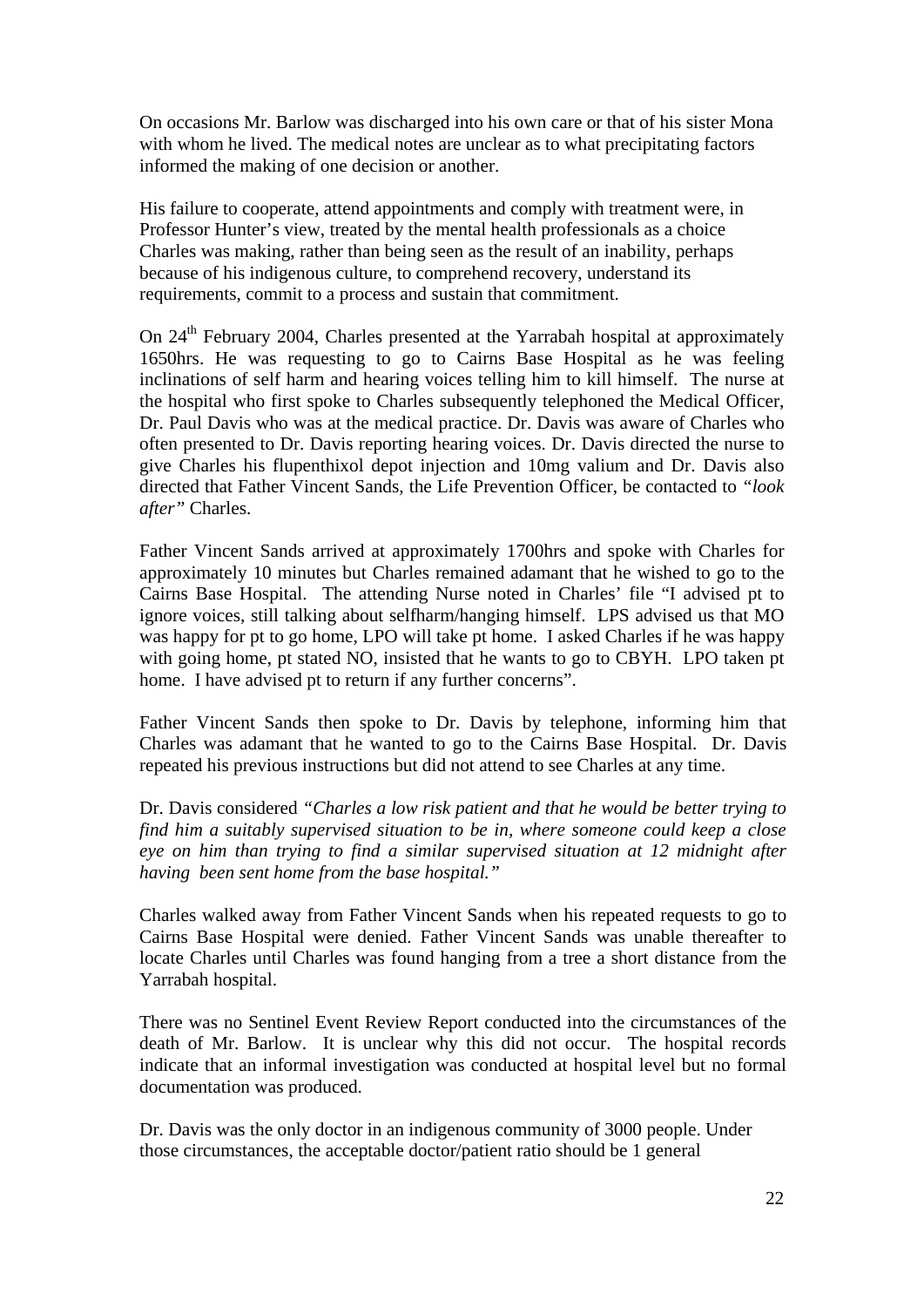On occasions Mr. Barlow was discharged into his own care or that of his sister Mona with whom he lived. The medical notes are unclear as to what precipitating factors informed the making of one decision or another.

His failure to cooperate, attend appointments and comply with treatment were, in Professor Hunter's view, treated by the mental health professionals as a choice Charles was making, rather than being seen as the result of an inability, perhaps because of his indigenous culture, to comprehend recovery, understand its requirements, commit to a process and sustain that commitment.

On 24th February 2004, Charles presented at the Yarrabah hospital at approximately 1650hrs. He was requesting to go to Cairns Base Hospital as he was feeling inclinations of self harm and hearing voices telling him to kill himself. The nurse at the hospital who first spoke to Charles subsequently telephoned the Medical Officer, Dr. Paul Davis who was at the medical practice. Dr. Davis was aware of Charles who often presented to Dr. Davis reporting hearing voices. Dr. Davis directed the nurse to give Charles his flupenthixol depot injection and 10mg valium and Dr. Davis also directed that Father Vincent Sands, the Life Prevention Officer, be contacted to *"look after"* Charles.

Father Vincent Sands arrived at approximately 1700hrs and spoke with Charles for approximately 10 minutes but Charles remained adamant that he wished to go to the Cairns Base Hospital. The attending Nurse noted in Charles' file "I advised pt to ignore voices, still talking about selfharm/hanging himself. LPS advised us that MO was happy for pt to go home, LPO will take pt home. I asked Charles if he was happy with going home, pt stated NO, insisted that he wants to go to CBYH. LPO taken pt home. I have advised pt to return if any further concerns".

Father Vincent Sands then spoke to Dr. Davis by telephone, informing him that Charles was adamant that he wanted to go to the Cairns Base Hospital. Dr. Davis repeated his previous instructions but did not attend to see Charles at any time.

Dr. Davis considered *"Charles a low risk patient and that he would be better trying to find him a suitably supervised situation to be in, where someone could keep a close eye on him than trying to find a similar supervised situation at 12 midnight after having been sent home from the base hospital."*

Charles walked away from Father Vincent Sands when his repeated requests to go to Cairns Base Hospital were denied. Father Vincent Sands was unable thereafter to locate Charles until Charles was found hanging from a tree a short distance from the Yarrabah hospital.

There was no Sentinel Event Review Report conducted into the circumstances of the death of Mr. Barlow. It is unclear why this did not occur. The hospital records indicate that an informal investigation was conducted at hospital level but no formal documentation was produced.

Dr. Davis was the only doctor in an indigenous community of 3000 people. Under those circumstances, the acceptable doctor/patient ratio should be 1 general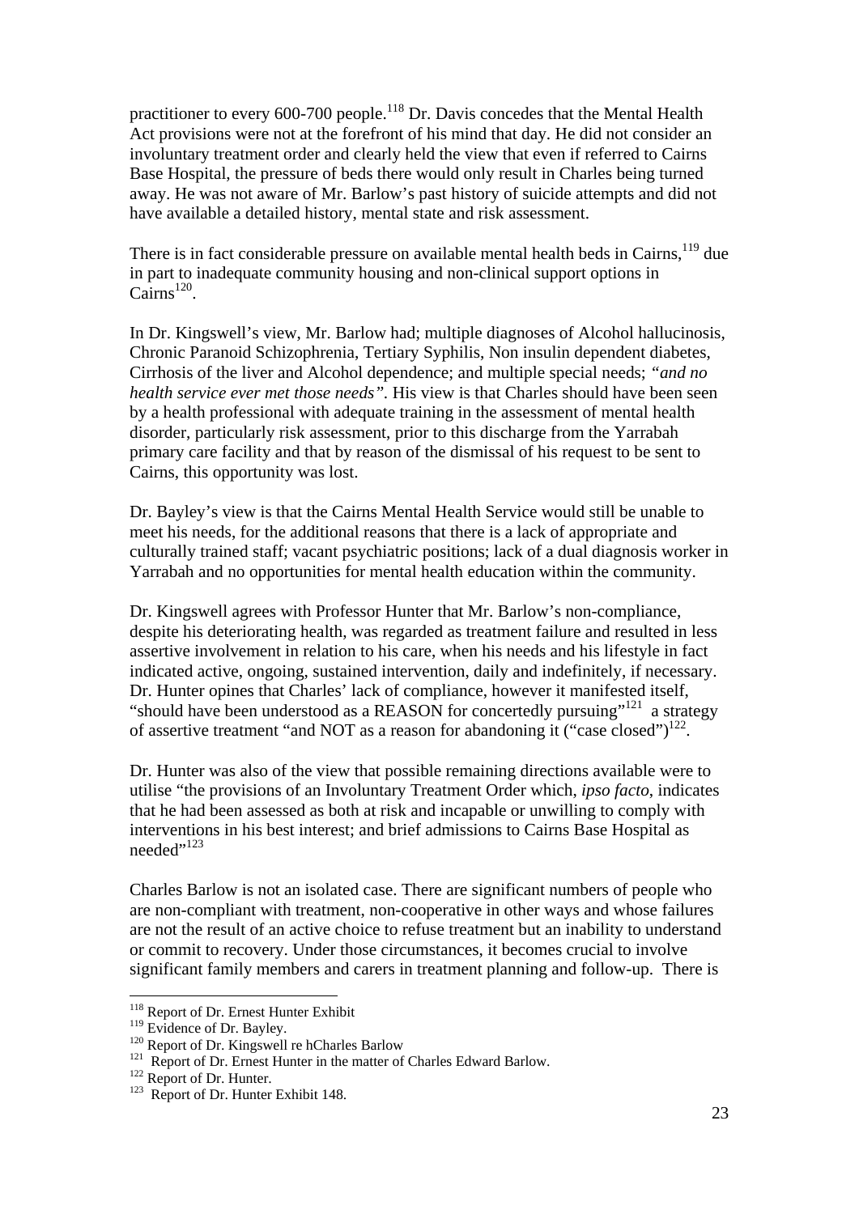practitioner to every 600-700 people.[118] Dr. Davis concedes that the Mental Health Act provisions were not at the forefront of his mind that day. He did not consider an involuntary treatment order and clearly held the view that even if referred to Cairns Base Hospital, the pressure of beds there would only result in Charles being turned away. He was not aware of Mr. Barlow's past history of suicide attempts and did not have available a detailed history, mental state and risk assessment.

There is in fact considerable pressure on available mental health beds in Cairns,[119] due in part to inadequate community housing and non-clinical support options in Cairns[120].

In Dr. Kingswell's view, Mr. Barlow had; multiple diagnoses of Alcohol hallucinosis, Chronic Paranoid Schizophrenia, Tertiary Syphilis, Non insulin dependent diabetes, Cirrhosis of the liver and Alcohol dependence; and multiple special needs; *"and no health service ever met those needs".* His view is that Charles should have been seen by a health professional with adequate training in the assessment of mental health disorder, particularly risk assessment, prior to this discharge from the Yarrabah primary care facility and that by reason of the dismissal of his request to be sent to Cairns, this opportunity was lost.

Dr. Bayley's view is that the Cairns Mental Health Service would still be unable to meet his needs, for the additional reasons that there is a lack of appropriate and culturally trained staff; vacant psychiatric positions; lack of a dual diagnosis worker in Yarrabah and no opportunities for mental health education within the community.

Dr. Kingswell agrees with Professor Hunter that Mr. Barlow's non-compliance, despite his deteriorating health, was regarded as treatment failure and resulted in less assertive involvement in relation to his care, when his needs and his lifestyle in fact indicated active, ongoing, sustained intervention, daily and indefinitely, if necessary. Dr. Hunter opines that Charles' lack of compliance, however it manifested itself, "should have been understood as a REASON for concertedly pursuing"[121] a strategy of assertive treatment "and NOT as a reason for abandoning it ("case closed")[122].

Dr. Hunter was also of the view that possible remaining directions available were to utilise "the provisions of an Involuntary Treatment Order which, *ipso facto*, indicates that he had been assessed as both at risk and incapable or unwilling to comply with interventions in his best interest; and brief admissions to Cairns Base Hospital as needed"[123]

Charles Barlow is not an isolated case. There are significant numbers of people who are non-compliant with treatment, non-cooperative in other ways and whose failures are not the result of an active choice to refuse treatment but an inability to understand or commit to recovery. Under those circumstances, it becomes crucial to involve significant family members and carers in treatment planning and follow-up. There is

---

[118] Report of Dr. Ernest Hunter Exhibit

[119] Evidence of Dr. Bayley.

[120] Report of Dr. Kingswell re hCharles Barlow

[121] Report of Dr. Ernest Hunter in the matter of Charles Edward Barlow.

[122] Report of Dr. Hunter.

[123] Report of Dr. Hunter Exhibit 148.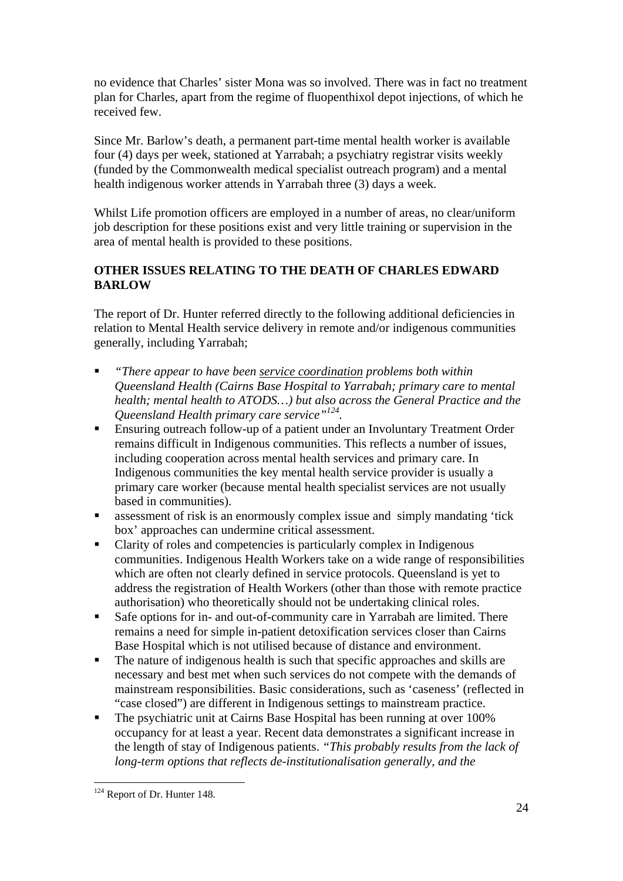no evidence that Charles' sister Mona was so involved. There was in fact no treatment plan for Charles, apart from the regime of fluopenthixol depot injections, of which he received few.

Since Mr. Barlow's death, a permanent part-time mental health worker is available four (4) days per week, stationed at Yarrabah; a psychiatry registrar visits weekly (funded by the Commonwealth medical specialist outreach program) and a mental health indigenous worker attends in Yarrabah three (3) days a week.

Whilst Life promotion officers are employed in a number of areas, no clear/uniform job description for these positions exist and very little training or supervision in the area of mental health is provided to these positions.

**OTHER ISSUES RELATING TO THE DEATH OF CHARLES EDWARD BARLOW**

The report of Dr. Hunter referred directly to the following additional deficiencies in relation to Mental Health service delivery in remote and/or indigenous communities generally, including Yarrabah;

- *"There appear to have been <u>service coordination</u> problems both within Queensland Health (Cairns Base Hospital to Yarrabah; primary care to mental health; mental health to ATODS…) but also across the General Practice and the Queensland Health primary care service"*[124].
- Ensuring outreach follow-up of a patient under an Involuntary Treatment Order remains difficult in Indigenous communities. This reflects a number of issues, including cooperation across mental health services and primary care. In Indigenous communities the key mental health service provider is usually a primary care worker (because mental health specialist services are not usually based in communities).
- assessment of risk is an enormously complex issue and simply mandating 'tick box' approaches can undermine critical assessment.
- Clarity of roles and competencies is particularly complex in Indigenous communities. Indigenous Health Workers take on a wide range of responsibilities which are often not clearly defined in service protocols. Queensland is yet to address the registration of Health Workers (other than those with remote practice authorisation) who theoretically should not be undertaking clinical roles.
- Safe options for in- and out-of-community care in Yarrabah are limited. There remains a need for simple in-patient detoxification services closer than Cairns Base Hospital which is not utilised because of distance and environment.
- The nature of indigenous health is such that specific approaches and skills are necessary and best met when such services do not compete with the demands of mainstream responsibilities. Basic considerations, such as 'caseness' (reflected in "case closed") are different in Indigenous settings to mainstream practice.
- The psychiatric unit at Cairns Base Hospital has been running at over 100% occupancy for at least a year. Recent data demonstrates a significant increase in the length of stay of Indigenous patients. *"This probably results from the lack of long-term options that reflects de-institutionalisation generally, and the*

[124] Report of Dr. Hunter 148.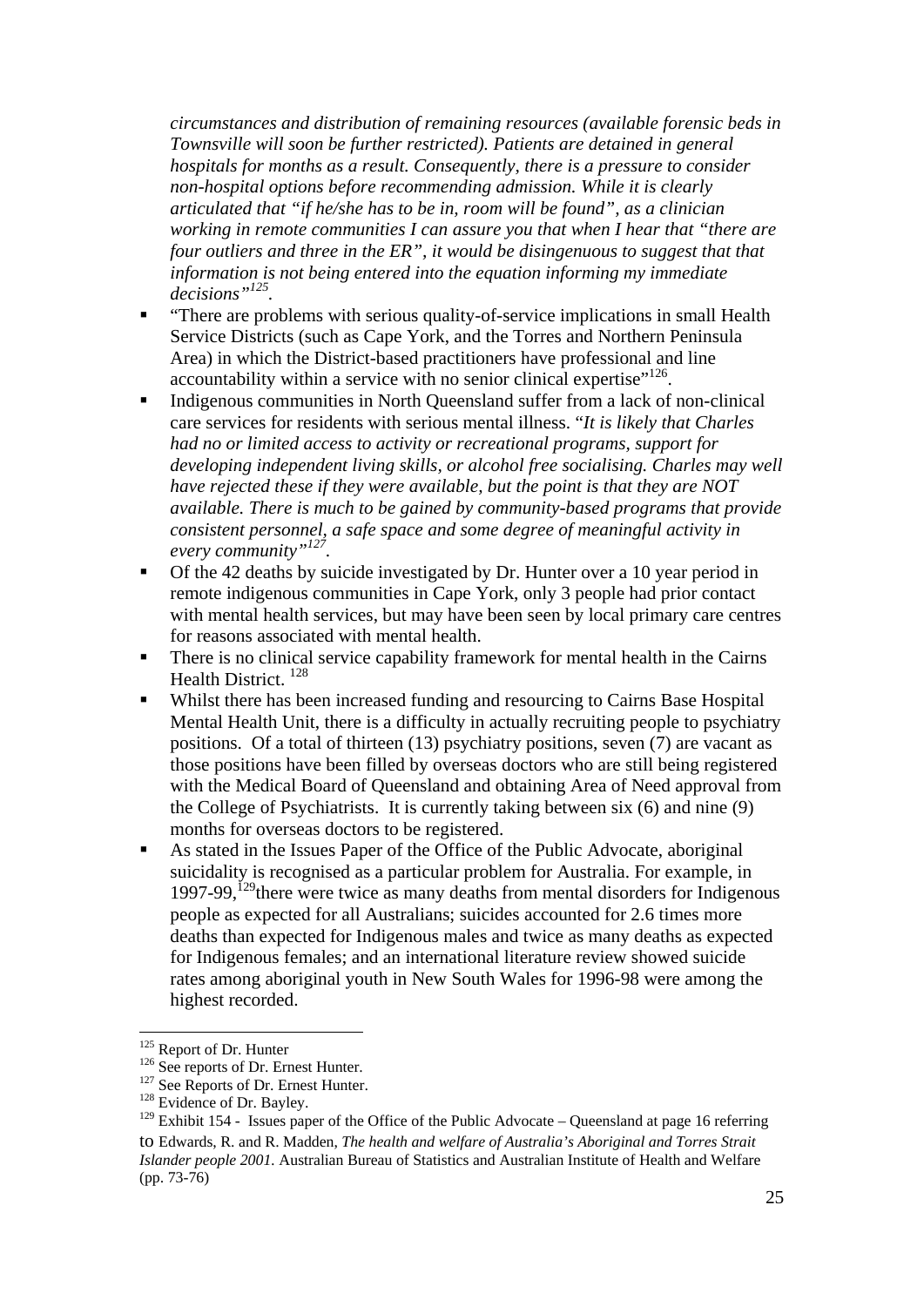*circumstances and distribution of remaining resources (available forensic beds in Townsville will soon be further restricted). Patients are detained in general hospitals for months as a result. Consequently, there is a pressure to consider non-hospital options before recommending admission. While it is clearly articulated that "if he/she has to be in, room will be found", as a clinician working in remote communities I can assure you that when I hear that "there are four outliers and three in the ER", it would be disingenuous to suggest that that information is not being entered into the equation informing my immediate decisions"*[125].

- "There are problems with serious quality-of-service implications in small Health Service Districts (such as Cape York, and the Torres and Northern Peninsula Area) in which the District-based practitioners have professional and line accountability within a service with no senior clinical expertise"[126].
- Indigenous communities in North Queensland suffer from a lack of non-clinical care services for residents with serious mental illness. "*It is likely that Charles had no or limited access to activity or recreational programs, support for developing independent living skills, or alcohol free socialising. Charles may well have rejected these if they were available, but the point is that they are NOT available. There is much to be gained by community-based programs that provide consistent personnel, a safe space and some degree of meaningful activity in every community"*[127].
- Of the 42 deaths by suicide investigated by Dr. Hunter over a 10 year period in remote indigenous communities in Cape York, only 3 people had prior contact with mental health services, but may have been seen by local primary care centres for reasons associated with mental health.
- There is no clinical service capability framework for mental health in the Cairns Health District. [128]
- Whilst there has been increased funding and resourcing to Cairns Base Hospital Mental Health Unit, there is a difficulty in actually recruiting people to psychiatry positions. Of a total of thirteen (13) psychiatry positions, seven (7) are vacant as those positions have been filled by overseas doctors who are still being registered with the Medical Board of Queensland and obtaining Area of Need approval from the College of Psychiatrists. It is currently taking between six (6) and nine (9) months for overseas doctors to be registered.
- As stated in the Issues Paper of the Office of the Public Advocate, aboriginal suicidality is recognised as a particular problem for Australia. For example, in 1997-99,[129]there were twice as many deaths from mental disorders for Indigenous people as expected for all Australians; suicides accounted for 2.6 times more deaths than expected for Indigenous males and twice as many deaths as expected for Indigenous females; and an international literature review showed suicide rates among aboriginal youth in New South Wales for 1996-98 were among the highest recorded.

---

[125] Report of Dr. Hunter

[126] See reports of Dr. Ernest Hunter.

[127] See Reports of Dr. Ernest Hunter.

[128] Evidence of Dr. Bayley.

[129] Exhibit 154 - Issues paper of the Office of the Public Advocate – Queensland at page 16 referring to Edwards, R. and R. Madden, *The health and welfare of Australia's Aboriginal and Torres Strait Islander people 2001.* Australian Bureau of Statistics and Australian Institute of Health and Welfare (pp. 73-76)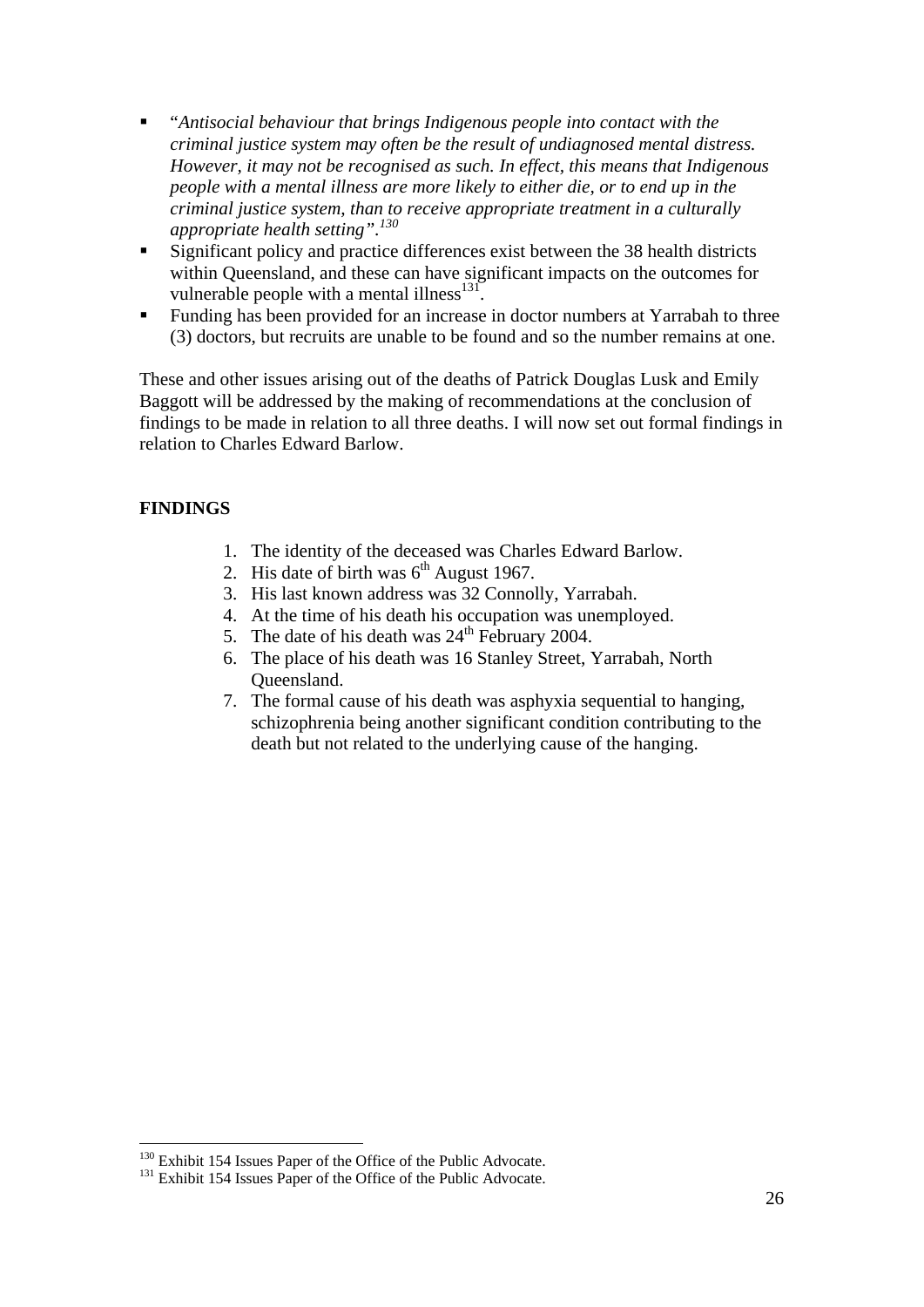- "*Antisocial behaviour that brings Indigenous people into contact with the criminal justice system may often be the result of undiagnosed mental distress. However, it may not be recognised as such. In effect, this means that Indigenous people with a mental illness are more likely to either die, or to end up in the criminal justice system, than to receive appropriate treatment in a culturally appropriate health setting".*[130]
- Significant policy and practice differences exist between the 38 health districts within Queensland, and these can have significant impacts on the outcomes for vulnerable people with a mental illness[131].
- Funding has been provided for an increase in doctor numbers at Yarrabah to three (3) doctors, but recruits are unable to be found and so the number remains at one.

These and other issues arising out of the deaths of Patrick Douglas Lusk and Emily Baggott will be addressed by the making of recommendations at the conclusion of findings to be made in relation to all three deaths. I will now set out formal findings in relation to Charles Edward Barlow.

**FINDINGS**

1. The identity of the deceased was Charles Edward Barlow.
2. His date of birth was 6th August 1967.
3. His last known address was 32 Connolly, Yarrabah.
4. At the time of his death his occupation was unemployed.
5. The date of his death was 24th February 2004.
6. The place of his death was 16 Stanley Street, Yarrabah, North Queensland.
7. The formal cause of his death was asphyxia sequential to hanging, schizophrenia being another significant condition contributing to the death but not related to the underlying cause of the hanging.

---

[130] Exhibit 154 Issues Paper of the Office of the Public Advocate.

[131] Exhibit 154 Issues Paper of the Office of the Public Advocate.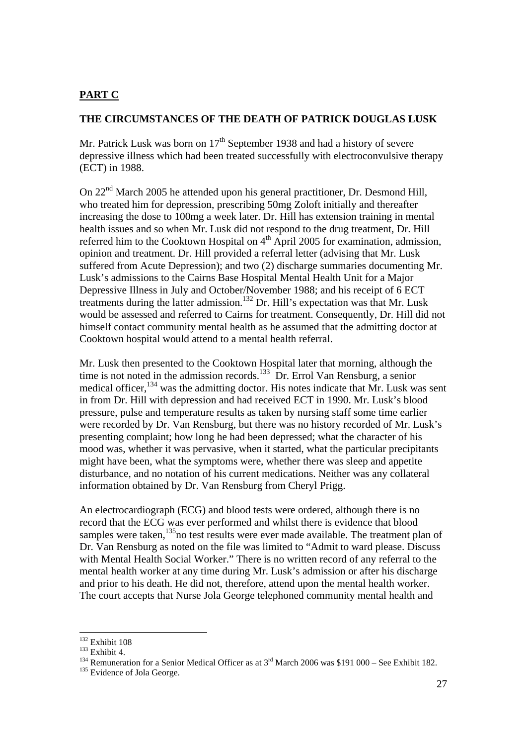## PART C

### THE CIRCUMSTANCES OF THE DEATH OF PATRICK DOUGLAS LUSK

Mr. Patrick Lusk was born on 17th September 1938 and had a history of severe depressive illness which had been treated successfully with electroconvulsive therapy (ECT) in 1988.

On 22nd March 2005 he attended upon his general practitioner, Dr. Desmond Hill, who treated him for depression, prescribing 50mg Zoloft initially and thereafter increasing the dose to 100mg a week later. Dr. Hill has extension training in mental health issues and so when Mr. Lusk did not respond to the drug treatment, Dr. Hill referred him to the Cooktown Hospital on 4th April 2005 for examination, admission, opinion and treatment. Dr. Hill provided a referral letter (advising that Mr. Lusk suffered from Acute Depression); and two (2) discharge summaries documenting Mr. Lusk's admissions to the Cairns Base Hospital Mental Health Unit for a Major Depressive Illness in July and October/November 1988; and his receipt of 6 ECT treatments during the latter admission.[132] Dr. Hill's expectation was that Mr. Lusk would be assessed and referred to Cairns for treatment. Consequently, Dr. Hill did not himself contact community mental health as he assumed that the admitting doctor at Cooktown hospital would attend to a mental health referral.

Mr. Lusk then presented to the Cooktown Hospital later that morning, although the time is not noted in the admission records.[133] Dr. Errol Van Rensburg, a senior medical officer,[134] was the admitting doctor. His notes indicate that Mr. Lusk was sent in from Dr. Hill with depression and had received ECT in 1990. Mr. Lusk's blood pressure, pulse and temperature results as taken by nursing staff some time earlier were recorded by Dr. Van Rensburg, but there was no history recorded of Mr. Lusk's presenting complaint; how long he had been depressed; what the character of his mood was, whether it was pervasive, when it started, what the particular precipitants might have been, what the symptoms were, whether there was sleep and appetite disturbance, and no notation of his current medications. Neither was any collateral information obtained by Dr. Van Rensburg from Cheryl Prigg.

An electrocardiograph (ECG) and blood tests were ordered, although there is no record that the ECG was ever performed and whilst there is evidence that blood samples were taken,[135] no test results were ever made available. The treatment plan of Dr. Van Rensburg as noted on the file was limited to "Admit to ward please. Discuss with Mental Health Social Worker." There is no written record of any referral to the mental health worker at any time during Mr. Lusk's admission or after his discharge and prior to his death. He did not, therefore, attend upon the mental health worker. The court accepts that Nurse Jola George telephoned community mental health and

---

[132] Exhibit 108

[133] Exhibit 4.

[134] Remuneration for a Senior Medical Officer as at 3rd March 2006 was $191 000 – See Exhibit 182.

[135] Evidence of Jola George.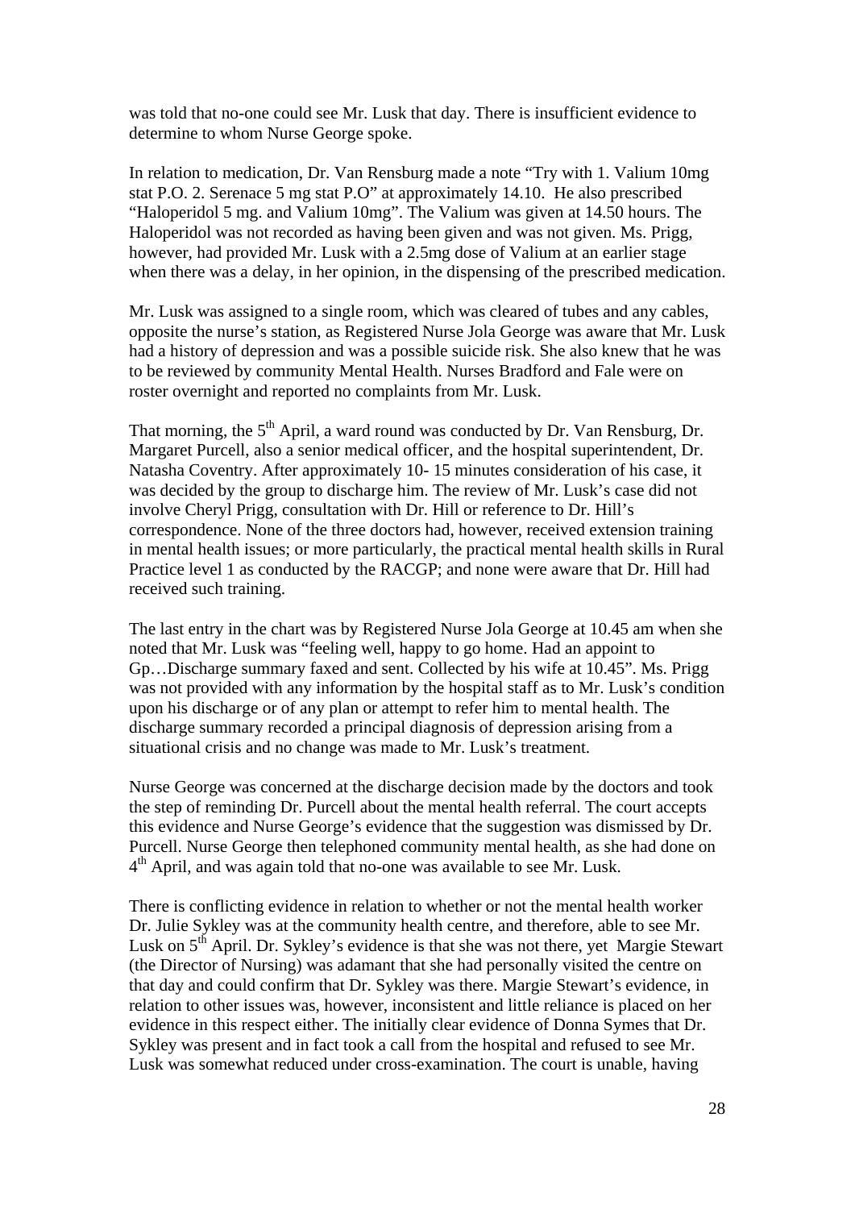was told that no-one could see Mr. Lusk that day. There is insufficient evidence to determine to whom Nurse George spoke.

In relation to medication, Dr. Van Rensburg made a note "Try with 1. Valium 10mg stat P.O. 2. Serenace 5 mg stat P.O" at approximately 14.10. He also prescribed "Haloperidol 5 mg. and Valium 10mg". The Valium was given at 14.50 hours. The Haloperidol was not recorded as having been given and was not given. Ms. Prigg, however, had provided Mr. Lusk with a 2.5mg dose of Valium at an earlier stage when there was a delay, in her opinion, in the dispensing of the prescribed medication.

Mr. Lusk was assigned to a single room, which was cleared of tubes and any cables, opposite the nurse's station, as Registered Nurse Jola George was aware that Mr. Lusk had a history of depression and was a possible suicide risk. She also knew that he was to be reviewed by community Mental Health. Nurses Bradford and Fale were on roster overnight and reported no complaints from Mr. Lusk.

That morning, the 5th April, a ward round was conducted by Dr. Van Rensburg, Dr. Margaret Purcell, also a senior medical officer, and the hospital superintendent, Dr. Natasha Coventry. After approximately 10- 15 minutes consideration of his case, it was decided by the group to discharge him. The review of Mr. Lusk's case did not involve Cheryl Prigg, consultation with Dr. Hill or reference to Dr. Hill's correspondence. None of the three doctors had, however, received extension training in mental health issues; or more particularly, the practical mental health skills in Rural Practice level 1 as conducted by the RACGP; and none were aware that Dr. Hill had received such training.

The last entry in the chart was by Registered Nurse Jola George at 10.45 am when she noted that Mr. Lusk was "feeling well, happy to go home. Had an appoint to Gp…Discharge summary faxed and sent. Collected by his wife at 10.45". Ms. Prigg was not provided with any information by the hospital staff as to Mr. Lusk's condition upon his discharge or of any plan or attempt to refer him to mental health. The discharge summary recorded a principal diagnosis of depression arising from a situational crisis and no change was made to Mr. Lusk's treatment.

Nurse George was concerned at the discharge decision made by the doctors and took the step of reminding Dr. Purcell about the mental health referral. The court accepts this evidence and Nurse George's evidence that the suggestion was dismissed by Dr. Purcell. Nurse George then telephoned community mental health, as she had done on 4th April, and was again told that no-one was available to see Mr. Lusk.

There is conflicting evidence in relation to whether or not the mental health worker Dr. Julie Sykley was at the community health centre, and therefore, able to see Mr. Lusk on 5th April. Dr. Sykley's evidence is that she was not there, yet Margie Stewart (the Director of Nursing) was adamant that she had personally visited the centre on that day and could confirm that Dr. Sykley was there. Margie Stewart's evidence, in relation to other issues was, however, inconsistent and little reliance is placed on her evidence in this respect either. The initially clear evidence of Donna Symes that Dr. Sykley was present and in fact took a call from the hospital and refused to see Mr. Lusk was somewhat reduced under cross-examination. The court is unable, having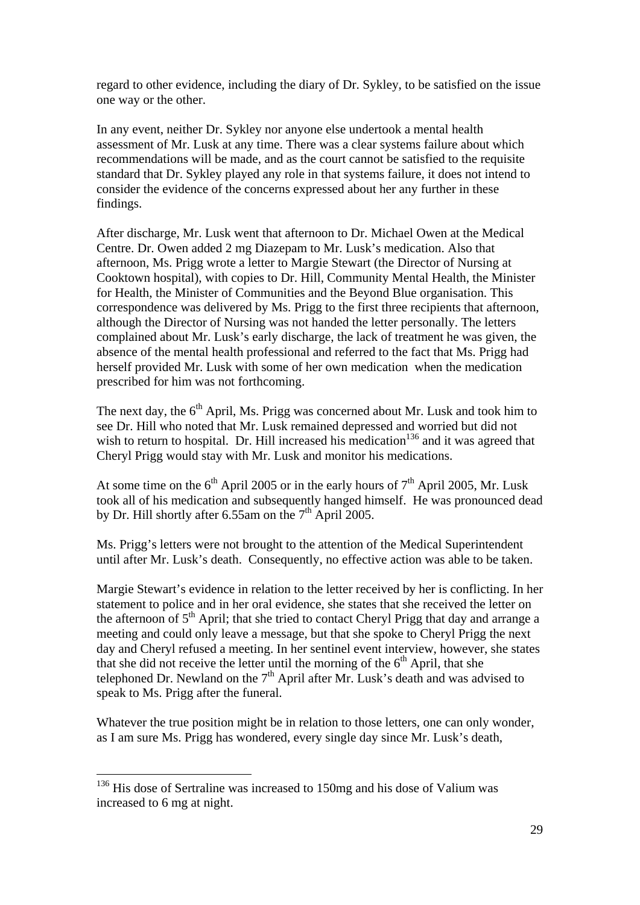regard to other evidence, including the diary of Dr. Sykley, to be satisfied on the issue one way or the other.

In any event, neither Dr. Sykley nor anyone else undertook a mental health assessment of Mr. Lusk at any time. There was a clear systems failure about which recommendations will be made, and as the court cannot be satisfied to the requisite standard that Dr. Sykley played any role in that systems failure, it does not intend to consider the evidence of the concerns expressed about her any further in these findings.

After discharge, Mr. Lusk went that afternoon to Dr. Michael Owen at the Medical Centre. Dr. Owen added 2 mg Diazepam to Mr. Lusk's medication. Also that afternoon, Ms. Prigg wrote a letter to Margie Stewart (the Director of Nursing at Cooktown hospital), with copies to Dr. Hill, Community Mental Health, the Minister for Health, the Minister of Communities and the Beyond Blue organisation. This correspondence was delivered by Ms. Prigg to the first three recipients that afternoon, although the Director of Nursing was not handed the letter personally. The letters complained about Mr. Lusk's early discharge, the lack of treatment he was given, the absence of the mental health professional and referred to the fact that Ms. Prigg had herself provided Mr. Lusk with some of her own medication when the medication prescribed for him was not forthcoming.

The next day, the 6th April, Ms. Prigg was concerned about Mr. Lusk and took him to see Dr. Hill who noted that Mr. Lusk remained depressed and worried but did not wish to return to hospital. Dr. Hill increased his medication[136] and it was agreed that Cheryl Prigg would stay with Mr. Lusk and monitor his medications.

At some time on the 6th April 2005 or in the early hours of 7th April 2005, Mr. Lusk took all of his medication and subsequently hanged himself. He was pronounced dead by Dr. Hill shortly after 6.55am on the 7th April 2005.

Ms. Prigg's letters were not brought to the attention of the Medical Superintendent until after Mr. Lusk's death. Consequently, no effective action was able to be taken.

Margie Stewart's evidence in relation to the letter received by her is conflicting. In her statement to police and in her oral evidence, she states that she received the letter on the afternoon of 5th April; that she tried to contact Cheryl Prigg that day and arrange a meeting and could only leave a message, but that she spoke to Cheryl Prigg the next day and Cheryl refused a meeting. In her sentinel event interview, however, she states that she did not receive the letter until the morning of the 6th April, that she telephoned Dr. Newland on the 7th April after Mr. Lusk's death and was advised to speak to Ms. Prigg after the funeral.

Whatever the true position might be in relation to those letters, one can only wonder, as I am sure Ms. Prigg has wondered, every single day since Mr. Lusk's death,

---

[136] His dose of Sertraline was increased to 150mg and his dose of Valium was increased to 6 mg at night.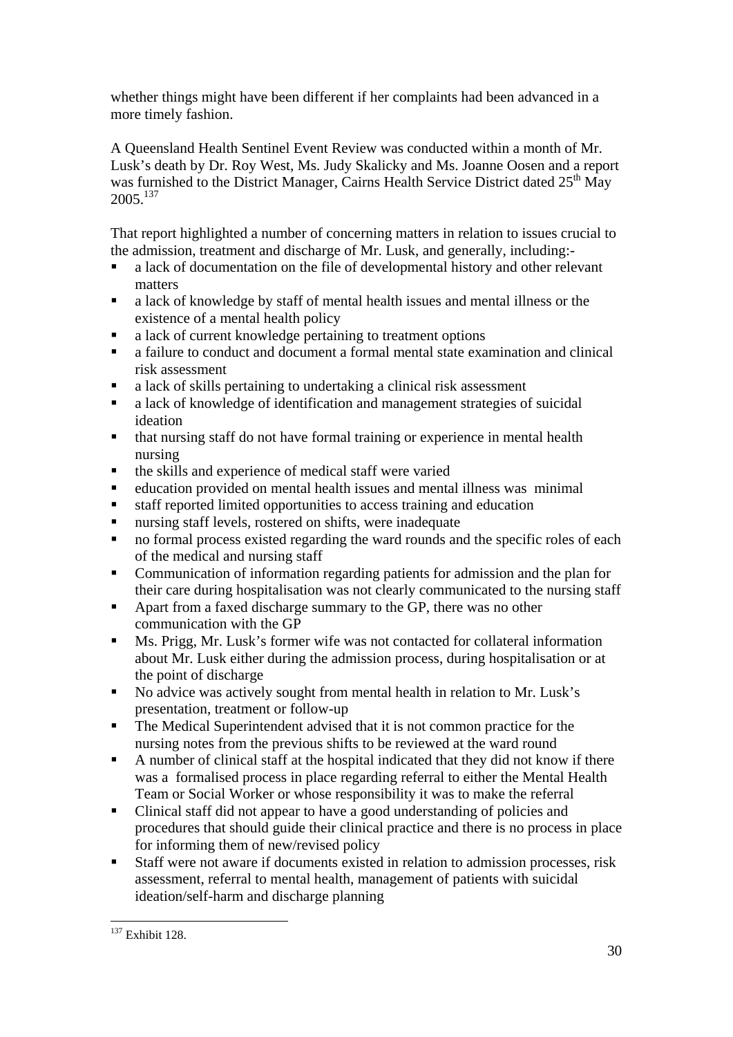whether things might have been different if her complaints had been advanced in a more timely fashion.

A Queensland Health Sentinel Event Review was conducted within a month of Mr. Lusk's death by Dr. Roy West, Ms. Judy Skalicky and Ms. Joanne Oosen and a report was furnished to the District Manager, Cairns Health Service District dated 25th May 2005.[137]

That report highlighted a number of concerning matters in relation to issues crucial to the admission, treatment and discharge of Mr. Lusk, and generally, including:-

- a lack of documentation on the file of developmental history and other relevant matters
- a lack of knowledge by staff of mental health issues and mental illness or the existence of a mental health policy
- a lack of current knowledge pertaining to treatment options
- a failure to conduct and document a formal mental state examination and clinical risk assessment
- a lack of skills pertaining to undertaking a clinical risk assessment
- a lack of knowledge of identification and management strategies of suicidal ideation
- that nursing staff do not have formal training or experience in mental health nursing
- the skills and experience of medical staff were varied
- education provided on mental health issues and mental illness was minimal
- staff reported limited opportunities to access training and education
- nursing staff levels, rostered on shifts, were inadequate
- no formal process existed regarding the ward rounds and the specific roles of each of the medical and nursing staff
- Communication of information regarding patients for admission and the plan for their care during hospitalisation was not clearly communicated to the nursing staff
- Apart from a faxed discharge summary to the GP, there was no other communication with the GP
- Ms. Prigg, Mr. Lusk's former wife was not contacted for collateral information about Mr. Lusk either during the admission process, during hospitalisation or at the point of discharge
- No advice was actively sought from mental health in relation to Mr. Lusk's presentation, treatment or follow-up
- The Medical Superintendent advised that it is not common practice for the nursing notes from the previous shifts to be reviewed at the ward round
- A number of clinical staff at the hospital indicated that they did not know if there was a formalised process in place regarding referral to either the Mental Health Team or Social Worker or whose responsibility it was to make the referral
- Clinical staff did not appear to have a good understanding of policies and procedures that should guide their clinical practice and there is no process in place for informing them of new/revised policy
- Staff were not aware if documents existed in relation to admission processes, risk assessment, referral to mental health, management of patients with suicidal ideation/self-harm and discharge planning

[137] Exhibit 128.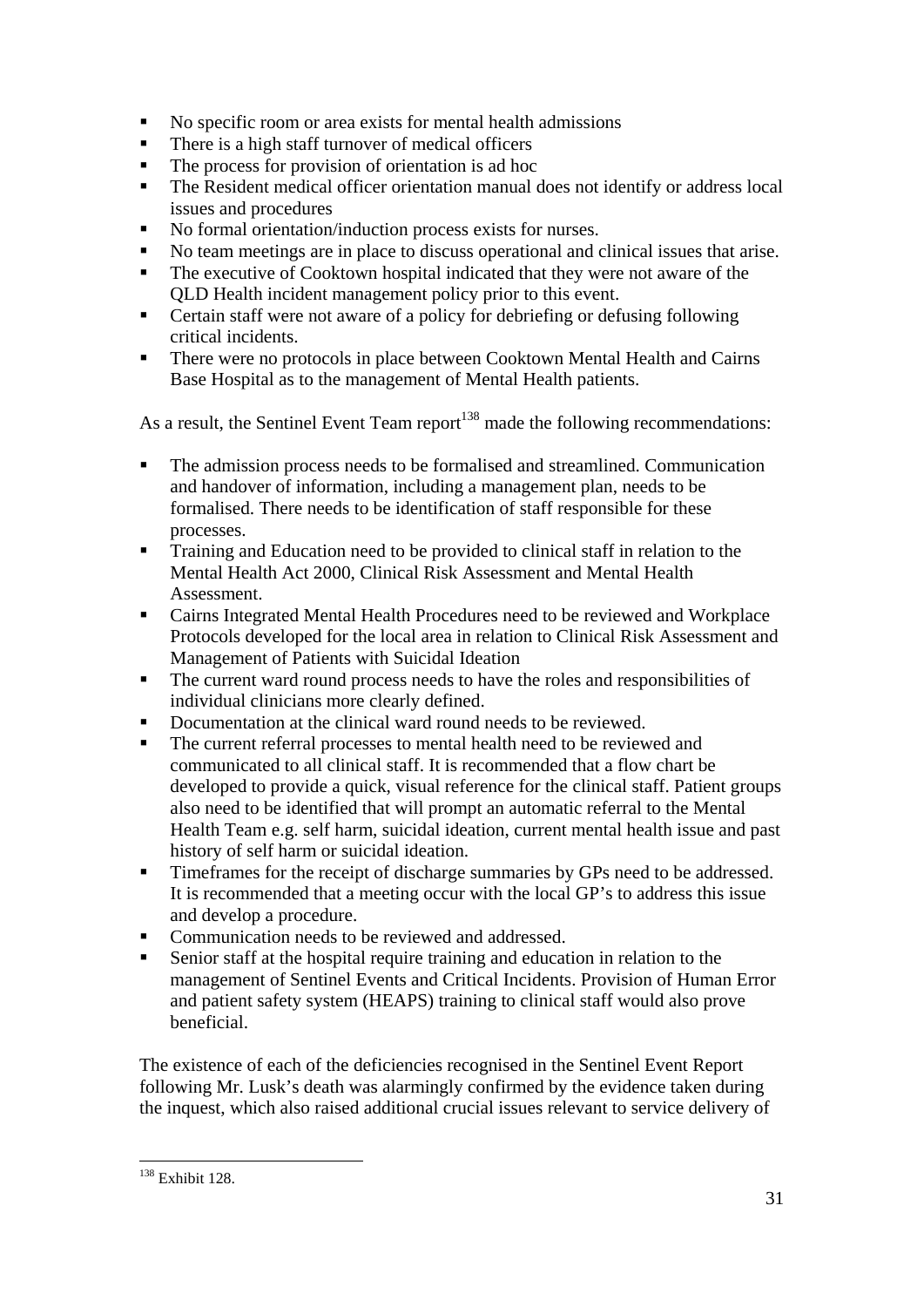- No specific room or area exists for mental health admissions
- There is a high staff turnover of medical officers
- The process for provision of orientation is ad hoc
- The Resident medical officer orientation manual does not identify or address local issues and procedures
- No formal orientation/induction process exists for nurses.
- No team meetings are in place to discuss operational and clinical issues that arise.
- The executive of Cooktown hospital indicated that they were not aware of the QLD Health incident management policy prior to this event.
- Certain staff were not aware of a policy for debriefing or defusing following critical incidents.
- There were no protocols in place between Cooktown Mental Health and Cairns Base Hospital as to the management of Mental Health patients.

As a result, the Sentinel Event Team report[138] made the following recommendations:

- The admission process needs to be formalised and streamlined. Communication and handover of information, including a management plan, needs to be formalised. There needs to be identification of staff responsible for these processes.
- Training and Education need to be provided to clinical staff in relation to the Mental Health Act 2000, Clinical Risk Assessment and Mental Health Assessment.
- Cairns Integrated Mental Health Procedures need to be reviewed and Workplace Protocols developed for the local area in relation to Clinical Risk Assessment and Management of Patients with Suicidal Ideation
- The current ward round process needs to have the roles and responsibilities of individual clinicians more clearly defined.
- Documentation at the clinical ward round needs to be reviewed.
- The current referral processes to mental health need to be reviewed and communicated to all clinical staff. It is recommended that a flow chart be developed to provide a quick, visual reference for the clinical staff. Patient groups also need to be identified that will prompt an automatic referral to the Mental Health Team e.g. self harm, suicidal ideation, current mental health issue and past history of self harm or suicidal ideation.
- Timeframes for the receipt of discharge summaries by GPs need to be addressed. It is recommended that a meeting occur with the local GP's to address this issue and develop a procedure.
- Communication needs to be reviewed and addressed.
- Senior staff at the hospital require training and education in relation to the management of Sentinel Events and Critical Incidents. Provision of Human Error and patient safety system (HEAPS) training to clinical staff would also prove beneficial.

The existence of each of the deficiencies recognised in the Sentinel Event Report following Mr. Lusk's death was alarmingly confirmed by the evidence taken during the inquest, which also raised additional crucial issues relevant to service delivery of

[138] Exhibit 128.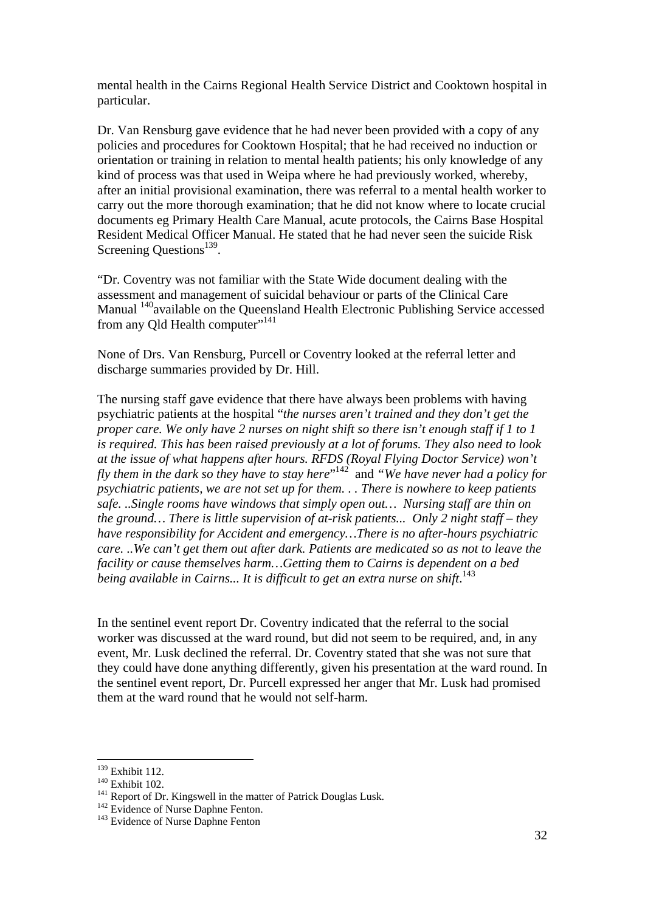mental health in the Cairns Regional Health Service District and Cooktown hospital in particular.

Dr. Van Rensburg gave evidence that he had never been provided with a copy of any policies and procedures for Cooktown Hospital; that he had received no induction or orientation or training in relation to mental health patients; his only knowledge of any kind of process was that used in Weipa where he had previously worked, whereby, after an initial provisional examination, there was referral to a mental health worker to carry out the more thorough examination; that he did not know where to locate crucial documents eg Primary Health Care Manual, acute protocols, the Cairns Base Hospital Resident Medical Officer Manual. He stated that he had never seen the suicide Risk Screening Questions[139].

"Dr. Coventry was not familiar with the State Wide document dealing with the assessment and management of suicidal behaviour or parts of the Clinical Care Manual [140]available on the Queensland Health Electronic Publishing Service accessed from any Qld Health computer"[141]

None of Drs. Van Rensburg, Purcell or Coventry looked at the referral letter and discharge summaries provided by Dr. Hill.

The nursing staff gave evidence that there have always been problems with having psychiatric patients at the hospital "*the nurses aren't trained and they don't get the proper care. We only have 2 nurses on night shift so there isn't enough staff if 1 to 1 is required. This has been raised previously at a lot of forums. They also need to look at the issue of what happens after hours. RFDS (Royal Flying Doctor Service) won't fly them in the dark so they have to stay here*"[142] and *"We have never had a policy for psychiatric patients, we are not set up for them. . . There is nowhere to keep patients safe. ..Single rooms have windows that simply open out… Nursing staff are thin on the ground… There is little supervision of at-risk patients... Only 2 night staff – they have responsibility for Accident and emergency…There is no after-hours psychiatric care. ..We can't get them out after dark. Patients are medicated so as not to leave the facility or cause themselves harm…Getting them to Cairns is dependent on a bed being available in Cairns... It is difficult to get an extra nurse on shift*.[143]

In the sentinel event report Dr. Coventry indicated that the referral to the social worker was discussed at the ward round, but did not seem to be required, and, in any event, Mr. Lusk declined the referral. Dr. Coventry stated that she was not sure that they could have done anything differently, given his presentation at the ward round. In the sentinel event report, Dr. Purcell expressed her anger that Mr. Lusk had promised them at the ward round that he would not self-harm.

---

[139] Exhibit 112.
[140] Exhibit 102.
[141] Report of Dr. Kingswell in the matter of Patrick Douglas Lusk.
[142] Evidence of Nurse Daphne Fenton.
[143] Evidence of Nurse Daphne Fenton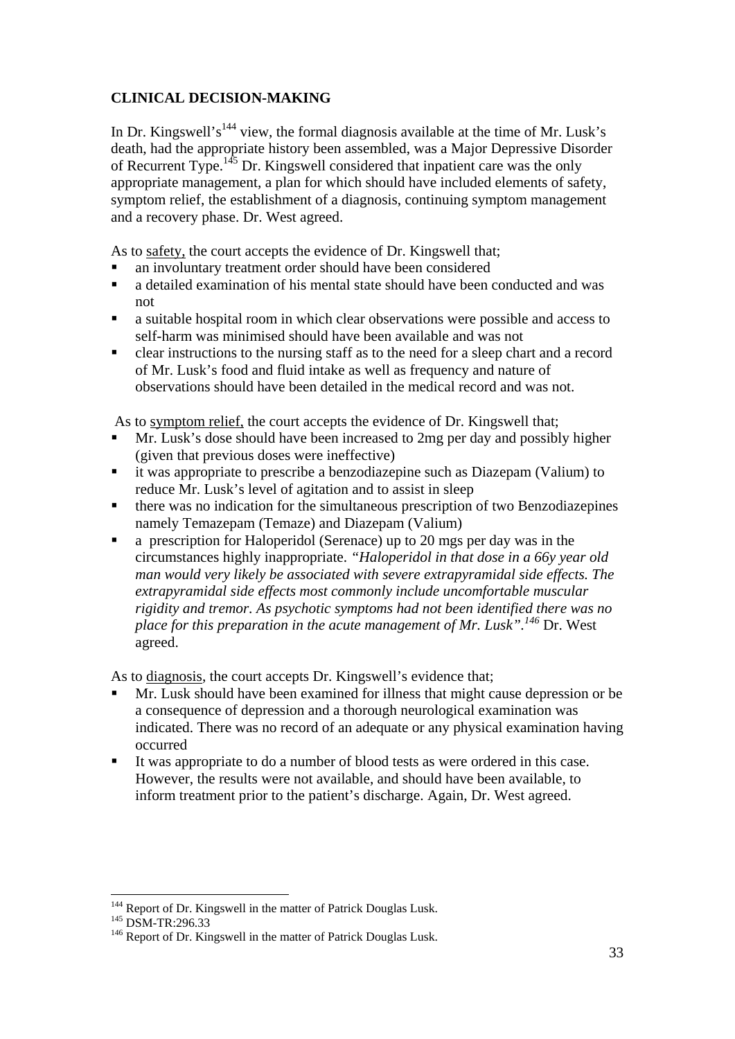## CLINICAL DECISION-MAKING

In Dr. Kingswell's[144] view, the formal diagnosis available at the time of Mr. Lusk's death, had the appropriate history been assembled, was a Major Depressive Disorder of Recurrent Type.[145] Dr. Kingswell considered that inpatient care was the only appropriate management, a plan for which should have included elements of safety, symptom relief, the establishment of a diagnosis, continuing symptom management and a recovery phase. Dr. West agreed.

As to safety, the court accepts the evidence of Dr. Kingswell that;

- an involuntary treatment order should have been considered
- a detailed examination of his mental state should have been conducted and was not
- a suitable hospital room in which clear observations were possible and access to self-harm was minimised should have been available and was not
- clear instructions to the nursing staff as to the need for a sleep chart and a record of Mr. Lusk's food and fluid intake as well as frequency and nature of observations should have been detailed in the medical record and was not.

As to symptom relief, the court accepts the evidence of Dr. Kingswell that;

- Mr. Lusk's dose should have been increased to 2mg per day and possibly higher (given that previous doses were ineffective)
- it was appropriate to prescribe a benzodiazepine such as Diazepam (Valium) to reduce Mr. Lusk's level of agitation and to assist in sleep
- there was no indication for the simultaneous prescription of two Benzodiazepines namely Temazepam (Temaze) and Diazepam (Valium)
- a prescription for Haloperidol (Serenace) up to 20 mgs per day was in the circumstances highly inappropriate. *"Haloperidol in that dose in a 66y year old man would very likely be associated with severe extrapyramidal side effects. The extrapyramidal side effects most commonly include uncomfortable muscular rigidity and tremor. As psychotic symptoms had not been identified there was no place for this preparation in the acute management of Mr. Lusk".*[146] Dr. West agreed.

As to diagnosis, the court accepts Dr. Kingswell's evidence that;

- Mr. Lusk should have been examined for illness that might cause depression or be a consequence of depression and a thorough neurological examination was indicated. There was no record of an adequate or any physical examination having occurred
- It was appropriate to do a number of blood tests as were ordered in this case. However, the results were not available, and should have been available, to inform treatment prior to the patient's discharge. Again, Dr. West agreed.

---

[144] Report of Dr. Kingswell in the matter of Patrick Douglas Lusk.
[145] DSM-TR:296.33
[146] Report of Dr. Kingswell in the matter of Patrick Douglas Lusk.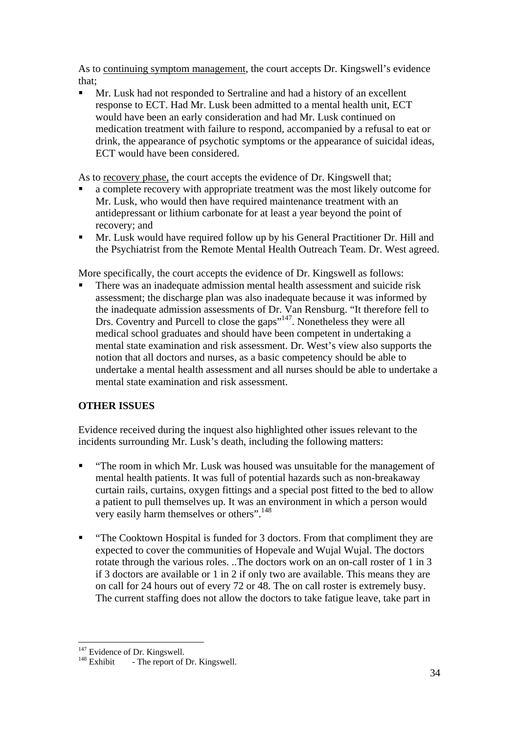As to <u>continuing symptom management</u>, the court accepts Dr. Kingswell's evidence that;

- Mr. Lusk had not responded to Sertraline and had a history of an excellent response to ECT. Had Mr. Lusk been admitted to a mental health unit, ECT would have been an early consideration and had Mr. Lusk continued on medication treatment with failure to respond, accompanied by a refusal to eat or drink, the appearance of psychotic symptoms or the appearance of suicidal ideas, ECT would have been considered.

As to <u>recovery phase,</u> the court accepts the evidence of Dr. Kingswell that;

- a complete recovery with appropriate treatment was the most likely outcome for Mr. Lusk, who would then have required maintenance treatment with an antidepressant or lithium carbonate for at least a year beyond the point of recovery; and
- Mr. Lusk would have required follow up by his General Practitioner Dr. Hill and the Psychiatrist from the Remote Mental Health Outreach Team. Dr. West agreed.

More specifically, the court accepts the evidence of Dr. Kingswell as follows:

- There was an inadequate admission mental health assessment and suicide risk assessment; the discharge plan was also inadequate because it was informed by the inadequate admission assessments of Dr. Van Rensburg. "It therefore fell to Drs. Coventry and Purcell to close the gaps"[147]. Nonetheless they were all medical school graduates and should have been competent in undertaking a mental state examination and risk assessment. Dr. West's view also supports the notion that all doctors and nurses, as a basic competency should be able to undertake a mental health assessment and all nurses should be able to undertake a mental state examination and risk assessment.

## OTHER ISSUES

Evidence received during the inquest also highlighted other issues relevant to the incidents surrounding Mr. Lusk's death, including the following matters:

- "The room in which Mr. Lusk was housed was unsuitable for the management of mental health patients. It was full of potential hazards such as non-breakaway curtain rails, curtains, oxygen fittings and a special post fitted to the bed to allow a patient to pull themselves up. It was an environment in which a person would very easily harm themselves or others".[148]

- "The Cooktown Hospital is funded for 3 doctors. From that compliment they are expected to cover the communities of Hopevale and Wujal Wujal. The doctors rotate through the various roles. ..The doctors work on an on-call roster of 1 in 3 if 3 doctors are available or 1 in 2 if only two are available. This means they are on call for 24 hours out of every 72 or 48. The on call roster is extremely busy. The current staffing does not allow the doctors to take fatigue leave, take part in

---

[147] Evidence of Dr. Kingswell.

[148] Exhibit - The report of Dr. Kingswell.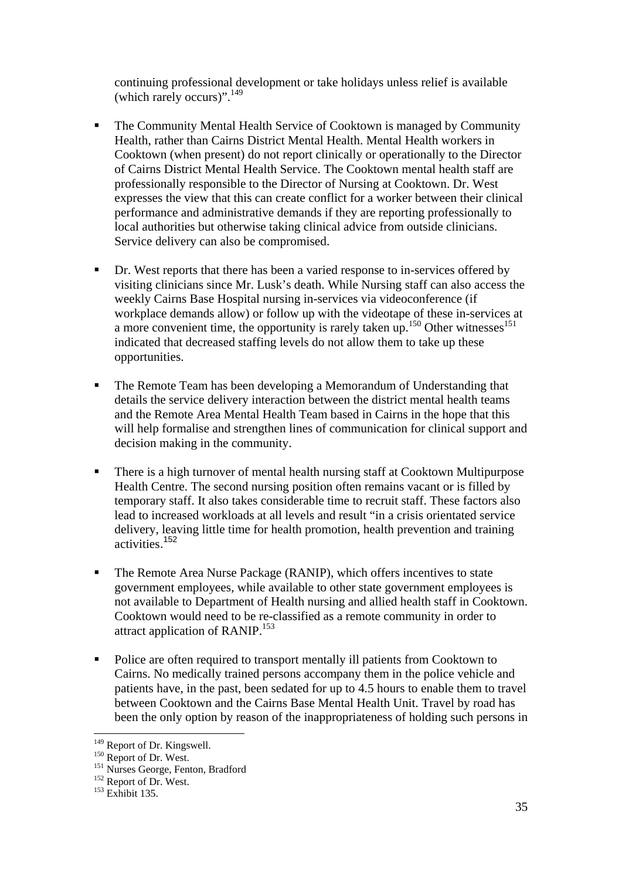continuing professional development or take holidays unless relief is available (which rarely occurs)".[149]

- The Community Mental Health Service of Cooktown is managed by Community Health, rather than Cairns District Mental Health. Mental Health workers in Cooktown (when present) do not report clinically or operationally to the Director of Cairns District Mental Health Service. The Cooktown mental health staff are professionally responsible to the Director of Nursing at Cooktown. Dr. West expresses the view that this can create conflict for a worker between their clinical performance and administrative demands if they are reporting professionally to local authorities but otherwise taking clinical advice from outside clinicians. Service delivery can also be compromised.

- Dr. West reports that there has been a varied response to in-services offered by visiting clinicians since Mr. Lusk's death. While Nursing staff can also access the weekly Cairns Base Hospital nursing in-services via videoconference (if workplace demands allow) or follow up with the videotape of these in-services at a more convenient time, the opportunity is rarely taken up.[150] Other witnesses[151] indicated that decreased staffing levels do not allow them to take up these opportunities.

- The Remote Team has been developing a Memorandum of Understanding that details the service delivery interaction between the district mental health teams and the Remote Area Mental Health Team based in Cairns in the hope that this will help formalise and strengthen lines of communication for clinical support and decision making in the community.

- There is a high turnover of mental health nursing staff at Cooktown Multipurpose Health Centre. The second nursing position often remains vacant or is filled by temporary staff. It also takes considerable time to recruit staff. These factors also lead to increased workloads at all levels and result "in a crisis orientated service delivery, leaving little time for health promotion, health prevention and training activities.[152]

- The Remote Area Nurse Package (RANIP), which offers incentives to state government employees, while available to other state government employees is not available to Department of Health nursing and allied health staff in Cooktown. Cooktown would need to be re-classified as a remote community in order to attract application of RANIP.[153]

- Police are often required to transport mentally ill patients from Cooktown to Cairns. No medically trained persons accompany them in the police vehicle and patients have, in the past, been sedated for up to 4.5 hours to enable them to travel between Cooktown and the Cairns Base Mental Health Unit. Travel by road has been the only option by reason of the inappropriateness of holding such persons in

---

[149] Report of Dr. Kingswell.
[150] Report of Dr. West.
[151] Nurses George, Fenton, Bradford
[152] Report of Dr. West.
[153] Exhibit 135.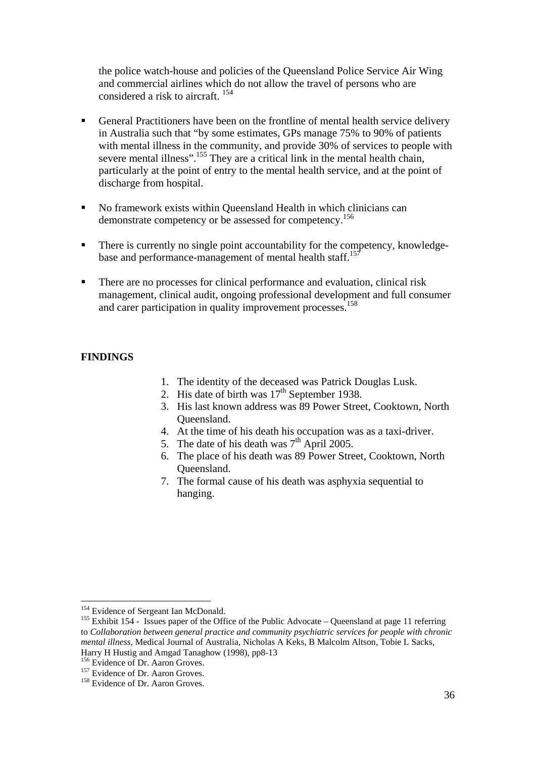the police watch-house and policies of the Queensland Police Service Air Wing and commercial airlines which do not allow the travel of persons who are considered a risk to aircraft. [154]

- General Practitioners have been on the frontline of mental health service delivery in Australia such that "by some estimates, GPs manage 75% to 90% of patients with mental illness in the community, and provide 30% of services to people with severe mental illness".[155] They are a critical link in the mental health chain, particularly at the point of entry to the mental health service, and at the point of discharge from hospital.

- No framework exists within Queensland Health in which clinicians can demonstrate competency or be assessed for competency.[156]

- There is currently no single point accountability for the competency, knowledge-base and performance-management of mental health staff.[157]

- There are no processes for clinical performance and evaluation, clinical risk management, clinical audit, ongoing professional development and full consumer and carer participation in quality improvement processes.[158]

**FINDINGS**

1. The identity of the deceased was Patrick Douglas Lusk.
2. His date of birth was 17th September 1938.
3. His last known address was 89 Power Street, Cooktown, North Queensland.
4. At the time of his death his occupation was as a taxi-driver.
5. The date of his death was 7th April 2005.
6. The place of his death was 89 Power Street, Cooktown, North Queensland.
7. The formal cause of his death was asphyxia sequential to hanging.

---

[154] Evidence of Sergeant Ian McDonald.

[155] Exhibit 154 - Issues paper of the Office of the Public Advocate – Queensland at page 11 referring to *Collaboration between general practice and community psychiatric services for people with chronic mental illness*, Medical Journal of Australia, Nicholas A Keks, B Malcolm Altson, Tobie L Sacks, Harry H Hustig and Amgad Tanaghow (1998), pp8-13

[156] Evidence of Dr. Aaron Groves.

[157] Evidence of Dr. Aaron Groves.

[158] Evidence of Dr. Aaron Groves.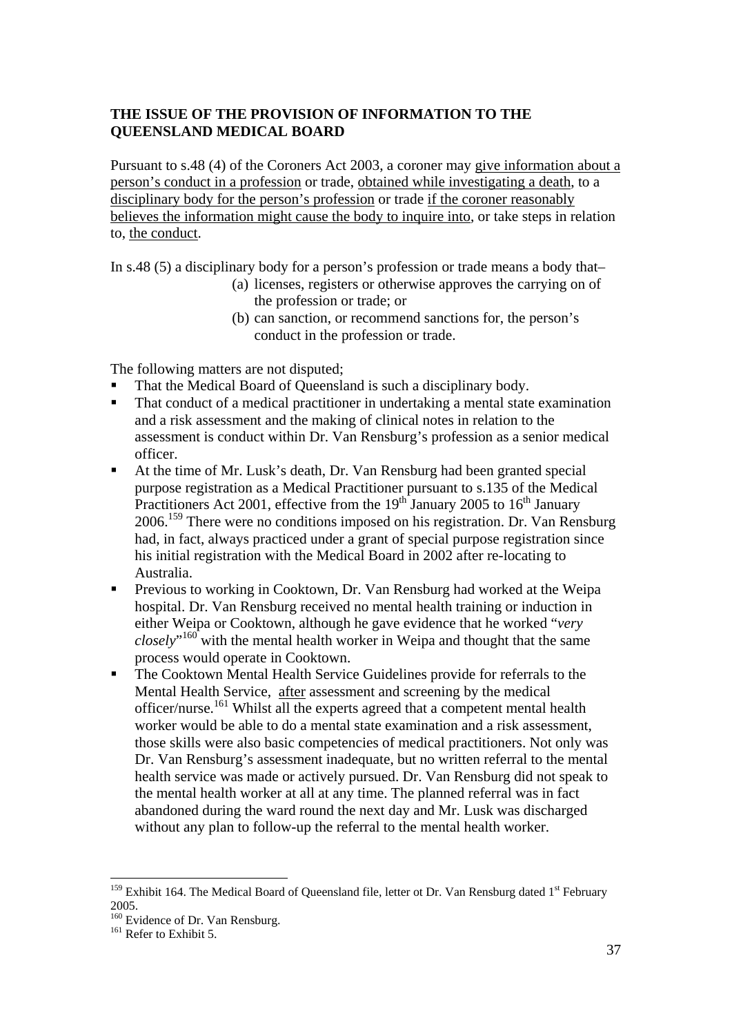## THE ISSUE OF THE PROVISION OF INFORMATION TO THE QUEENSLAND MEDICAL BOARD

Pursuant to s.48 (4) of the Coroners Act 2003, a coroner may give information about a person's conduct in a profession or trade, obtained while investigating a death, to a disciplinary body for the person's profession or trade if the coroner reasonably believes the information might cause the body to inquire into, or take steps in relation to, the conduct.

In s.48 (5) a disciplinary body for a person's profession or trade means a body that–

(a) licenses, registers or otherwise approves the carrying on of the profession or trade; or
(b) can sanction, or recommend sanctions for, the person's conduct in the profession or trade.

The following matters are not disputed;

- That the Medical Board of Queensland is such a disciplinary body.
- That conduct of a medical practitioner in undertaking a mental state examination and a risk assessment and the making of clinical notes in relation to the assessment is conduct within Dr. Van Rensburg's profession as a senior medical officer.
- At the time of Mr. Lusk's death, Dr. Van Rensburg had been granted special purpose registration as a Medical Practitioner pursuant to s.135 of the Medical Practitioners Act 2001, effective from the 19th January 2005 to 16th January 2006.[159] There were no conditions imposed on his registration. Dr. Van Rensburg had, in fact, always practiced under a grant of special purpose registration since his initial registration with the Medical Board in 2002 after re-locating to Australia.
- Previous to working in Cooktown, Dr. Van Rensburg had worked at the Weipa hospital. Dr. Van Rensburg received no mental health training or induction in either Weipa or Cooktown, although he gave evidence that he worked "*very closely*"[160] with the mental health worker in Weipa and thought that the same process would operate in Cooktown.
- The Cooktown Mental Health Service Guidelines provide for referrals to the Mental Health Service, after assessment and screening by the medical officer/nurse.[161] Whilst all the experts agreed that a competent mental health worker would be able to do a mental state examination and a risk assessment, those skills were also basic competencies of medical practitioners. Not only was Dr. Van Rensburg's assessment inadequate, but no written referral to the mental health service was made or actively pursued. Dr. Van Rensburg did not speak to the mental health worker at all at any time. The planned referral was in fact abandoned during the ward round the next day and Mr. Lusk was discharged without any plan to follow-up the referral to the mental health worker.

---

[159] Exhibit 164. The Medical Board of Queensland file, letter ot Dr. Van Rensburg dated 1st February 2005.

[160] Evidence of Dr. Van Rensburg.

[161] Refer to Exhibit 5.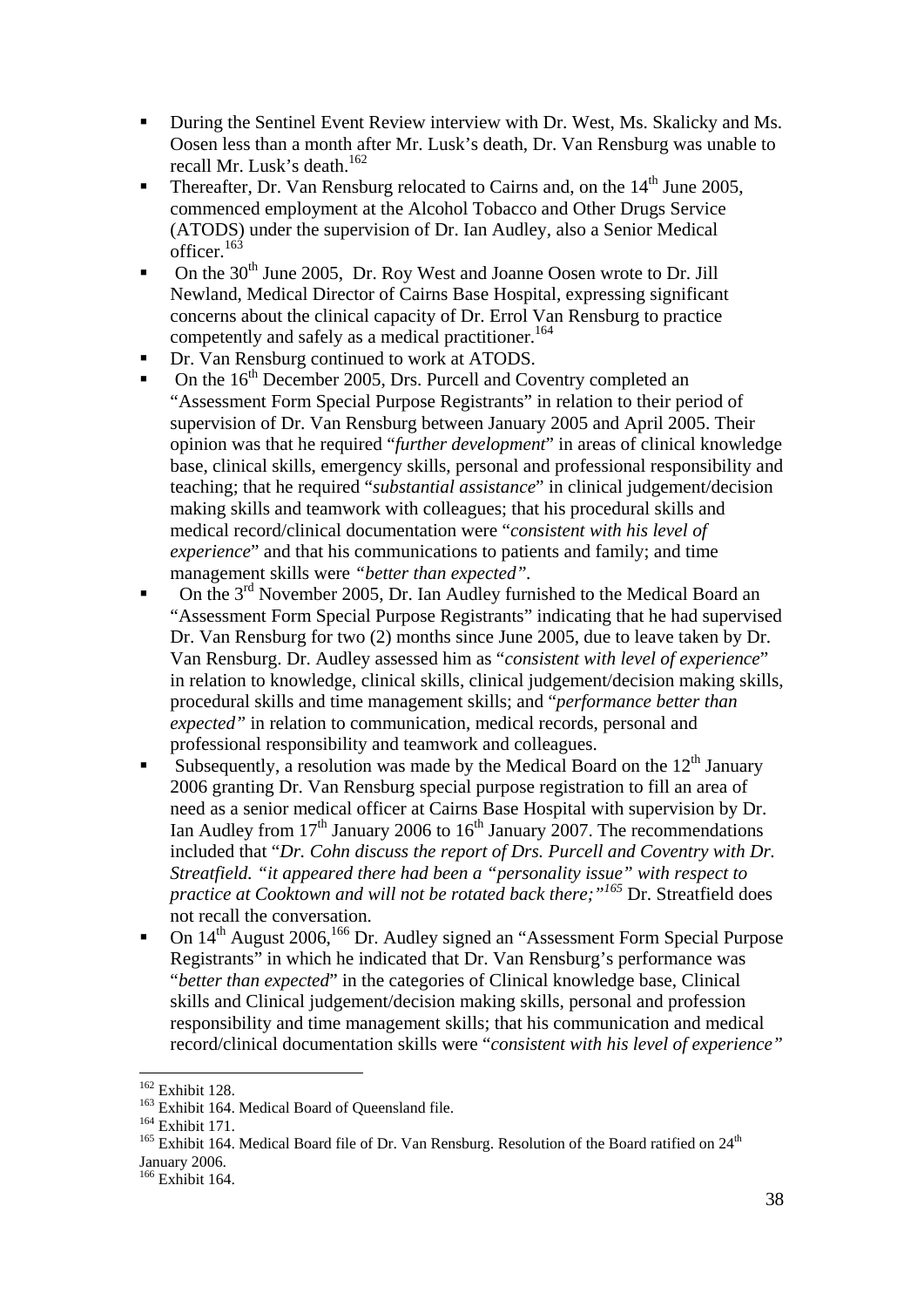- During the Sentinel Event Review interview with Dr. West, Ms. Skalicky and Ms. Oosen less than a month after Mr. Lusk's death, Dr. Van Rensburg was unable to recall Mr. Lusk's death.[162]
- Thereafter, Dr. Van Rensburg relocated to Cairns and, on the 14th June 2005, commenced employment at the Alcohol Tobacco and Other Drugs Service (ATODS) under the supervision of Dr. Ian Audley, also a Senior Medical officer.[163]
- On the 30th June 2005, Dr. Roy West and Joanne Oosen wrote to Dr. Jill Newland, Medical Director of Cairns Base Hospital, expressing significant concerns about the clinical capacity of Dr. Errol Van Rensburg to practice competently and safely as a medical practitioner.[164]
- Dr. Van Rensburg continued to work at ATODS.
- On the 16th December 2005, Drs. Purcell and Coventry completed an "Assessment Form Special Purpose Registrants" in relation to their period of supervision of Dr. Van Rensburg between January 2005 and April 2005. Their opinion was that he required "*further development*" in areas of clinical knowledge base, clinical skills, emergency skills, personal and professional responsibility and teaching; that he required "*substantial assistance*" in clinical judgement/decision making skills and teamwork with colleagues; that his procedural skills and medical record/clinical documentation were "*consistent with his level of experience*" and that his communications to patients and family; and time management skills were *"better than expected"*.
- On the 3rd November 2005, Dr. Ian Audley furnished to the Medical Board an "Assessment Form Special Purpose Registrants" indicating that he had supervised Dr. Van Rensburg for two (2) months since June 2005, due to leave taken by Dr. Van Rensburg. Dr. Audley assessed him as "*consistent with level of experience*" in relation to knowledge, clinical skills, clinical judgement/decision making skills, procedural skills and time management skills; and "*performance better than expected"* in relation to communication, medical records, personal and professional responsibility and teamwork and colleagues.
- Subsequently, a resolution was made by the Medical Board on the 12th January 2006 granting Dr. Van Rensburg special purpose registration to fill an area of need as a senior medical officer at Cairns Base Hospital with supervision by Dr. Ian Audley from 17th January 2006 to 16th January 2007. The recommendations included that "*Dr. Cohn discuss the report of Drs. Purcell and Coventry with Dr. Streatfield. "it appeared there had been a "personality issue" with respect to practice at Cooktown and will not be rotated back there;"*[165] Dr. Streatfield does not recall the conversation.
- On 14th August 2006,[166] Dr. Audley signed an "Assessment Form Special Purpose Registrants" in which he indicated that Dr. Van Rensburg's performance was "*better than expected*" in the categories of Clinical knowledge base, Clinical skills and Clinical judgement/decision making skills, personal and profession responsibility and time management skills; that his communication and medical record/clinical documentation skills were "*consistent with his level of experience"*

---

[162] Exhibit 128.
[163] Exhibit 164. Medical Board of Queensland file.
[164] Exhibit 171.
[165] Exhibit 164. Medical Board file of Dr. Van Rensburg. Resolution of the Board ratified on 24th January 2006.
[166] Exhibit 164.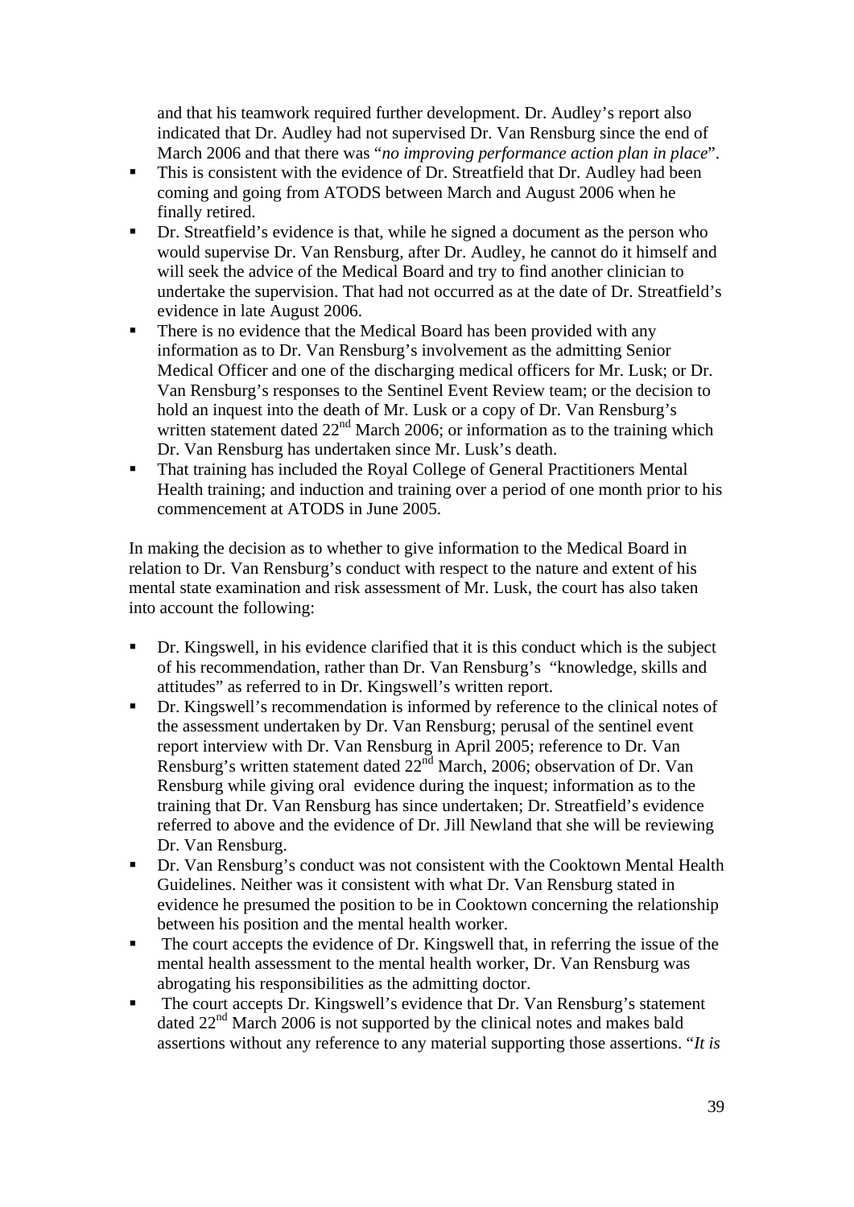and that his teamwork required further development. Dr. Audley's report also indicated that Dr. Audley had not supervised Dr. Van Rensburg since the end of March 2006 and that there was "*no improving performance action plan in place*".

- This is consistent with the evidence of Dr. Streatfield that Dr. Audley had been coming and going from ATODS between March and August 2006 when he finally retired.
- Dr. Streatfield's evidence is that, while he signed a document as the person who would supervise Dr. Van Rensburg, after Dr. Audley, he cannot do it himself and will seek the advice of the Medical Board and try to find another clinician to undertake the supervision. That had not occurred as at the date of Dr. Streatfield's evidence in late August 2006.
- There is no evidence that the Medical Board has been provided with any information as to Dr. Van Rensburg's involvement as the admitting Senior Medical Officer and one of the discharging medical officers for Mr. Lusk; or Dr. Van Rensburg's responses to the Sentinel Event Review team; or the decision to hold an inquest into the death of Mr. Lusk or a copy of Dr. Van Rensburg's written statement dated 22nd March 2006; or information as to the training which Dr. Van Rensburg has undertaken since Mr. Lusk's death.
- That training has included the Royal College of General Practitioners Mental Health training; and induction and training over a period of one month prior to his commencement at ATODS in June 2005.

In making the decision as to whether to give information to the Medical Board in relation to Dr. Van Rensburg's conduct with respect to the nature and extent of his mental state examination and risk assessment of Mr. Lusk, the court has also taken into account the following:

- Dr. Kingswell, in his evidence clarified that it is this conduct which is the subject of his recommendation, rather than Dr. Van Rensburg's "knowledge, skills and attitudes" as referred to in Dr. Kingswell's written report.
- Dr. Kingswell's recommendation is informed by reference to the clinical notes of the assessment undertaken by Dr. Van Rensburg; perusal of the sentinel event report interview with Dr. Van Rensburg in April 2005; reference to Dr. Van Rensburg's written statement dated 22nd March, 2006; observation of Dr. Van Rensburg while giving oral evidence during the inquest; information as to the training that Dr. Van Rensburg has since undertaken; Dr. Streatfield's evidence referred to above and the evidence of Dr. Jill Newland that she will be reviewing Dr. Van Rensburg.
- Dr. Van Rensburg's conduct was not consistent with the Cooktown Mental Health Guidelines. Neither was it consistent with what Dr. Van Rensburg stated in evidence he presumed the position to be in Cooktown concerning the relationship between his position and the mental health worker.
- The court accepts the evidence of Dr. Kingswell that, in referring the issue of the mental health assessment to the mental health worker, Dr. Van Rensburg was abrogating his responsibilities as the admitting doctor.
- The court accepts Dr. Kingswell's evidence that Dr. Van Rensburg's statement dated 22nd March 2006 is not supported by the clinical notes and makes bald assertions without any reference to any material supporting those assertions. "*It is*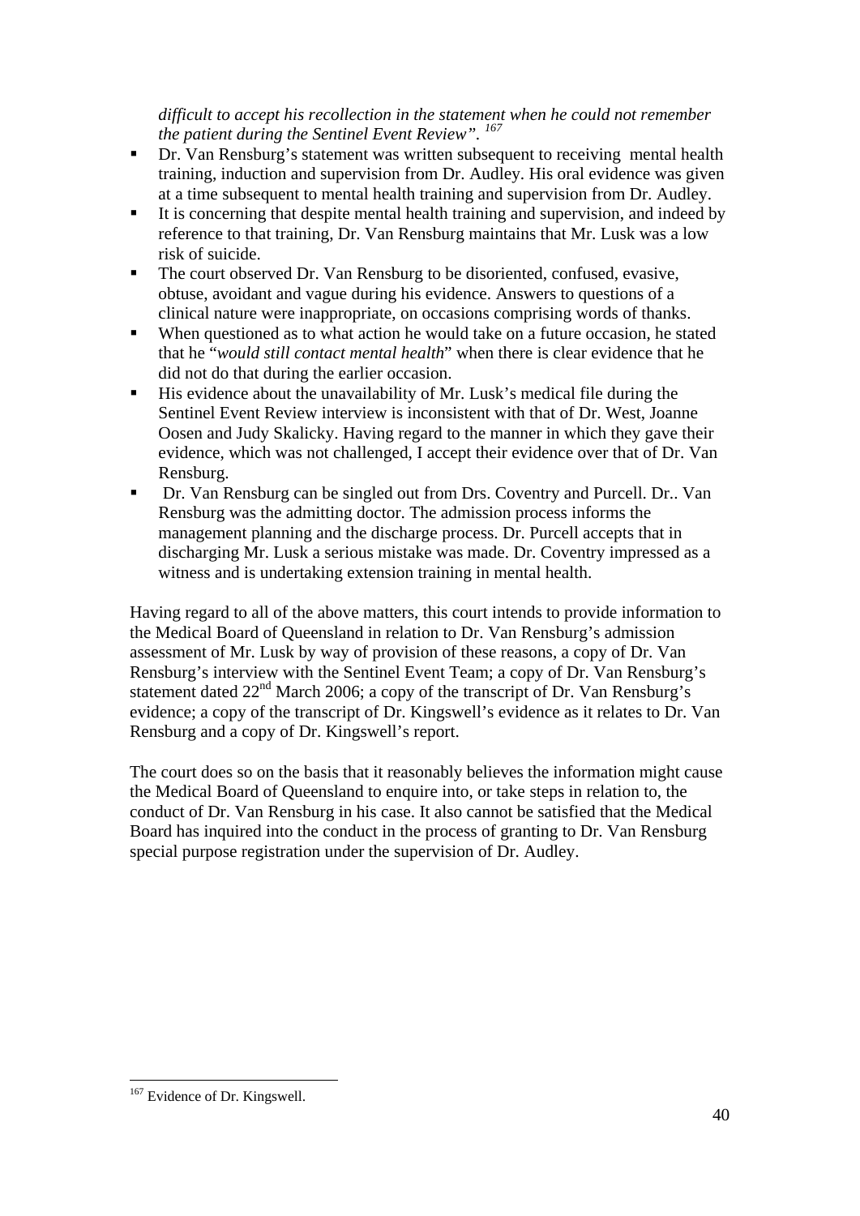*difficult to accept his recollection in the statement when he could not remember the patient during the Sentinel Event Review".* [167]

- Dr. Van Rensburg's statement was written subsequent to receiving mental health training, induction and supervision from Dr. Audley. His oral evidence was given at a time subsequent to mental health training and supervision from Dr. Audley.
- It is concerning that despite mental health training and supervision, and indeed by reference to that training, Dr. Van Rensburg maintains that Mr. Lusk was a low risk of suicide.
- The court observed Dr. Van Rensburg to be disoriented, confused, evasive, obtuse, avoidant and vague during his evidence. Answers to questions of a clinical nature were inappropriate, on occasions comprising words of thanks.
- When questioned as to what action he would take on a future occasion, he stated that he "*would still contact mental health*" when there is clear evidence that he did not do that during the earlier occasion.
- His evidence about the unavailability of Mr. Lusk's medical file during the Sentinel Event Review interview is inconsistent with that of Dr. West, Joanne Oosen and Judy Skalicky. Having regard to the manner in which they gave their evidence, which was not challenged, I accept their evidence over that of Dr. Van Rensburg.
- Dr. Van Rensburg can be singled out from Drs. Coventry and Purcell. Dr.. Van Rensburg was the admitting doctor. The admission process informs the management planning and the discharge process. Dr. Purcell accepts that in discharging Mr. Lusk a serious mistake was made. Dr. Coventry impressed as a witness and is undertaking extension training in mental health.

Having regard to all of the above matters, this court intends to provide information to the Medical Board of Queensland in relation to Dr. Van Rensburg's admission assessment of Mr. Lusk by way of provision of these reasons, a copy of Dr. Van Rensburg's interview with the Sentinel Event Team; a copy of Dr. Van Rensburg's statement dated 22nd March 2006; a copy of the transcript of Dr. Van Rensburg's evidence; a copy of the transcript of Dr. Kingswell's evidence as it relates to Dr. Van Rensburg and a copy of Dr. Kingswell's report.

The court does so on the basis that it reasonably believes the information might cause the Medical Board of Queensland to enquire into, or take steps in relation to, the conduct of Dr. Van Rensburg in his case. It also cannot be satisfied that the Medical Board has inquired into the conduct in the process of granting to Dr. Van Rensburg special purpose registration under the supervision of Dr. Audley.

---

[167] Evidence of Dr. Kingswell.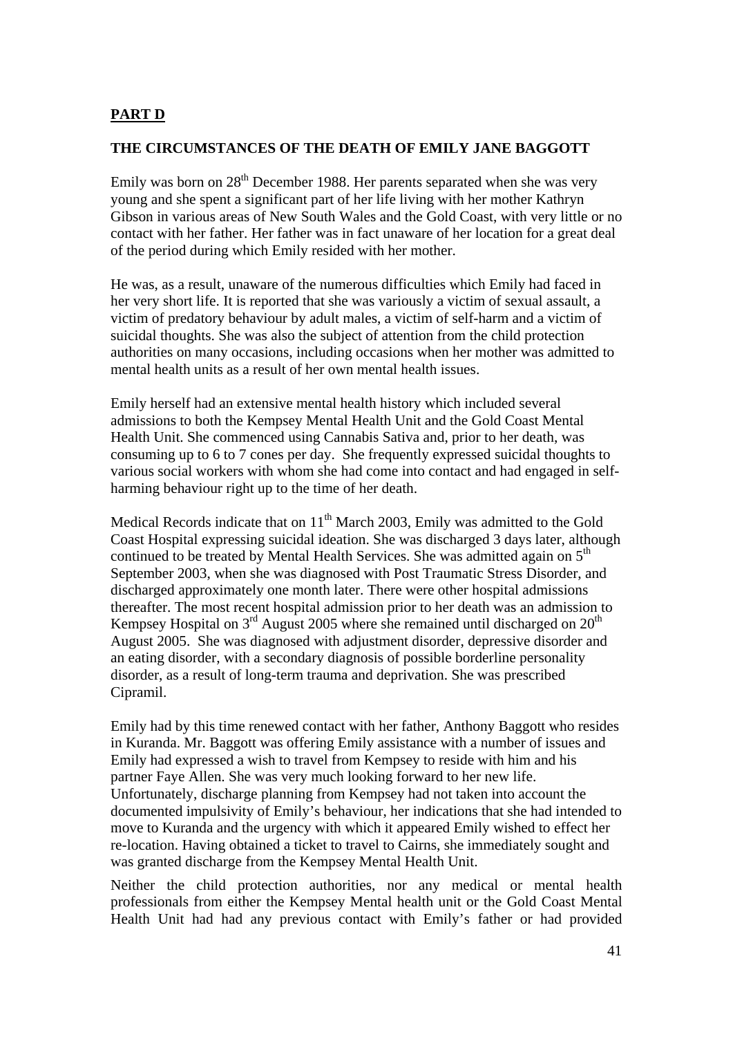## PART D

### THE CIRCUMSTANCES OF THE DEATH OF EMILY JANE BAGGOTT

Emily was born on 28th December 1988. Her parents separated when she was very young and she spent a significant part of her life living with her mother Kathryn Gibson in various areas of New South Wales and the Gold Coast, with very little or no contact with her father. Her father was in fact unaware of her location for a great deal of the period during which Emily resided with her mother.

He was, as a result, unaware of the numerous difficulties which Emily had faced in her very short life. It is reported that she was variously a victim of sexual assault, a victim of predatory behaviour by adult males, a victim of self-harm and a victim of suicidal thoughts. She was also the subject of attention from the child protection authorities on many occasions, including occasions when her mother was admitted to mental health units as a result of her own mental health issues.

Emily herself had an extensive mental health history which included several admissions to both the Kempsey Mental Health Unit and the Gold Coast Mental Health Unit. She commenced using Cannabis Sativa and, prior to her death, was consuming up to 6 to 7 cones per day. She frequently expressed suicidal thoughts to various social workers with whom she had come into contact and had engaged in self-harming behaviour right up to the time of her death.

Medical Records indicate that on 11th March 2003, Emily was admitted to the Gold Coast Hospital expressing suicidal ideation. She was discharged 3 days later, although continued to be treated by Mental Health Services. She was admitted again on 5th September 2003, when she was diagnosed with Post Traumatic Stress Disorder, and discharged approximately one month later. There were other hospital admissions thereafter. The most recent hospital admission prior to her death was an admission to Kempsey Hospital on 3rd August 2005 where she remained until discharged on 20th August 2005. She was diagnosed with adjustment disorder, depressive disorder and an eating disorder, with a secondary diagnosis of possible borderline personality disorder, as a result of long-term trauma and deprivation. She was prescribed Cipramil.

Emily had by this time renewed contact with her father, Anthony Baggott who resides in Kuranda. Mr. Baggott was offering Emily assistance with a number of issues and Emily had expressed a wish to travel from Kempsey to reside with him and his partner Faye Allen. She was very much looking forward to her new life. Unfortunately, discharge planning from Kempsey had not taken into account the documented impulsivity of Emily's behaviour, her indications that she had intended to move to Kuranda and the urgency with which it appeared Emily wished to effect her re-location. Having obtained a ticket to travel to Cairns, she immediately sought and was granted discharge from the Kempsey Mental Health Unit.

Neither the child protection authorities, nor any medical or mental health professionals from either the Kempsey Mental health unit or the Gold Coast Mental Health Unit had had any previous contact with Emily's father or had provided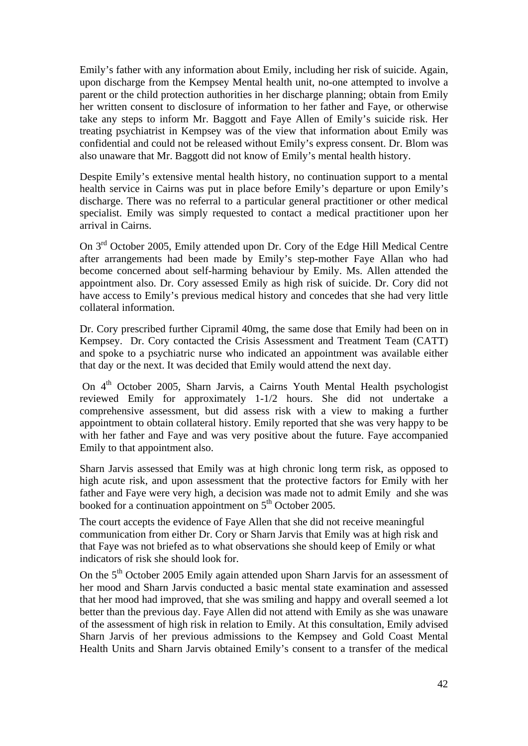Emily's father with any information about Emily, including her risk of suicide. Again, upon discharge from the Kempsey Mental health unit, no-one attempted to involve a parent or the child protection authorities in her discharge planning; obtain from Emily her written consent to disclosure of information to her father and Faye, or otherwise take any steps to inform Mr. Baggott and Faye Allen of Emily's suicide risk. Her treating psychiatrist in Kempsey was of the view that information about Emily was confidential and could not be released without Emily's express consent. Dr. Blom was also unaware that Mr. Baggott did not know of Emily's mental health history.

Despite Emily's extensive mental health history, no continuation support to a mental health service in Cairns was put in place before Emily's departure or upon Emily's discharge. There was no referral to a particular general practitioner or other medical specialist. Emily was simply requested to contact a medical practitioner upon her arrival in Cairns.

On 3rd October 2005, Emily attended upon Dr. Cory of the Edge Hill Medical Centre after arrangements had been made by Emily's step-mother Faye Allan who had become concerned about self-harming behaviour by Emily. Ms. Allen attended the appointment also. Dr. Cory assessed Emily as high risk of suicide. Dr. Cory did not have access to Emily's previous medical history and concedes that she had very little collateral information.

Dr. Cory prescribed further Cipramil 40mg, the same dose that Emily had been on in Kempsey. Dr. Cory contacted the Crisis Assessment and Treatment Team (CATT) and spoke to a psychiatric nurse who indicated an appointment was available either that day or the next. It was decided that Emily would attend the next day.

On 4th October 2005, Sharn Jarvis, a Cairns Youth Mental Health psychologist reviewed Emily for approximately 1-1/2 hours. She did not undertake a comprehensive assessment, but did assess risk with a view to making a further appointment to obtain collateral history. Emily reported that she was very happy to be with her father and Faye and was very positive about the future. Faye accompanied Emily to that appointment also.

Sharn Jarvis assessed that Emily was at high chronic long term risk, as opposed to high acute risk, and upon assessment that the protective factors for Emily with her father and Faye were very high, a decision was made not to admit Emily and she was booked for a continuation appointment on 5th October 2005.

The court accepts the evidence of Faye Allen that she did not receive meaningful communication from either Dr. Cory or Sharn Jarvis that Emily was at high risk and that Faye was not briefed as to what observations she should keep of Emily or what indicators of risk she should look for.

On the 5th October 2005 Emily again attended upon Sharn Jarvis for an assessment of her mood and Sharn Jarvis conducted a basic mental state examination and assessed that her mood had improved, that she was smiling and happy and overall seemed a lot better than the previous day. Faye Allen did not attend with Emily as she was unaware of the assessment of high risk in relation to Emily. At this consultation, Emily advised Sharn Jarvis of her previous admissions to the Kempsey and Gold Coast Mental Health Units and Sharn Jarvis obtained Emily's consent to a transfer of the medical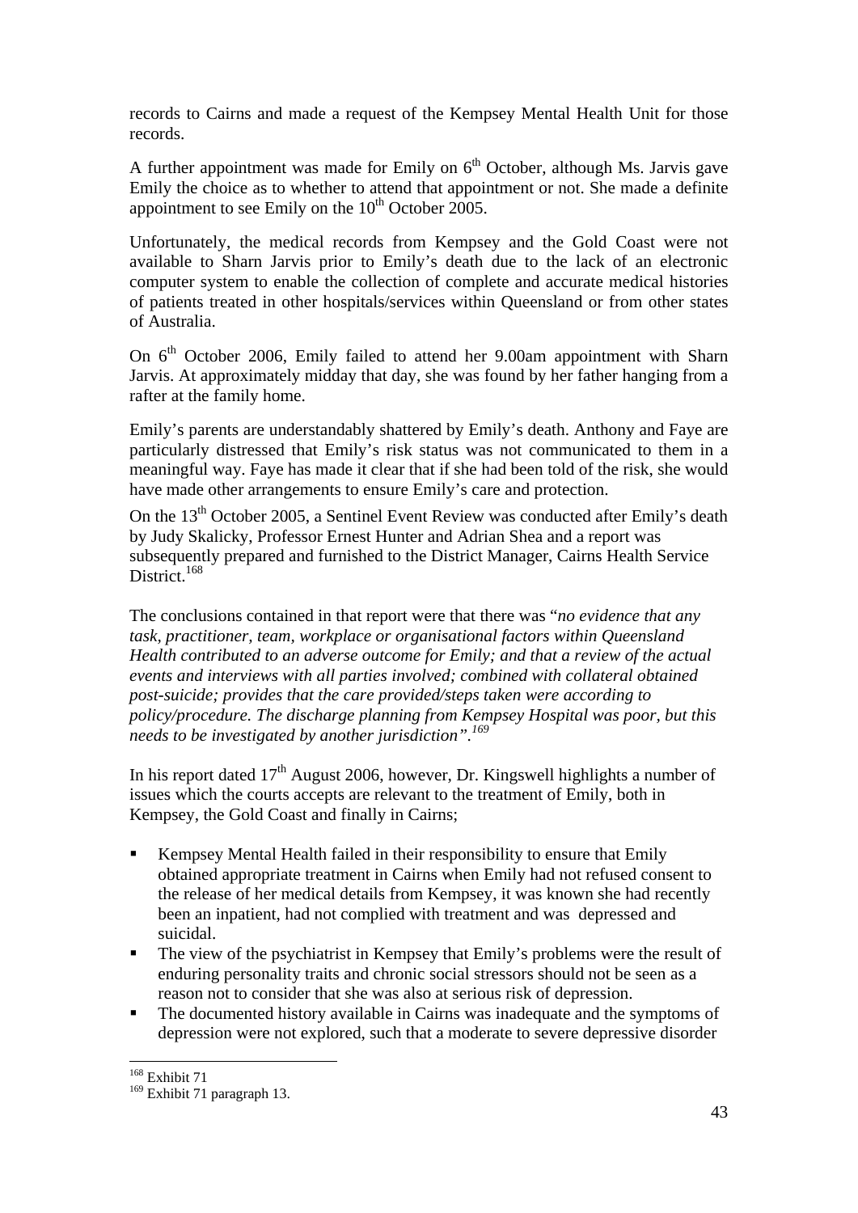records to Cairns and made a request of the Kempsey Mental Health Unit for those records.

A further appointment was made for Emily on 6th October, although Ms. Jarvis gave Emily the choice as to whether to attend that appointment or not. She made a definite appointment to see Emily on the 10th October 2005.

Unfortunately, the medical records from Kempsey and the Gold Coast were not available to Sharn Jarvis prior to Emily's death due to the lack of an electronic computer system to enable the collection of complete and accurate medical histories of patients treated in other hospitals/services within Queensland or from other states of Australia.

On 6th October 2006, Emily failed to attend her 9.00am appointment with Sharn Jarvis. At approximately midday that day, she was found by her father hanging from a rafter at the family home.

Emily's parents are understandably shattered by Emily's death. Anthony and Faye are particularly distressed that Emily's risk status was not communicated to them in a meaningful way. Faye has made it clear that if she had been told of the risk, she would have made other arrangements to ensure Emily's care and protection.

On the 13th October 2005, a Sentinel Event Review was conducted after Emily's death by Judy Skalicky, Professor Ernest Hunter and Adrian Shea and a report was subsequently prepared and furnished to the District Manager, Cairns Health Service District.[168]

The conclusions contained in that report were that there was "*no evidence that any task, practitioner, team, workplace or organisational factors within Queensland Health contributed to an adverse outcome for Emily; and that a review of the actual events and interviews with all parties involved; combined with collateral obtained post-suicide; provides that the care provided/steps taken were according to policy/procedure. The discharge planning from Kempsey Hospital was poor, but this needs to be investigated by another jurisdiction*".[169]

In his report dated 17th August 2006, however, Dr. Kingswell highlights a number of issues which the courts accepts are relevant to the treatment of Emily, both in Kempsey, the Gold Coast and finally in Cairns;

- Kempsey Mental Health failed in their responsibility to ensure that Emily obtained appropriate treatment in Cairns when Emily had not refused consent to the release of her medical details from Kempsey, it was known she had recently been an inpatient, had not complied with treatment and was depressed and suicidal.
- The view of the psychiatrist in Kempsey that Emily's problems were the result of enduring personality traits and chronic social stressors should not be seen as a reason not to consider that she was also at serious risk of depression.
- The documented history available in Cairns was inadequate and the symptoms of depression were not explored, such that a moderate to severe depressive disorder

[168] Exhibit 71
[169] Exhibit 71 paragraph 13.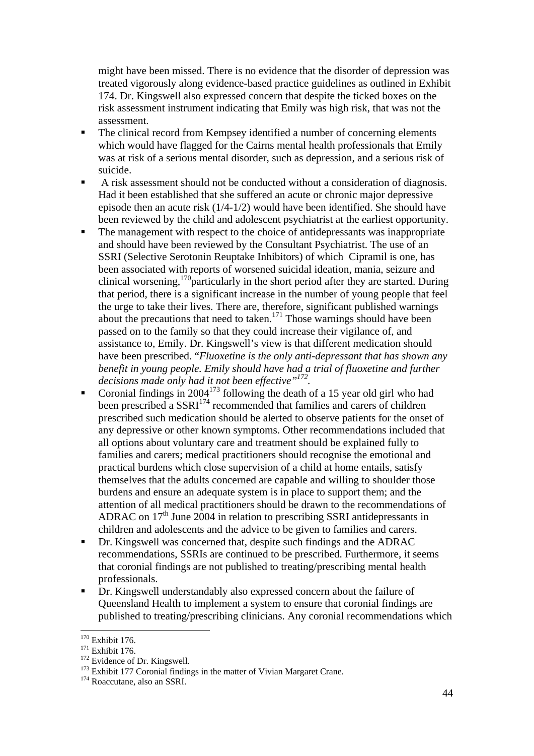might have been missed. There is no evidence that the disorder of depression was treated vigorously along evidence-based practice guidelines as outlined in Exhibit 174. Dr. Kingswell also expressed concern that despite the ticked boxes on the risk assessment instrument indicating that Emily was high risk, that was not the assessment.

- The clinical record from Kempsey identified a number of concerning elements which would have flagged for the Cairns mental health professionals that Emily was at risk of a serious mental disorder, such as depression, and a serious risk of suicide.
- A risk assessment should not be conducted without a consideration of diagnosis. Had it been established that she suffered an acute or chronic major depressive episode then an acute risk (1/4-1/2) would have been identified. She should have been reviewed by the child and adolescent psychiatrist at the earliest opportunity.
- The management with respect to the choice of antidepressants was inappropriate and should have been reviewed by the Consultant Psychiatrist. The use of an SSRI (Selective Serotonin Reuptake Inhibitors) of which Cipramil is one, has been associated with reports of worsened suicidal ideation, mania, seizure and clinical worsening,[170] particularly in the short period after they are started. During that period, there is a significant increase in the number of young people that feel the urge to take their lives. There are, therefore, significant published warnings about the precautions that need to taken.[171] Those warnings should have been passed on to the family so that they could increase their vigilance of, and assistance to, Emily. Dr. Kingswell's view is that different medication should have been prescribed. "*Fluoxetine is the only anti-depressant that has shown any benefit in young people. Emily should have had a trial of fluoxetine and further decisions made only had it not been effective*"[172].
- Coronial findings in 2004[173] following the death of a 15 year old girl who had been prescribed a SSRI[174] recommended that families and carers of children prescribed such medication should be alerted to observe patients for the onset of any depressive or other known symptoms. Other recommendations included that all options about voluntary care and treatment should be explained fully to families and carers; medical practitioners should recognise the emotional and practical burdens which close supervision of a child at home entails, satisfy themselves that the adults concerned are capable and willing to shoulder those burdens and ensure an adequate system is in place to support them; and the attention of all medical practitioners should be drawn to the recommendations of ADRAC on 17th June 2004 in relation to prescribing SSRI antidepressants in children and adolescents and the advice to be given to families and carers.
- Dr. Kingswell was concerned that, despite such findings and the ADRAC recommendations, SSRIs are continued to be prescribed. Furthermore, it seems that coronial findings are not published to treating/prescribing mental health professionals.
- Dr. Kingswell understandably also expressed concern about the failure of Queensland Health to implement a system to ensure that coronial findings are published to treating/prescribing clinicians. Any coronial recommendations which

---

[170] Exhibit 176.
[171] Exhibit 176.
[172] Evidence of Dr. Kingswell.
[173] Exhibit 177 Coronial findings in the matter of Vivian Margaret Crane.
[174] Roaccutane, also an SSRI.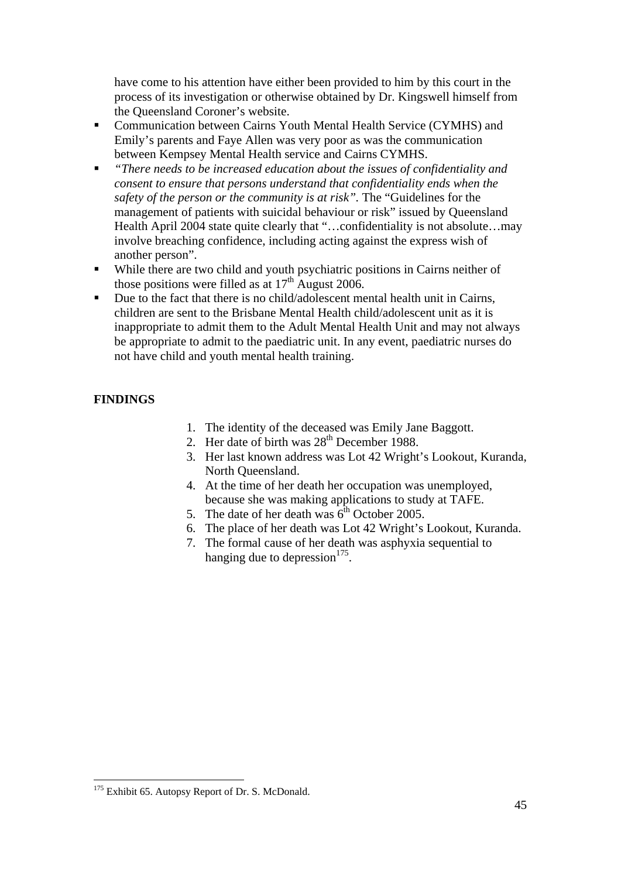have come to his attention have either been provided to him by this court in the process of its investigation or otherwise obtained by Dr. Kingswell himself from the Queensland Coroner's website.

- Communication between Cairns Youth Mental Health Service (CYMHS) and Emily's parents and Faye Allen was very poor as was the communication between Kempsey Mental Health service and Cairns CYMHS.
- *"There needs to be increased education about the issues of confidentiality and consent to ensure that persons understand that confidentiality ends when the safety of the person or the community is at risk".* The "Guidelines for the management of patients with suicidal behaviour or risk" issued by Queensland Health April 2004 state quite clearly that "…confidentiality is not absolute…may involve breaching confidence, including acting against the express wish of another person".
- While there are two child and youth psychiatric positions in Cairns neither of those positions were filled as at 17th August 2006.
- Due to the fact that there is no child/adolescent mental health unit in Cairns, children are sent to the Brisbane Mental Health child/adolescent unit as it is inappropriate to admit them to the Adult Mental Health Unit and may not always be appropriate to admit to the paediatric unit. In any event, paediatric nurses do not have child and youth mental health training.

**FINDINGS**

1. The identity of the deceased was Emily Jane Baggott.
2. Her date of birth was 28th December 1988.
3. Her last known address was Lot 42 Wright's Lookout, Kuranda, North Queensland.
4. At the time of her death her occupation was unemployed, because she was making applications to study at TAFE.
5. The date of her death was 6th October 2005.
6. The place of her death was Lot 42 Wright's Lookout, Kuranda.
7. The formal cause of her death was asphyxia sequential to hanging due to depression[175].

---

[175] Exhibit 65. Autopsy Report of Dr. S. McDonald.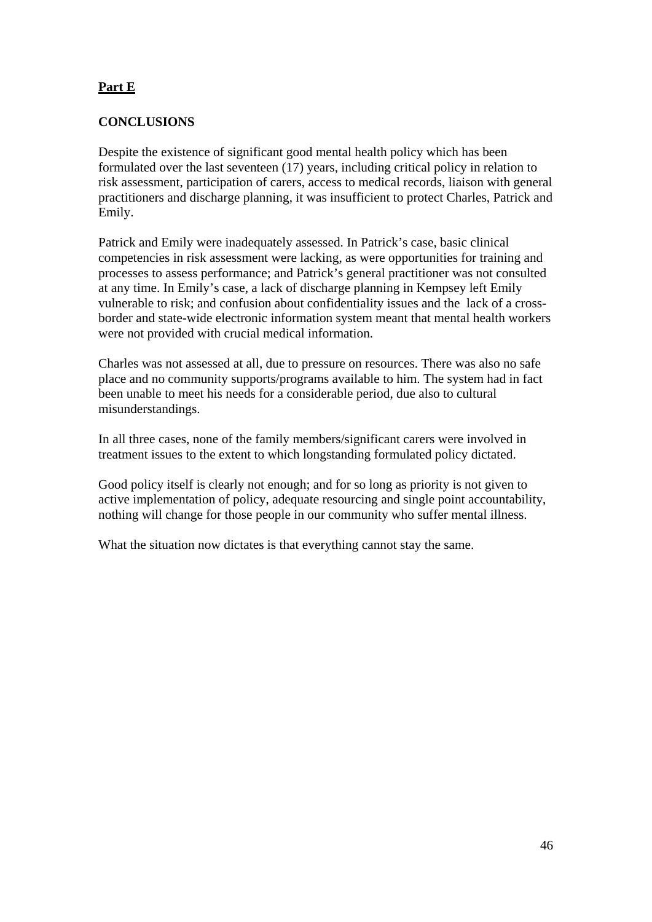## **Part E**

### CONCLUSIONS

Despite the existence of significant good mental health policy which has been formulated over the last seventeen (17) years, including critical policy in relation to risk assessment, participation of carers, access to medical records, liaison with general practitioners and discharge planning, it was insufficient to protect Charles, Patrick and Emily.

Patrick and Emily were inadequately assessed. In Patrick's case, basic clinical competencies in risk assessment were lacking, as were opportunities for training and processes to assess performance; and Patrick's general practitioner was not consulted at any time. In Emily's case, a lack of discharge planning in Kempsey left Emily vulnerable to risk; and confusion about confidentiality issues and the lack of a cross-border and state-wide electronic information system meant that mental health workers were not provided with crucial medical information.

Charles was not assessed at all, due to pressure on resources. There was also no safe place and no community supports/programs available to him. The system had in fact been unable to meet his needs for a considerable period, due also to cultural misunderstandings.

In all three cases, none of the family members/significant carers were involved in treatment issues to the extent to which longstanding formulated policy dictated.

Good policy itself is clearly not enough; and for so long as priority is not given to active implementation of policy, adequate resourcing and single point accountability, nothing will change for those people in our community who suffer mental illness.

What the situation now dictates is that everything cannot stay the same.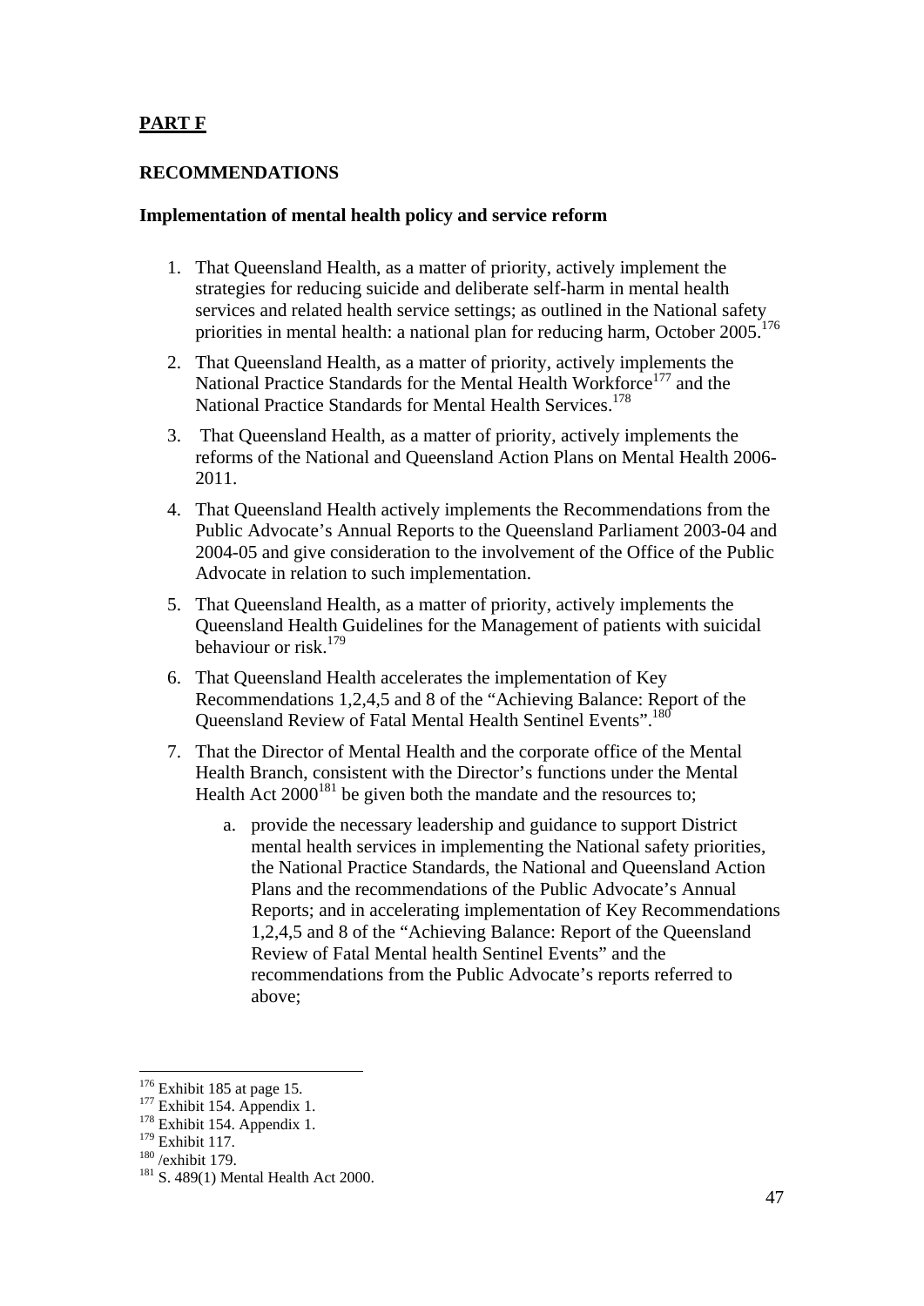**PART F**

**RECOMMENDATIONS**

**Implementation of mental health policy and service reform**

1. That Queensland Health, as a matter of priority, actively implement the strategies for reducing suicide and deliberate self-harm in mental health services and related health service settings; as outlined in the National safety priorities in mental health: a national plan for reducing harm, October 2005.[176]

2. That Queensland Health, as a matter of priority, actively implements the National Practice Standards for the Mental Health Workforce[177] and the National Practice Standards for Mental Health Services.[178]

3. That Queensland Health, as a matter of priority, actively implements the reforms of the National and Queensland Action Plans on Mental Health 2006-2011.

4. That Queensland Health actively implements the Recommendations from the Public Advocate's Annual Reports to the Queensland Parliament 2003-04 and 2004-05 and give consideration to the involvement of the Office of the Public Advocate in relation to such implementation.

5. That Queensland Health, as a matter of priority, actively implements the Queensland Health Guidelines for the Management of patients with suicidal behaviour or risk.[179]

6. That Queensland Health accelerates the implementation of Key Recommendations 1,2,4,5 and 8 of the "Achieving Balance: Report of the Queensland Review of Fatal Mental Health Sentinel Events".[180]

7. That the Director of Mental Health and the corporate office of the Mental Health Branch, consistent with the Director's functions under the Mental Health Act 2000[181] be given both the mandate and the resources to;

    a. provide the necessary leadership and guidance to support District mental health services in implementing the National safety priorities, the National Practice Standards, the National and Queensland Action Plans and the recommendations of the Public Advocate's Annual Reports; and in accelerating implementation of Key Recommendations 1,2,4,5 and 8 of the "Achieving Balance: Report of the Queensland Review of Fatal Mental health Sentinel Events" and the recommendations from the Public Advocate's reports referred to above;

---

[176] Exhibit 185 at page 15.
[177] Exhibit 154. Appendix 1.
[178] Exhibit 154. Appendix 1.
[179] Exhibit 117.
[180] /exhibit 179.
[181] S. 489(1) Mental Health Act 2000.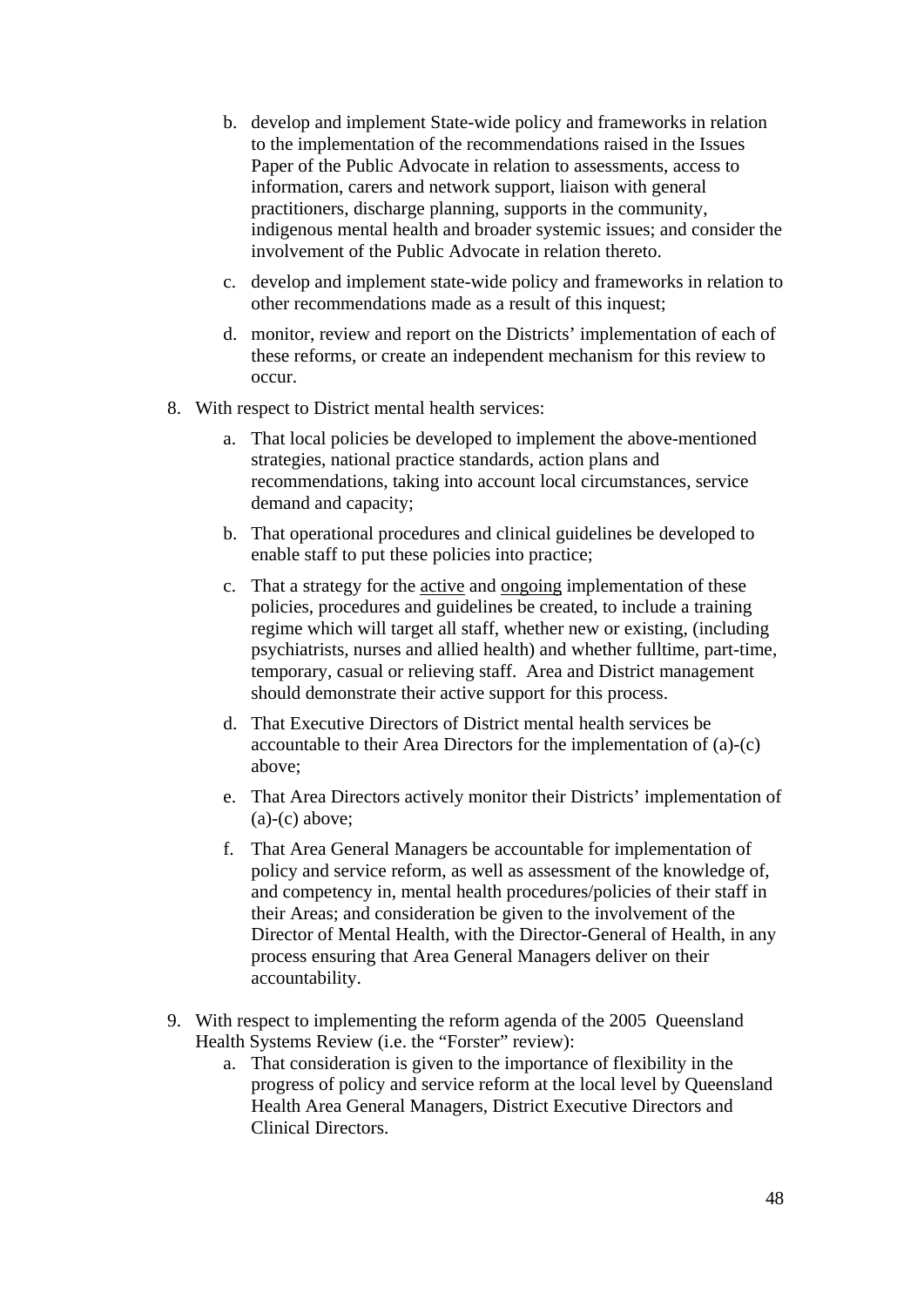b. develop and implement State-wide policy and frameworks in relation to the implementation of the recommendations raised in the Issues Paper of the Public Advocate in relation to assessments, access to information, carers and network support, liaison with general practitioners, discharge planning, supports in the community, indigenous mental health and broader systemic issues; and consider the involvement of the Public Advocate in relation thereto.

   c. develop and implement state-wide policy and frameworks in relation to other recommendations made as a result of this inquest;

   d. monitor, review and report on the Districts' implementation of each of these reforms, or create an independent mechanism for this review to occur.

8. With respect to District mental health services:

   a. That local policies be developed to implement the above-mentioned strategies, national practice standards, action plans and recommendations, taking into account local circumstances, service demand and capacity;

   b. That operational procedures and clinical guidelines be developed to enable staff to put these policies into practice;

   c. That a strategy for the <u>active</u> and <u>ongoing</u> implementation of these policies, procedures and guidelines be created, to include a training regime which will target all staff, whether new or existing, (including psychiatrists, nurses and allied health) and whether fulltime, part-time, temporary, casual or relieving staff. Area and District management should demonstrate their active support for this process.

   d. That Executive Directors of District mental health services be accountable to their Area Directors for the implementation of (a)-(c) above;

   e. That Area Directors actively monitor their Districts' implementation of (a)-(c) above;

   f. That Area General Managers be accountable for implementation of policy and service reform, as well as assessment of the knowledge of, and competency in, mental health procedures/policies of their staff in their Areas; and consideration be given to the involvement of the Director of Mental Health, with the Director-General of Health, in any process ensuring that Area General Managers deliver on their accountability.

9. With respect to implementing the reform agenda of the 2005 Queensland Health Systems Review (i.e. the "Forster" review):

   a. That consideration is given to the importance of flexibility in the progress of policy and service reform at the local level by Queensland Health Area General Managers, District Executive Directors and Clinical Directors.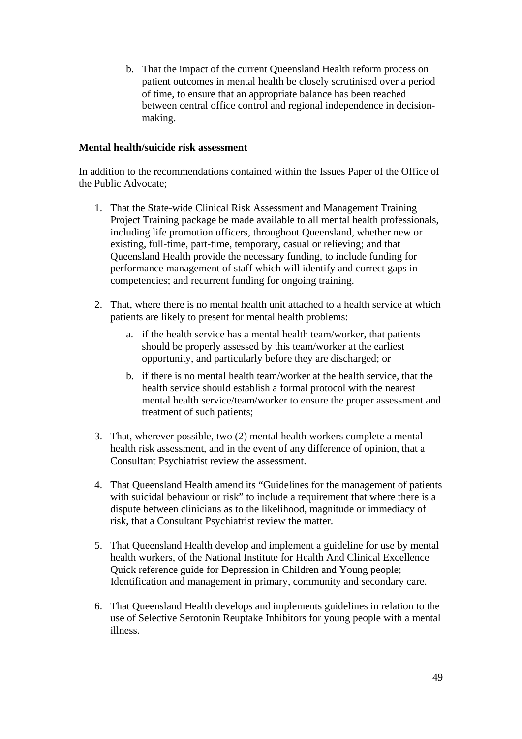b. That the impact of the current Queensland Health reform process on patient outcomes in mental health be closely scrutinised over a period of time, to ensure that an appropriate balance has been reached between central office control and regional independence in decision-making.

**Mental health/suicide risk assessment**

In addition to the recommendations contained within the Issues Paper of the Office of the Public Advocate;

1. That the State-wide Clinical Risk Assessment and Management Training Project Training package be made available to all mental health professionals, including life promotion officers, throughout Queensland, whether new or existing, full-time, part-time, temporary, casual or relieving; and that Queensland Health provide the necessary funding, to include funding for performance management of staff which will identify and correct gaps in competencies; and recurrent funding for ongoing training.

2. That, where there is no mental health unit attached to a health service at which patients are likely to present for mental health problems:

   a. if the health service has a mental health team/worker, that patients should be properly assessed by this team/worker at the earliest opportunity, and particularly before they are discharged; or

   b. if there is no mental health team/worker at the health service, that the health service should establish a formal protocol with the nearest mental health service/team/worker to ensure the proper assessment and treatment of such patients;

3. That, wherever possible, two (2) mental health workers complete a mental health risk assessment, and in the event of any difference of opinion, that a Consultant Psychiatrist review the assessment.

4. That Queensland Health amend its "Guidelines for the management of patients with suicidal behaviour or risk" to include a requirement that where there is a dispute between clinicians as to the likelihood, magnitude or immediacy of risk, that a Consultant Psychiatrist review the matter.

5. That Queensland Health develop and implement a guideline for use by mental health workers, of the National Institute for Health And Clinical Excellence Quick reference guide for Depression in Children and Young people; Identification and management in primary, community and secondary care.

6. That Queensland Health develops and implements guidelines in relation to the use of Selective Serotonin Reuptake Inhibitors for young people with a mental illness.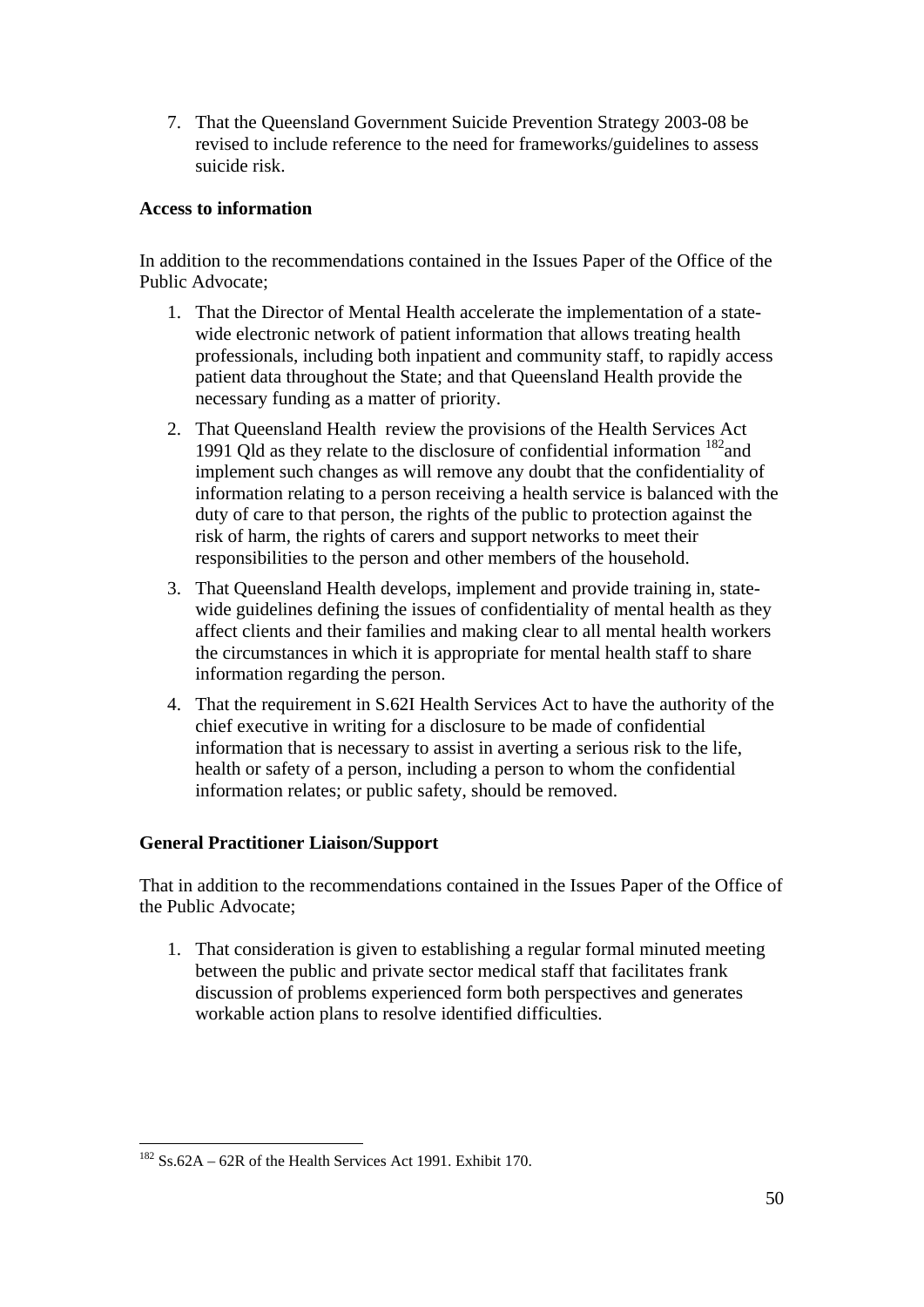7. That the Queensland Government Suicide Prevention Strategy 2003-08 be revised to include reference to the need for frameworks/guidelines to assess suicide risk.

**Access to information**

In addition to the recommendations contained in the Issues Paper of the Office of the Public Advocate;

1. That the Director of Mental Health accelerate the implementation of a state-wide electronic network of patient information that allows treating health professionals, including both inpatient and community staff, to rapidly access patient data throughout the State; and that Queensland Health provide the necessary funding as a matter of priority.
2. That Queensland Health review the provisions of the Health Services Act 1991 Qld as they relate to the disclosure of confidential information [182]and implement such changes as will remove any doubt that the confidentiality of information relating to a person receiving a health service is balanced with the duty of care to that person, the rights of the public to protection against the risk of harm, the rights of carers and support networks to meet their responsibilities to the person and other members of the household.
3. That Queensland Health develops, implement and provide training in, state-wide guidelines defining the issues of confidentiality of mental health as they affect clients and their families and making clear to all mental health workers the circumstances in which it is appropriate for mental health staff to share information regarding the person.
4. That the requirement in S.62I Health Services Act to have the authority of the chief executive in writing for a disclosure to be made of confidential information that is necessary to assist in averting a serious risk to the life, health or safety of a person, including a person to whom the confidential information relates; or public safety, should be removed.

**General Practitioner Liaison/Support**

That in addition to the recommendations contained in the Issues Paper of the Office of the Public Advocate;

1. That consideration is given to establishing a regular formal minuted meeting between the public and private sector medical staff that facilitates frank discussion of problems experienced form both perspectives and generates workable action plans to resolve identified difficulties.

---

[182] Ss.62A – 62R of the Health Services Act 1991. Exhibit 170.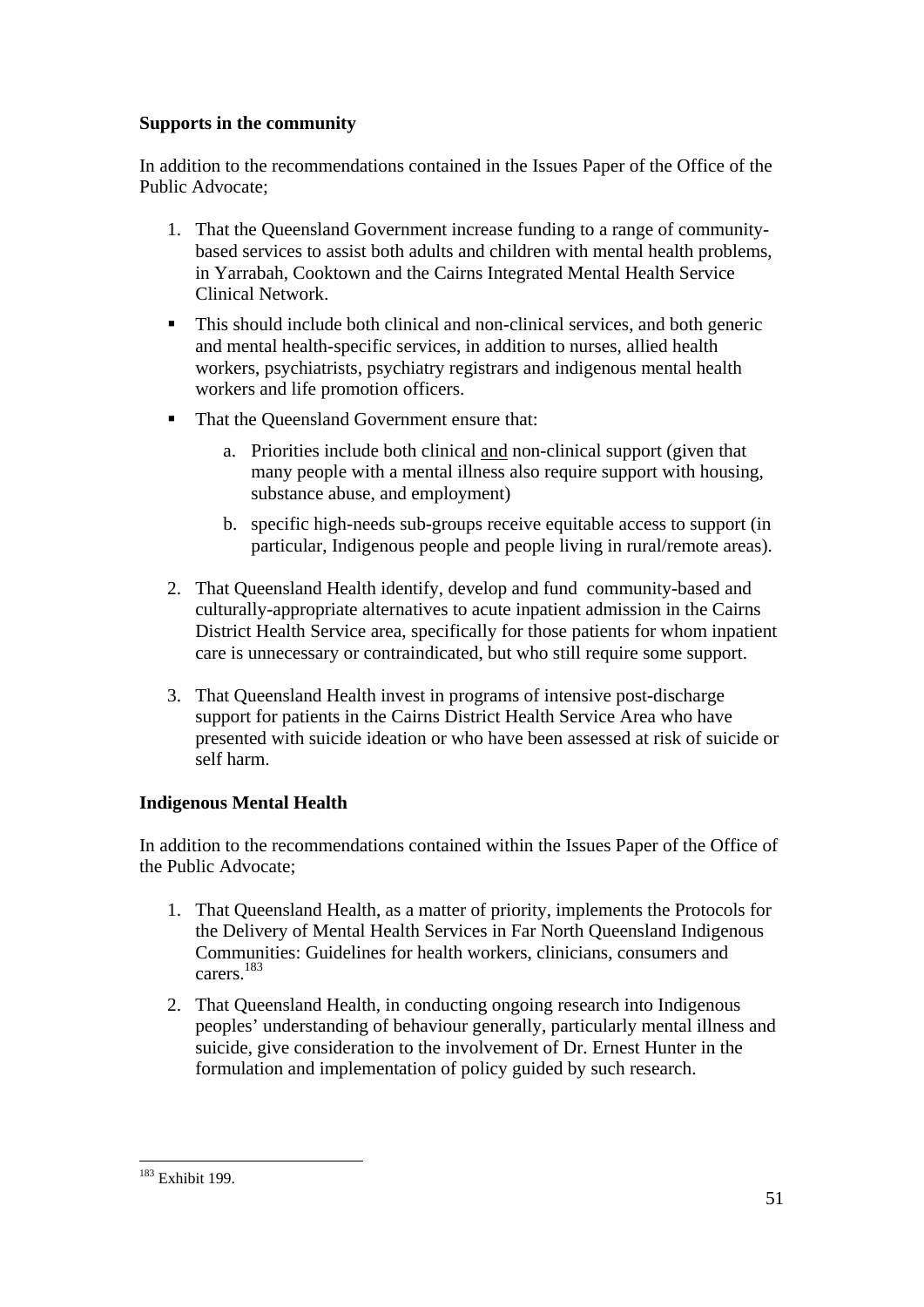**Supports in the community**

In addition to the recommendations contained in the Issues Paper of the Office of the Public Advocate;

1. That the Queensland Government increase funding to a range of community-based services to assist both adults and children with mental health problems, in Yarrabah, Cooktown and the Cairns Integrated Mental Health Service Clinical Network.

- This should include both clinical and non-clinical services, and both generic and mental health-specific services, in addition to nurses, allied health workers, psychiatrists, psychiatry registrars and indigenous mental health workers and life promotion officers.
- That the Queensland Government ensure that:
  a. Priorities include both clinical <u>and</u> non-clinical support (given that many people with a mental illness also require support with housing, substance abuse, and employment)
  b. specific high-needs sub-groups receive equitable access to support (in particular, Indigenous people and people living in rural/remote areas).

2. That Queensland Health identify, develop and fund community-based and culturally-appropriate alternatives to acute inpatient admission in the Cairns District Health Service area, specifically for those patients for whom inpatient care is unnecessary or contraindicated, but who still require some support.

3. That Queensland Health invest in programs of intensive post-discharge support for patients in the Cairns District Health Service Area who have presented with suicide ideation or who have been assessed at risk of suicide or self harm.

**Indigenous Mental Health**

In addition to the recommendations contained within the Issues Paper of the Office of the Public Advocate;

1. That Queensland Health, as a matter of priority, implements the Protocols for the Delivery of Mental Health Services in Far North Queensland Indigenous Communities: Guidelines for health workers, clinicians, consumers and carers.[183]

2. That Queensland Health, in conducting ongoing research into Indigenous peoples' understanding of behaviour generally, particularly mental illness and suicide, give consideration to the involvement of Dr. Ernest Hunter in the formulation and implementation of policy guided by such research.

---

[183] Exhibit 199.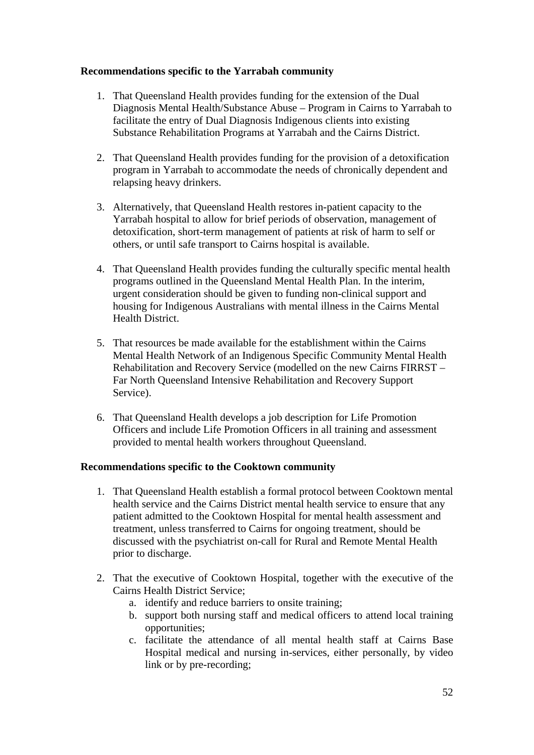**Recommendations specific to the Yarrabah community**

1. That Queensland Health provides funding for the extension of the Dual Diagnosis Mental Health/Substance Abuse – Program in Cairns to Yarrabah to facilitate the entry of Dual Diagnosis Indigenous clients into existing Substance Rehabilitation Programs at Yarrabah and the Cairns District.

2. That Queensland Health provides funding for the provision of a detoxification program in Yarrabah to accommodate the needs of chronically dependent and relapsing heavy drinkers.

3. Alternatively, that Queensland Health restores in-patient capacity to the Yarrabah hospital to allow for brief periods of observation, management of detoxification, short-term management of patients at risk of harm to self or others, or until safe transport to Cairns hospital is available.

4. That Queensland Health provides funding the culturally specific mental health programs outlined in the Queensland Mental Health Plan. In the interim, urgent consideration should be given to funding non-clinical support and housing for Indigenous Australians with mental illness in the Cairns Mental Health District.

5. That resources be made available for the establishment within the Cairns Mental Health Network of an Indigenous Specific Community Mental Health Rehabilitation and Recovery Service (modelled on the new Cairns FIRRST – Far North Queensland Intensive Rehabilitation and Recovery Support Service).

6. That Queensland Health develops a job description for Life Promotion Officers and include Life Promotion Officers in all training and assessment provided to mental health workers throughout Queensland.

**Recommendations specific to the Cooktown community**

1. That Queensland Health establish a formal protocol between Cooktown mental health service and the Cairns District mental health service to ensure that any patient admitted to the Cooktown Hospital for mental health assessment and treatment, unless transferred to Cairns for ongoing treatment, should be discussed with the psychiatrist on-call for Rural and Remote Mental Health prior to discharge.

2. That the executive of Cooktown Hospital, together with the executive of the Cairns Health District Service;
   a. identify and reduce barriers to onsite training;
   b. support both nursing staff and medical officers to attend local training opportunities;
   c. facilitate the attendance of all mental health staff at Cairns Base Hospital medical and nursing in-services, either personally, by video link or by pre-recording;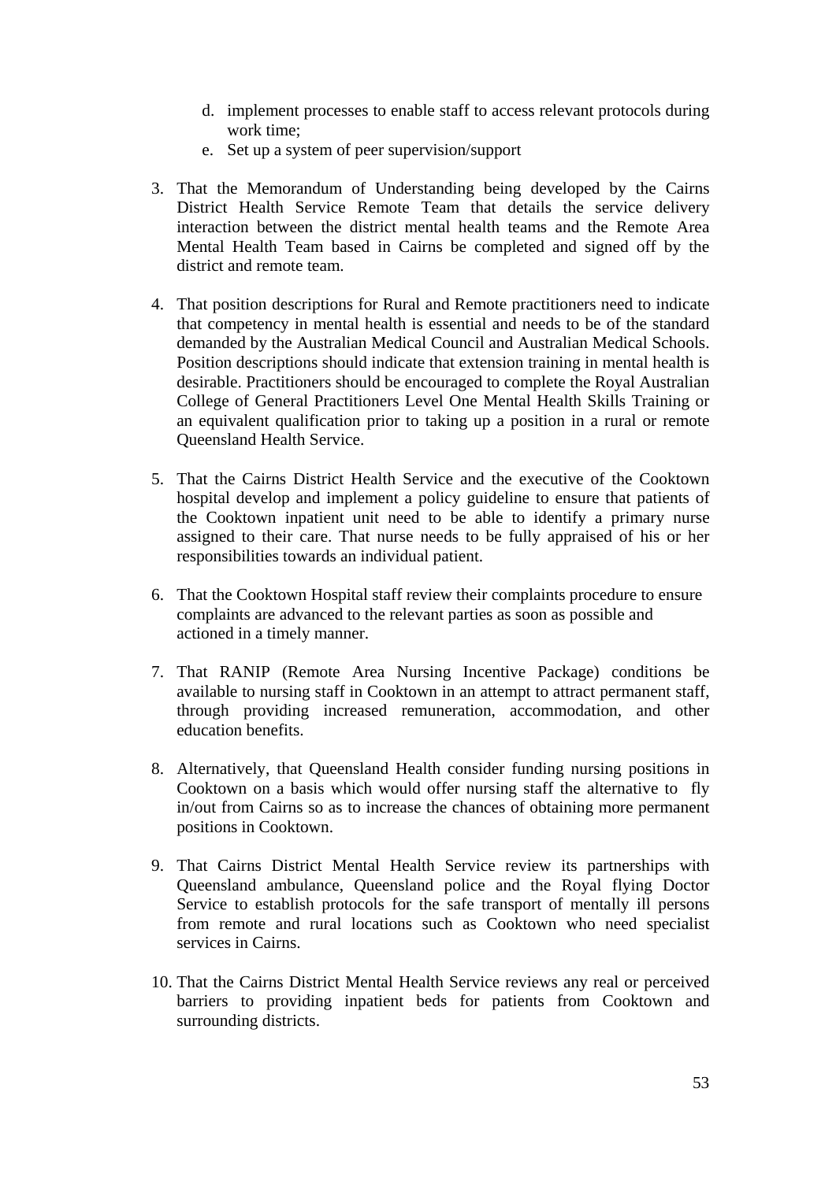d. implement processes to enable staff to access relevant protocols during work time;
   e. Set up a system of peer supervision/support

3. That the Memorandum of Understanding being developed by the Cairns District Health Service Remote Team that details the service delivery interaction between the district mental health teams and the Remote Area Mental Health Team based in Cairns be completed and signed off by the district and remote team.

4. That position descriptions for Rural and Remote practitioners need to indicate that competency in mental health is essential and needs to be of the standard demanded by the Australian Medical Council and Australian Medical Schools. Position descriptions should indicate that extension training in mental health is desirable. Practitioners should be encouraged to complete the Royal Australian College of General Practitioners Level One Mental Health Skills Training or an equivalent qualification prior to taking up a position in a rural or remote Queensland Health Service.

5. That the Cairns District Health Service and the executive of the Cooktown hospital develop and implement a policy guideline to ensure that patients of the Cooktown inpatient unit need to be able to identify a primary nurse assigned to their care. That nurse needs to be fully appraised of his or her responsibilities towards an individual patient.

6. That the Cooktown Hospital staff review their complaints procedure to ensure complaints are advanced to the relevant parties as soon as possible and actioned in a timely manner.

7. That RANIP (Remote Area Nursing Incentive Package) conditions be available to nursing staff in Cooktown in an attempt to attract permanent staff, through providing increased remuneration, accommodation, and other education benefits.

8. Alternatively, that Queensland Health consider funding nursing positions in Cooktown on a basis which would offer nursing staff the alternative to fly in/out from Cairns so as to increase the chances of obtaining more permanent positions in Cooktown.

9. That Cairns District Mental Health Service review its partnerships with Queensland ambulance, Queensland police and the Royal flying Doctor Service to establish protocols for the safe transport of mentally ill persons from remote and rural locations such as Cooktown who need specialist services in Cairns.

10. That the Cairns District Mental Health Service reviews any real or perceived barriers to providing inpatient beds for patients from Cooktown and surrounding districts.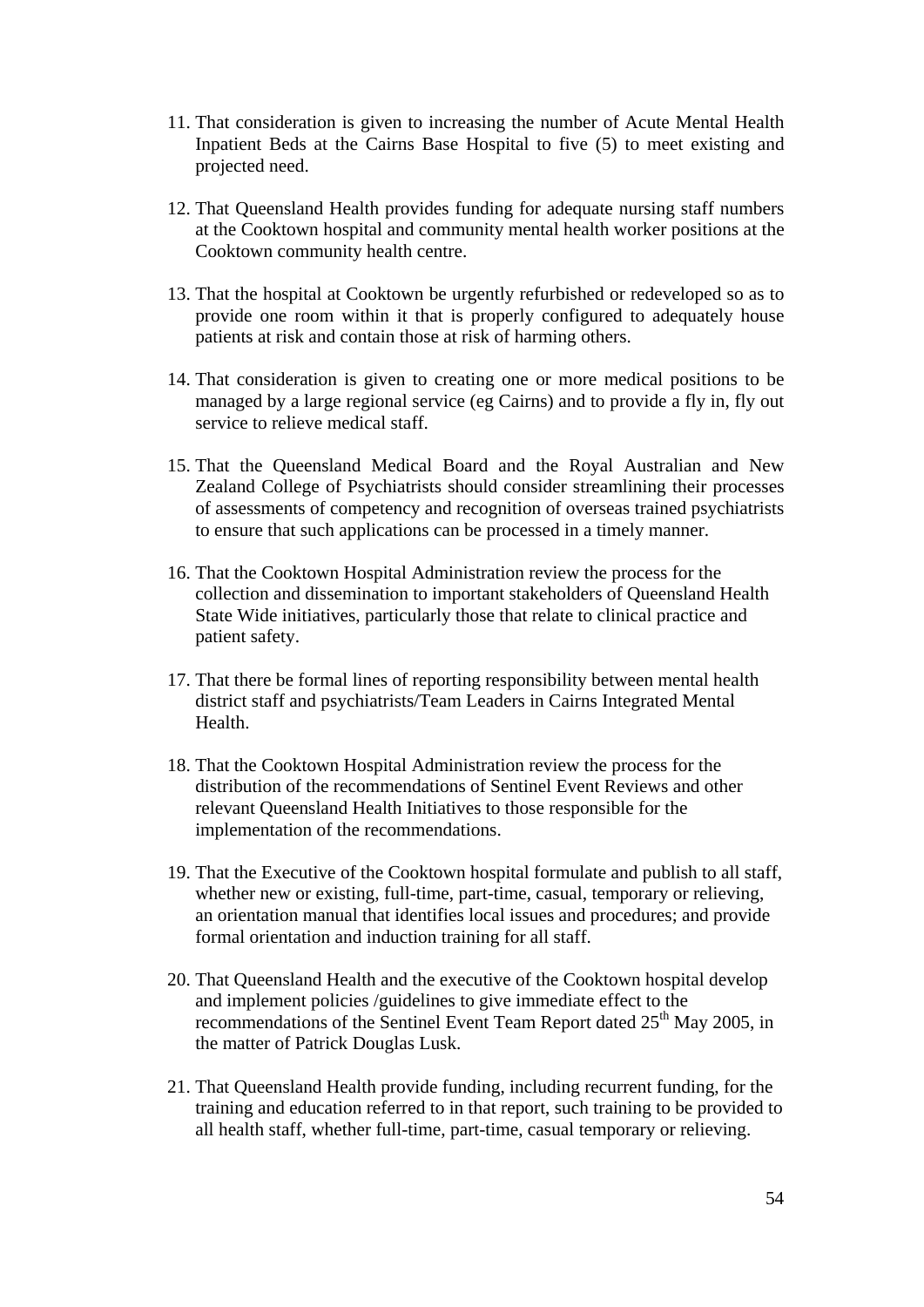11. That consideration is given to increasing the number of Acute Mental Health Inpatient Beds at the Cairns Base Hospital to five (5) to meet existing and projected need.

12. That Queensland Health provides funding for adequate nursing staff numbers at the Cooktown hospital and community mental health worker positions at the Cooktown community health centre.

13. That the hospital at Cooktown be urgently refurbished or redeveloped so as to provide one room within it that is properly configured to adequately house patients at risk and contain those at risk of harming others.

14. That consideration is given to creating one or more medical positions to be managed by a large regional service (eg Cairns) and to provide a fly in, fly out service to relieve medical staff.

15. That the Queensland Medical Board and the Royal Australian and New Zealand College of Psychiatrists should consider streamlining their processes of assessments of competency and recognition of overseas trained psychiatrists to ensure that such applications can be processed in a timely manner.

16. That the Cooktown Hospital Administration review the process for the collection and dissemination to important stakeholders of Queensland Health State Wide initiatives, particularly those that relate to clinical practice and patient safety.

17. That there be formal lines of reporting responsibility between mental health district staff and psychiatrists/Team Leaders in Cairns Integrated Mental Health.

18. That the Cooktown Hospital Administration review the process for the distribution of the recommendations of Sentinel Event Reviews and other relevant Queensland Health Initiatives to those responsible for the implementation of the recommendations.

19. That the Executive of the Cooktown hospital formulate and publish to all staff, whether new or existing, full-time, part-time, casual, temporary or relieving, an orientation manual that identifies local issues and procedures; and provide formal orientation and induction training for all staff.

20. That Queensland Health and the executive of the Cooktown hospital develop and implement policies /guidelines to give immediate effect to the recommendations of the Sentinel Event Team Report dated 25th May 2005, in the matter of Patrick Douglas Lusk.

21. That Queensland Health provide funding, including recurrent funding, for the training and education referred to in that report, such training to be provided to all health staff, whether full-time, part-time, casual temporary or relieving.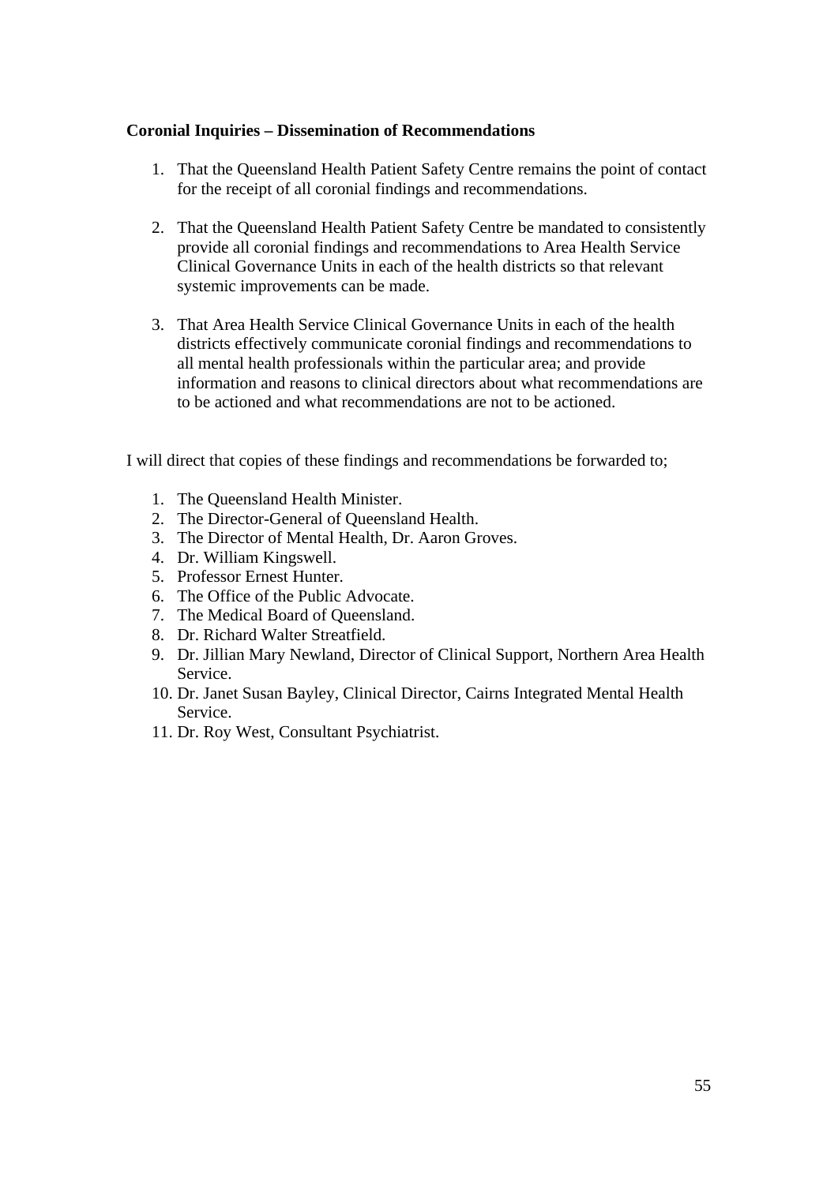**Coronial Inquiries – Dissemination of Recommendations**

1. That the Queensland Health Patient Safety Centre remains the point of contact for the receipt of all coronial findings and recommendations.

2. That the Queensland Health Patient Safety Centre be mandated to consistently provide all coronial findings and recommendations to Area Health Service Clinical Governance Units in each of the health districts so that relevant systemic improvements can be made.

3. That Area Health Service Clinical Governance Units in each of the health districts effectively communicate coronial findings and recommendations to all mental health professionals within the particular area; and provide information and reasons to clinical directors about what recommendations are to be actioned and what recommendations are not to be actioned.

I will direct that copies of these findings and recommendations be forwarded to;

1. The Queensland Health Minister.
2. The Director-General of Queensland Health.
3. The Director of Mental Health, Dr. Aaron Groves.
4. Dr. William Kingswell.
5. Professor Ernest Hunter.
6. The Office of the Public Advocate.
7. The Medical Board of Queensland.
8. Dr. Richard Walter Streatfield.
9. Dr. Jillian Mary Newland, Director of Clinical Support, Northern Area Health Service.
10. Dr. Janet Susan Bayley, Clinical Director, Cairns Integrated Mental Health Service.
11. Dr. Roy West, Consultant Psychiatrist.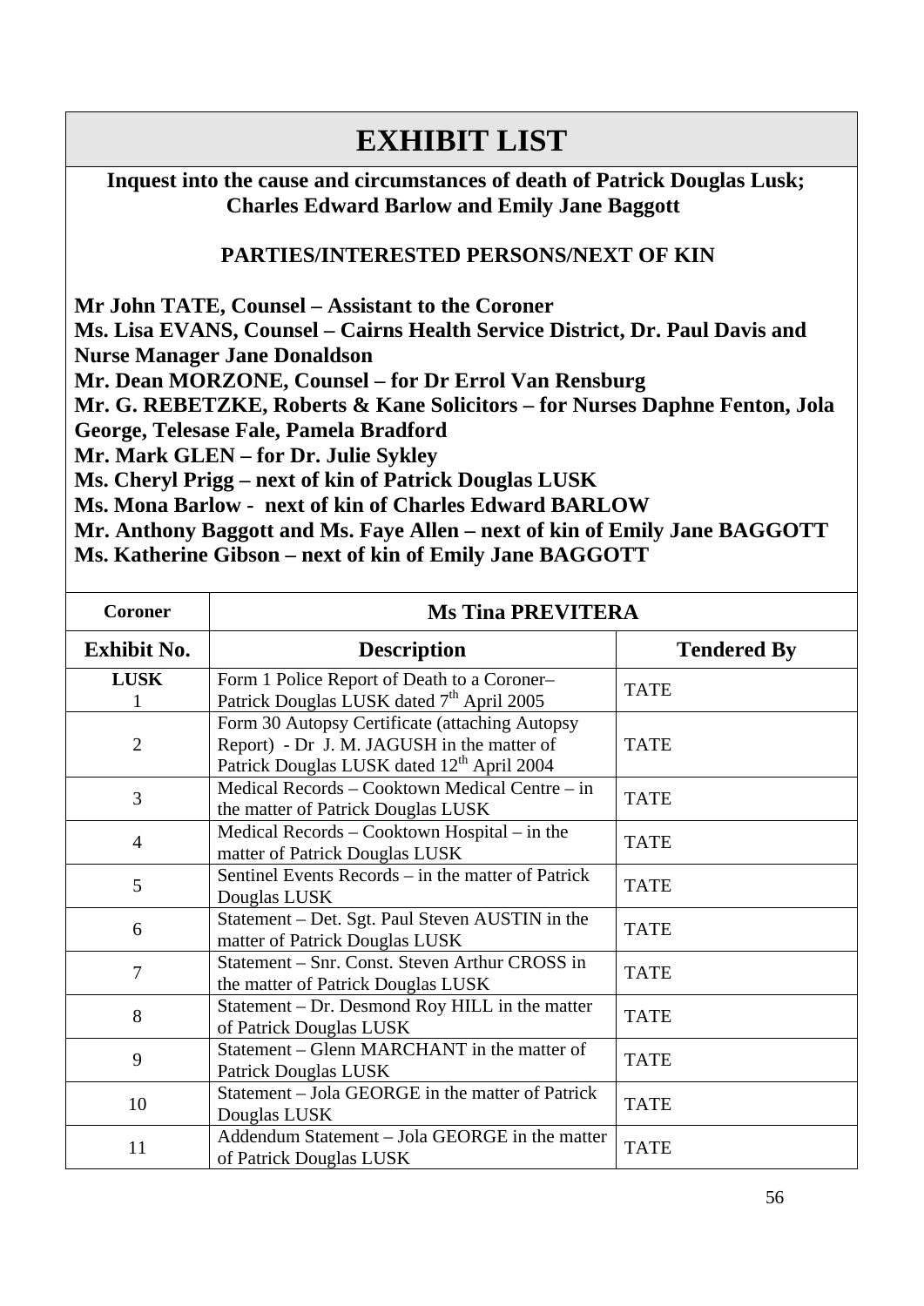# EXHIBIT LIST

**Inquest into the cause and circumstances of death of Patrick Douglas Lusk; Charles Edward Barlow and Emily Jane Baggott**

**PARTIES/INTERESTED PERSONS/NEXT OF KIN**

**Mr John TATE, Counsel – Assistant to the Coroner**
**Ms. Lisa EVANS, Counsel – Cairns Health Service District, Dr. Paul Davis and Nurse Manager Jane Donaldson**
**Mr. Dean MORZONE, Counsel – for Dr Errol Van Rensburg**
**Mr. G. REBETZKE, Roberts & Kane Solicitors – for Nurses Daphne Fenton, Jola George, Telesase Fale, Pamela Bradford**
**Mr. Mark GLEN – for Dr. Julie Sykley**
**Ms. Cheryl Prigg – next of kin of Patrick Douglas LUSK**
**Ms. Mona Barlow - next of kin of Charles Edward BARLOW**
**Mr. Anthony Baggott and Ms. Faye Allen – next of kin of Emily Jane BAGGOTT**
**Ms. Katherine Gibson – next of kin of Emily Jane BAGGOTT**

| **Coroner** | **Ms Tina PREVITERA** | |
|---|---|---|
| **Exhibit No.** | **Description** | **Tendered By** |
| **LUSK** 1 | Form 1 Police Report of Death to a Coroner– Patrick Douglas LUSK dated 7th April 2005 | TATE |
| 2 | Form 30 Autopsy Certificate (attaching Autopsy Report) - Dr J. M. JAGUSH in the matter of Patrick Douglas LUSK dated 12th April 2004 | TATE |
| 3 | Medical Records – Cooktown Medical Centre – in the matter of Patrick Douglas LUSK | TATE |
| 4 | Medical Records – Cooktown Hospital – in the matter of Patrick Douglas LUSK | TATE |
| 5 | Sentinel Events Records – in the matter of Patrick Douglas LUSK | TATE |
| 6 | Statement – Det. Sgt. Paul Steven AUSTIN in the matter of Patrick Douglas LUSK | TATE |
| 7 | Statement – Snr. Const. Steven Arthur CROSS in the matter of Patrick Douglas LUSK | TATE |
| 8 | Statement – Dr. Desmond Roy HILL in the matter of Patrick Douglas LUSK | TATE |
| 9 | Statement – Glenn MARCHANT in the matter of Patrick Douglas LUSK | TATE |
| 10 | Statement – Jola GEORGE in the matter of Patrick Douglas LUSK | TATE |
| 11 | Addendum Statement – Jola GEORGE in the matter of Patrick Douglas LUSK | TATE |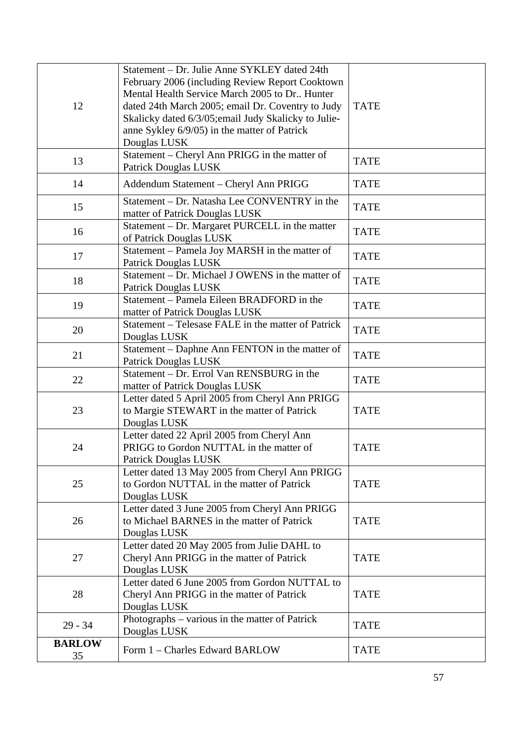| 12 | Statement – Dr. Julie Anne SYKLEY dated 24th February 2006 (including Review Report Cooktown Mental Health Service March 2005 to Dr.. Hunter dated 24th March 2005; email Dr. Coventry to Judy Skalicky dated 6/3/05;email Judy Skalicky to Julie-anne Sykley 6/9/05) in the matter of Patrick Douglas LUSK | TATE |
|---|---|---|
| 13 | Statement – Cheryl Ann PRIGG in the matter of Patrick Douglas LUSK | TATE |
| 14 | Addendum Statement – Cheryl Ann PRIGG | TATE |
| 15 | Statement – Dr. Natasha Lee CONVENTRY in the matter of Patrick Douglas LUSK | TATE |
| 16 | Statement – Dr. Margaret PURCELL in the matter of Patrick Douglas LUSK | TATE |
| 17 | Statement – Pamela Joy MARSH in the matter of Patrick Douglas LUSK | TATE |
| 18 | Statement – Dr. Michael J OWENS in the matter of Patrick Douglas LUSK | TATE |
| 19 | Statement – Pamela Eileen BRADFORD in the matter of Patrick Douglas LUSK | TATE |
| 20 | Statement – Telesase FALE in the matter of Patrick Douglas LUSK | TATE |
| 21 | Statement – Daphne Ann FENTON in the matter of Patrick Douglas LUSK | TATE |
| 22 | Statement – Dr. Errol Van RENSBURG in the matter of Patrick Douglas LUSK | TATE |
| 23 | Letter dated 5 April 2005 from Cheryl Ann PRIGG to Margie STEWART in the matter of Patrick Douglas LUSK | TATE |
| 24 | Letter dated 22 April 2005 from Cheryl Ann PRIGG to Gordon NUTTAL in the matter of Patrick Douglas LUSK | TATE |
| 25 | Letter dated 13 May 2005 from Cheryl Ann PRIGG to Gordon NUTTAL in the matter of Patrick Douglas LUSK | TATE |
| 26 | Letter dated 3 June 2005 from Cheryl Ann PRIGG to Michael BARNES in the matter of Patrick Douglas LUSK | TATE |
| 27 | Letter dated 20 May 2005 from Julie DAHL to Cheryl Ann PRIGG in the matter of Patrick Douglas LUSK | TATE |
| 28 | Letter dated 6 June 2005 from Gordon NUTTAL to Cheryl Ann PRIGG in the matter of Patrick Douglas LUSK | TATE |
| 29 - 34 | Photographs – various in the matter of Patrick Douglas LUSK | TATE |
| **BARLOW** 35 | Form 1 – Charles Edward BARLOW | TATE |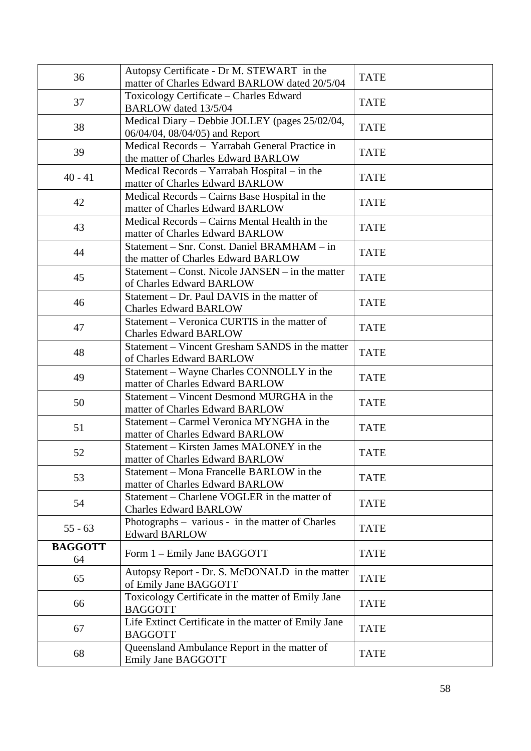| | | |
|---|---|---|
| 36 | Autopsy Certificate - Dr M. STEWART in the matter of Charles Edward BARLOW dated 20/5/04 | TATE |
| 37 | Toxicology Certificate – Charles Edward BARLOW dated 13/5/04 | TATE |
| 38 | Medical Diary – Debbie JOLLEY (pages 25/02/04, 06/04/04, 08/04/05) and Report | TATE |
| 39 | Medical Records – Yarrabah General Practice in the matter of Charles Edward BARLOW | TATE |
| 40 - 41 | Medical Records – Yarrabah Hospital – in the matter of Charles Edward BARLOW | TATE |
| 42 | Medical Records – Cairns Base Hospital in the matter of Charles Edward BARLOW | TATE |
| 43 | Medical Records – Cairns Mental Health in the matter of Charles Edward BARLOW | TATE |
| 44 | Statement – Snr. Const. Daniel BRAMHAM – in the matter of Charles Edward BARLOW | TATE |
| 45 | Statement – Const. Nicole JANSEN – in the matter of Charles Edward BARLOW | TATE |
| 46 | Statement – Dr. Paul DAVIS in the matter of Charles Edward BARLOW | TATE |
| 47 | Statement – Veronica CURTIS in the matter of Charles Edward BARLOW | TATE |
| 48 | Statement – Vincent Gresham SANDS in the matter of Charles Edward BARLOW | TATE |
| 49 | Statement – Wayne Charles CONNOLLY in the matter of Charles Edward BARLOW | TATE |
| 50 | Statement – Vincent Desmond MURGHA in the matter of Charles Edward BARLOW | TATE |
| 51 | Statement – Carmel Veronica MYNGHA in the matter of Charles Edward BARLOW | TATE |
| 52 | Statement – Kirsten James MALONEY in the matter of Charles Edward BARLOW | TATE |
| 53 | Statement – Mona Francelle BARLOW in the matter of Charles Edward BARLOW | TATE |
| 54 | Statement – Charlene VOGLER in the matter of Charles Edward BARLOW | TATE |
| 55 - 63 | Photographs – various - in the matter of Charles Edward BARLOW | TATE |
| **BAGGOTT** 64 | Form 1 – Emily Jane BAGGOTT | TATE |
| 65 | Autopsy Report - Dr. S. McDONALD in the matter of Emily Jane BAGGOTT | TATE |
| 66 | Toxicology Certificate in the matter of Emily Jane BAGGOTT | TATE |
| 67 | Life Extinct Certificate in the matter of Emily Jane BAGGOTT | TATE |
| 68 | Queensland Ambulance Report in the matter of Emily Jane BAGGOTT | TATE |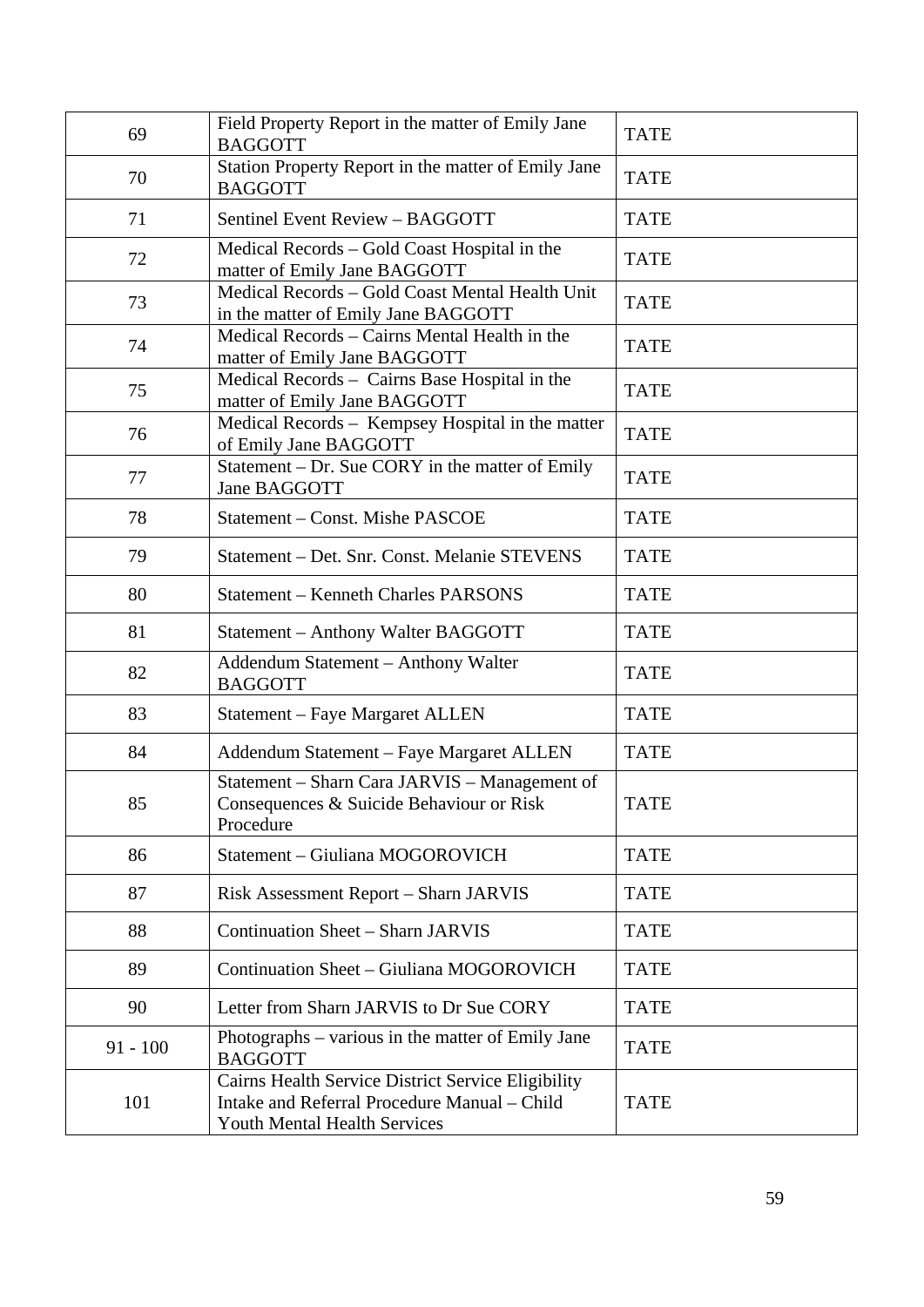| | | |
|---|---|---|
| 69 | Field Property Report in the matter of Emily Jane BAGGOTT | TATE |
| 70 | Station Property Report in the matter of Emily Jane BAGGOTT | TATE |
| 71 | Sentinel Event Review – BAGGOTT | TATE |
| 72 | Medical Records – Gold Coast Hospital in the matter of Emily Jane BAGGOTT | TATE |
| 73 | Medical Records – Gold Coast Mental Health Unit in the matter of Emily Jane BAGGOTT | TATE |
| 74 | Medical Records – Cairns Mental Health in the matter of Emily Jane BAGGOTT | TATE |
| 75 | Medical Records – Cairns Base Hospital in the matter of Emily Jane BAGGOTT | TATE |
| 76 | Medical Records – Kempsey Hospital in the matter of Emily Jane BAGGOTT | TATE |
| 77 | Statement – Dr. Sue CORY in the matter of Emily Jane BAGGOTT | TATE |
| 78 | Statement – Const. Mishe PASCOE | TATE |
| 79 | Statement – Det. Snr. Const. Melanie STEVENS | TATE |
| 80 | Statement – Kenneth Charles PARSONS | TATE |
| 81 | Statement – Anthony Walter BAGGOTT | TATE |
| 82 | Addendum Statement – Anthony Walter BAGGOTT | TATE |
| 83 | Statement – Faye Margaret ALLEN | TATE |
| 84 | Addendum Statement – Faye Margaret ALLEN | TATE |
| 85 | Statement – Sharn Cara JARVIS – Management of Consequences & Suicide Behaviour or Risk Procedure | TATE |
| 86 | Statement – Giuliana MOGOROVICH | TATE |
| 87 | Risk Assessment Report – Sharn JARVIS | TATE |
| 88 | Continuation Sheet – Sharn JARVIS | TATE |
| 89 | Continuation Sheet – Giuliana MOGOROVICH | TATE |
| 90 | Letter from Sharn JARVIS to Dr Sue CORY | TATE |
| 91 - 100 | Photographs – various in the matter of Emily Jane BAGGOTT | TATE |
| 101 | Cairns Health Service District Service Eligibility Intake and Referral Procedure Manual – Child Youth Mental Health Services | TATE |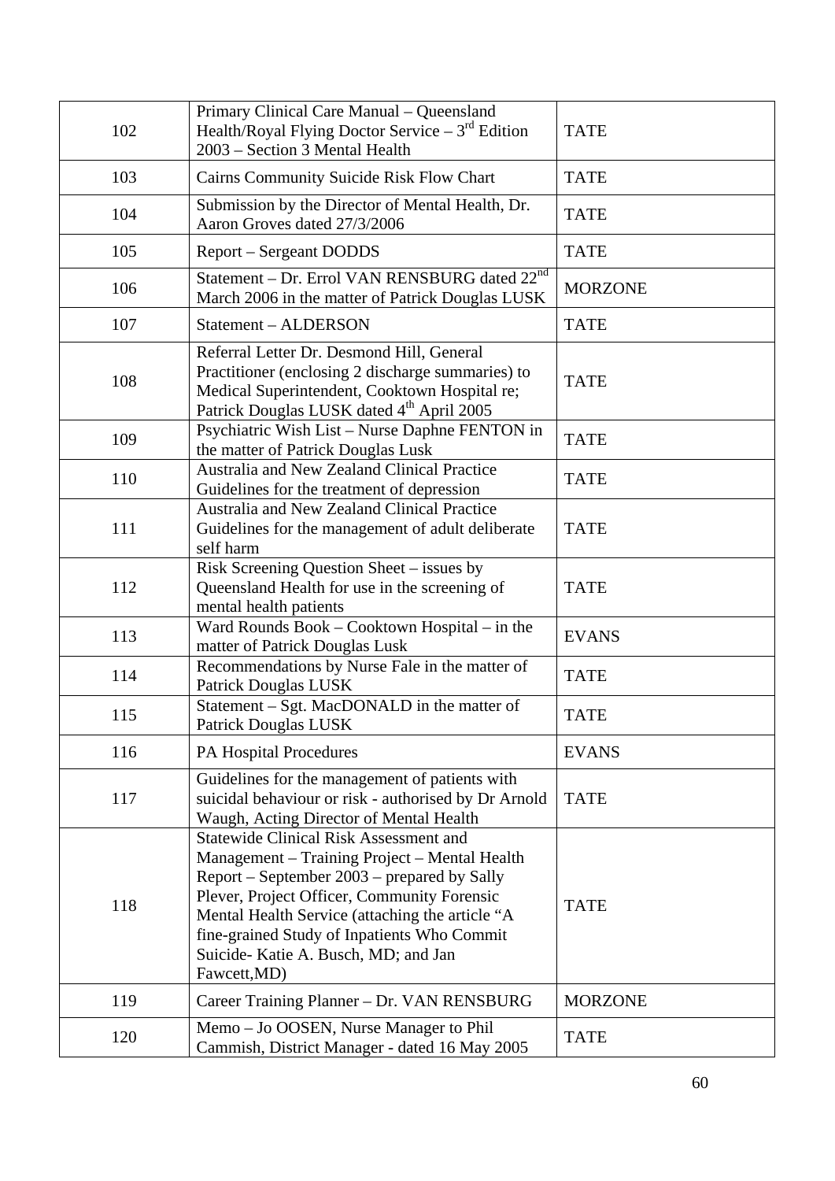| | | |
|---|---|---|
| 102 | Primary Clinical Care Manual – Queensland Health/Royal Flying Doctor Service – 3rd Edition 2003 – Section 3 Mental Health | TATE |
| 103 | Cairns Community Suicide Risk Flow Chart | TATE |
| 104 | Submission by the Director of Mental Health, Dr. Aaron Groves dated 27/3/2006 | TATE |
| 105 | Report – Sergeant DODDS | TATE |
| 106 | Statement – Dr. Errol VAN RENSBURG dated 22nd March 2006 in the matter of Patrick Douglas LUSK | MORZONE |
| 107 | Statement – ALDERSON | TATE |
| 108 | Referral Letter Dr. Desmond Hill, General Practitioner (enclosing 2 discharge summaries) to Medical Superintendent, Cooktown Hospital re; Patrick Douglas LUSK dated 4th April 2005 | TATE |
| 109 | Psychiatric Wish List – Nurse Daphne FENTON in the matter of Patrick Douglas Lusk | TATE |
| 110 | Australia and New Zealand Clinical Practice Guidelines for the treatment of depression | TATE |
| 111 | Australia and New Zealand Clinical Practice Guidelines for the management of adult deliberate self harm | TATE |
| 112 | Risk Screening Question Sheet – issues by Queensland Health for use in the screening of mental health patients | TATE |
| 113 | Ward Rounds Book – Cooktown Hospital – in the matter of Patrick Douglas Lusk | EVANS |
| 114 | Recommendations by Nurse Fale in the matter of Patrick Douglas LUSK | TATE |
| 115 | Statement – Sgt. MacDONALD in the matter of Patrick Douglas LUSK | TATE |
| 116 | PA Hospital Procedures | EVANS |
| 117 | Guidelines for the management of patients with suicidal behaviour or risk - authorised by Dr Arnold Waugh, Acting Director of Mental Health | TATE |
| 118 | Statewide Clinical Risk Assessment and Management – Training Project – Mental Health Report – September 2003 – prepared by Sally Plever, Project Officer, Community Forensic Mental Health Service (attaching the article "A fine-grained Study of Inpatients Who Commit Suicide- Katie A. Busch, MD; and Jan Fawcett,MD) | TATE |
| 119 | Career Training Planner – Dr. VAN RENSBURG | MORZONE |
| 120 | Memo – Jo OOSEN, Nurse Manager to Phil Cammish, District Manager - dated 16 May 2005 | TATE |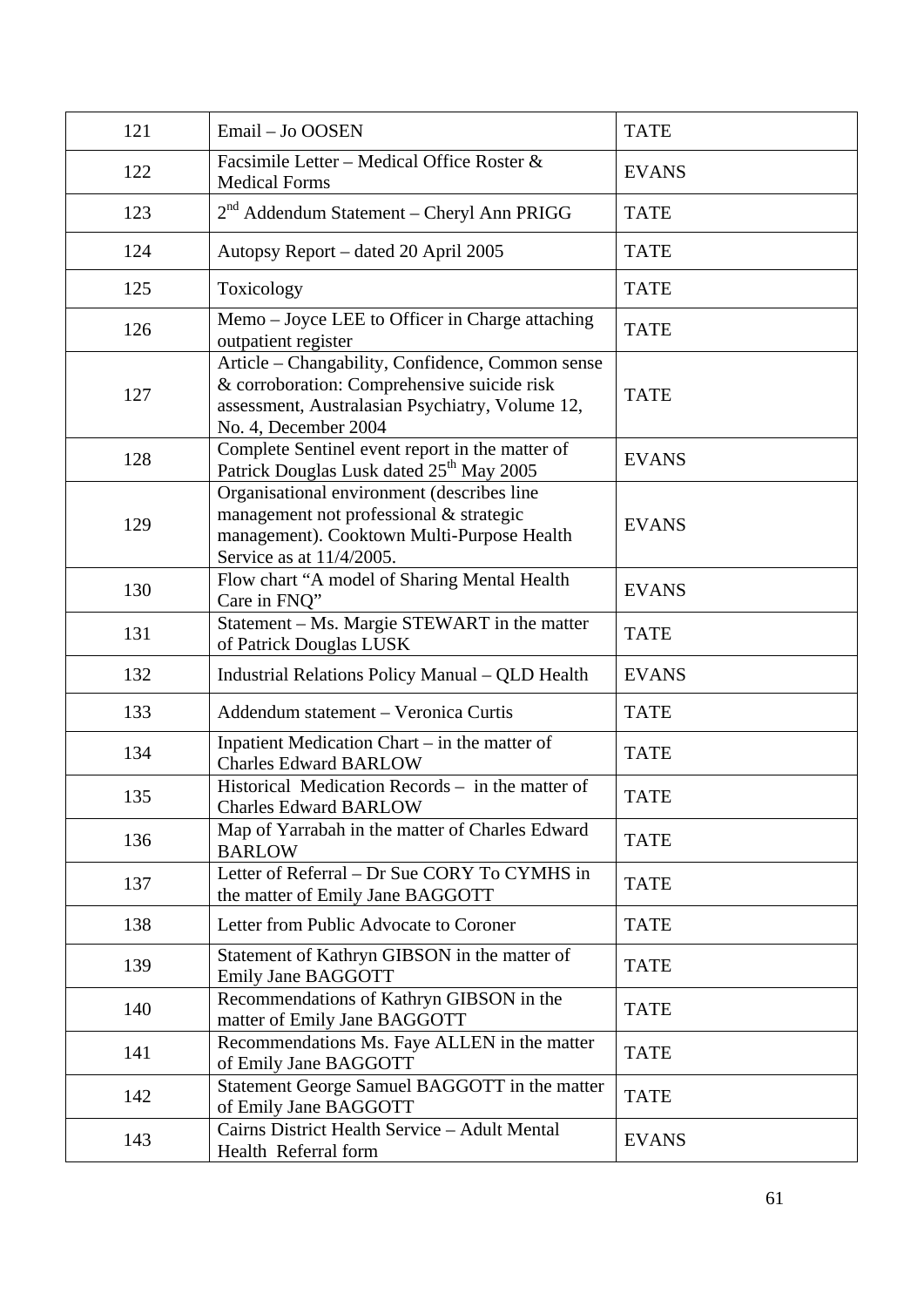| 121 | Email – Jo OOSEN | TATE |
|---|---|---|
| 122 | Facsimile Letter – Medical Office Roster & Medical Forms | EVANS |
| 123 | 2nd Addendum Statement – Cheryl Ann PRIGG | TATE |
| 124 | Autopsy Report – dated 20 April 2005 | TATE |
| 125 | Toxicology | TATE |
| 126 | Memo – Joyce LEE to Officer in Charge attaching outpatient register | TATE |
| 127 | Article – Changability, Confidence, Common sense & corroboration: Comprehensive suicide risk assessment, Australasian Psychiatry, Volume 12, No. 4, December 2004 | TATE |
| 128 | Complete Sentinel event report in the matter of Patrick Douglas Lusk dated 25th May 2005 | EVANS |
| 129 | Organisational environment (describes line management not professional & strategic management). Cooktown Multi-Purpose Health Service as at 11/4/2005. | EVANS |
| 130 | Flow chart "A model of Sharing Mental Health Care in FNQ" | EVANS |
| 131 | Statement – Ms. Margie STEWART in the matter of Patrick Douglas LUSK | TATE |
| 132 | Industrial Relations Policy Manual – QLD Health | EVANS |
| 133 | Addendum statement – Veronica Curtis | TATE |
| 134 | Inpatient Medication Chart – in the matter of Charles Edward BARLOW | TATE |
| 135 | Historical Medication Records – in the matter of Charles Edward BARLOW | TATE |
| 136 | Map of Yarrabah in the matter of Charles Edward BARLOW | TATE |
| 137 | Letter of Referral – Dr Sue CORY To CYMHS in the matter of Emily Jane BAGGOTT | TATE |
| 138 | Letter from Public Advocate to Coroner | TATE |
| 139 | Statement of Kathryn GIBSON in the matter of Emily Jane BAGGOTT | TATE |
| 140 | Recommendations of Kathryn GIBSON in the matter of Emily Jane BAGGOTT | TATE |
| 141 | Recommendations Ms. Faye ALLEN in the matter of Emily Jane BAGGOTT | TATE |
| 142 | Statement George Samuel BAGGOTT in the matter of Emily Jane BAGGOTT | TATE |
| 143 | Cairns District Health Service – Adult Mental Health Referral form | EVANS |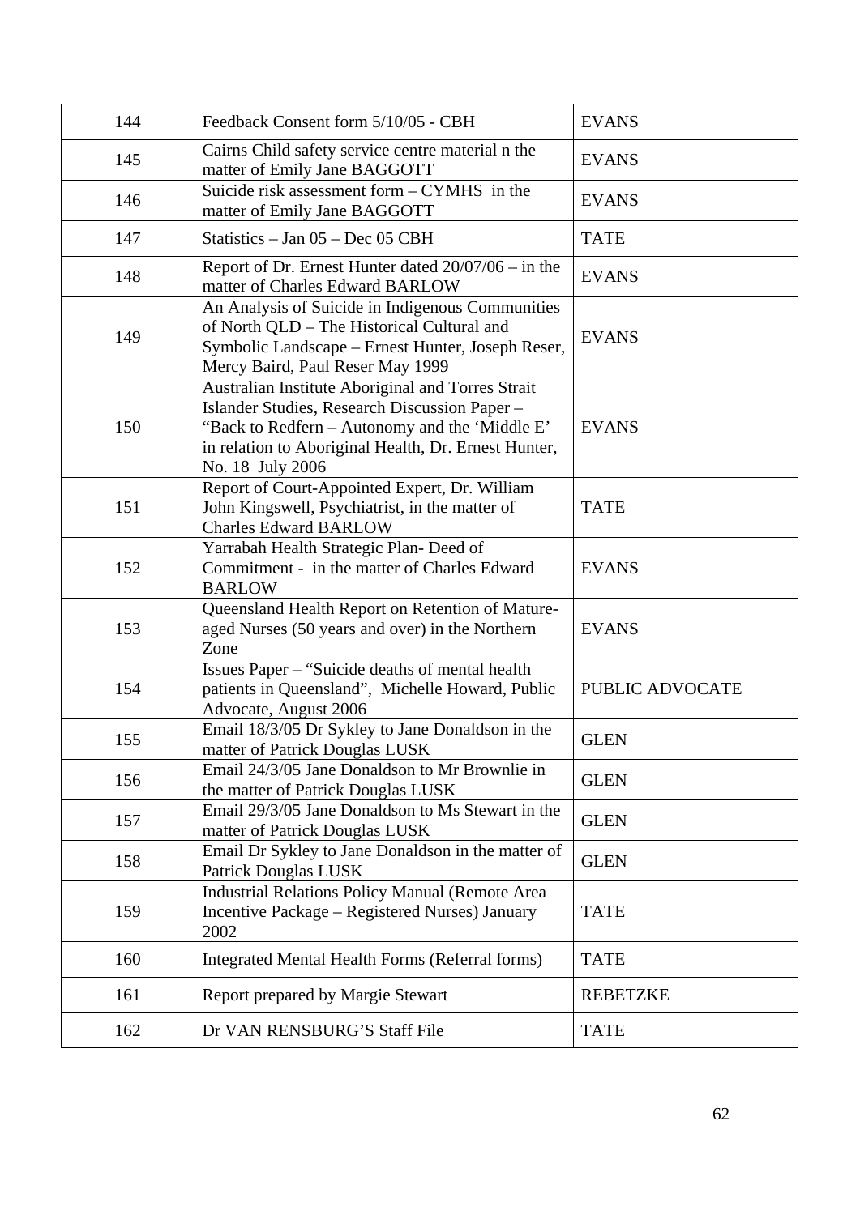| | | |
|---|---|---|
| 144 | Feedback Consent form 5/10/05 - CBH | EVANS |
| 145 | Cairns Child safety service centre material n the matter of Emily Jane BAGGOTT | EVANS |
| 146 | Suicide risk assessment form – CYMHS in the matter of Emily Jane BAGGOTT | EVANS |
| 147 | Statistics – Jan 05 – Dec 05 CBH | TATE |
| 148 | Report of Dr. Ernest Hunter dated 20/07/06 – in the matter of Charles Edward BARLOW | EVANS |
| 149 | An Analysis of Suicide in Indigenous Communities of North QLD – The Historical Cultural and Symbolic Landscape – Ernest Hunter, Joseph Reser, Mercy Baird, Paul Reser May 1999 | EVANS |
| 150 | Australian Institute Aboriginal and Torres Strait Islander Studies, Research Discussion Paper – "Back to Redfern – Autonomy and the 'Middle E' in relation to Aboriginal Health, Dr. Ernest Hunter, No. 18 July 2006 | EVANS |
| 151 | Report of Court-Appointed Expert, Dr. William John Kingswell, Psychiatrist, in the matter of Charles Edward BARLOW | TATE |
| 152 | Yarrabah Health Strategic Plan- Deed of Commitment - in the matter of Charles Edward BARLOW | EVANS |
| 153 | Queensland Health Report on Retention of Mature-aged Nurses (50 years and over) in the Northern Zone | EVANS |
| 154 | Issues Paper – "Suicide deaths of mental health patients in Queensland", Michelle Howard, Public Advocate, August 2006 | PUBLIC ADVOCATE |
| 155 | Email 18/3/05 Dr Sykley to Jane Donaldson in the matter of Patrick Douglas LUSK | GLEN |
| 156 | Email 24/3/05 Jane Donaldson to Mr Brownlie in the matter of Patrick Douglas LUSK | GLEN |
| 157 | Email 29/3/05 Jane Donaldson to Ms Stewart in the matter of Patrick Douglas LUSK | GLEN |
| 158 | Email Dr Sykley to Jane Donaldson in the matter of Patrick Douglas LUSK | GLEN |
| 159 | Industrial Relations Policy Manual (Remote Area Incentive Package – Registered Nurses) January 2002 | TATE |
| 160 | Integrated Mental Health Forms (Referral forms) | TATE |
| 161 | Report prepared by Margie Stewart | REBETZKE |
| 162 | Dr VAN RENSBURG'S Staff File | TATE |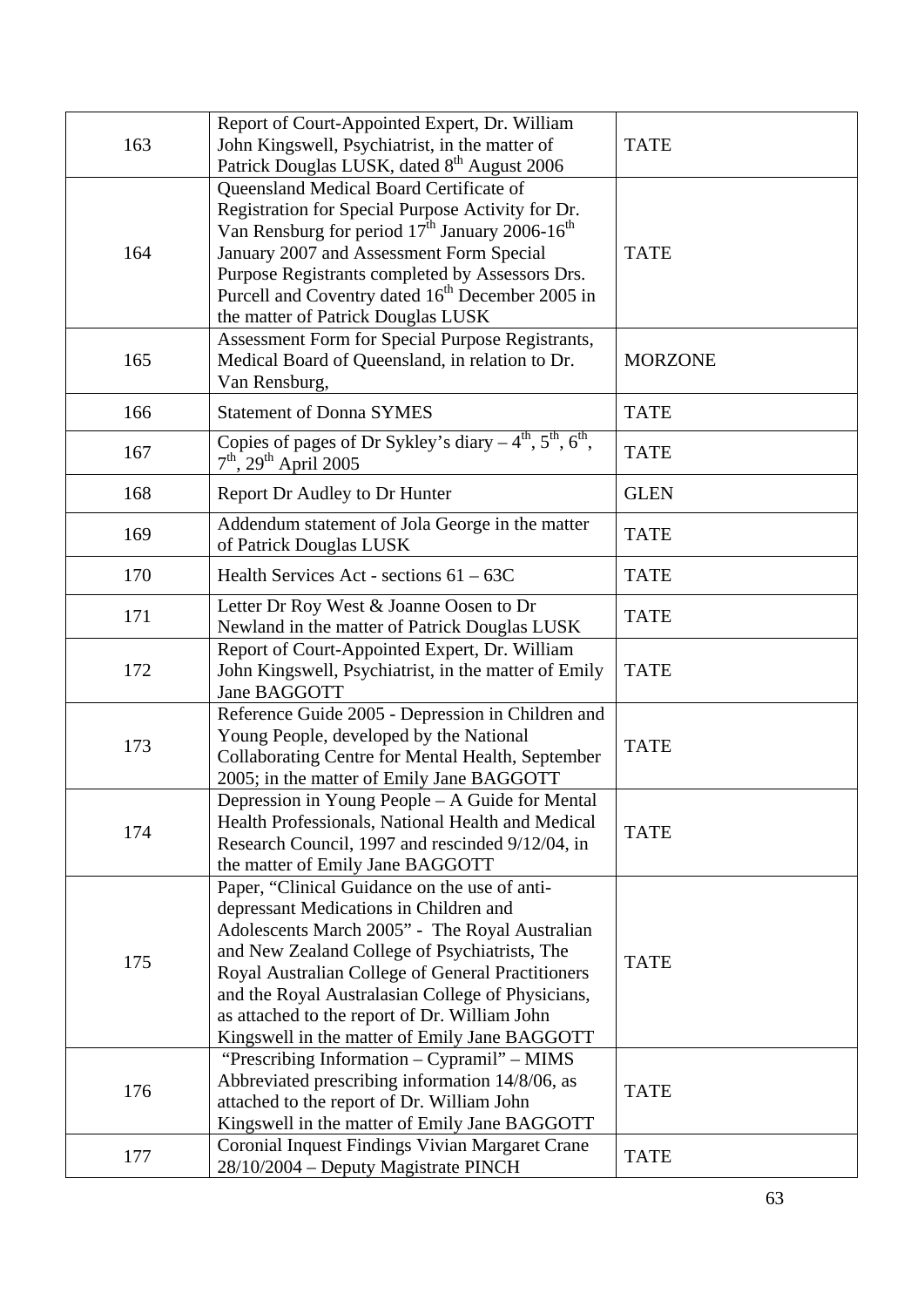| | | |
|---|---|---|
| 163 | Report of Court-Appointed Expert, Dr. William John Kingswell, Psychiatrist, in the matter of Patrick Douglas LUSK, dated 8th August 2006 | TATE |
| 164 | Queensland Medical Board Certificate of Registration for Special Purpose Activity for Dr. Van Rensburg for period 17th January 2006-16th January 2007 and Assessment Form Special Purpose Registrants completed by Assessors Drs. Purcell and Coventry dated 16th December 2005 in the matter of Patrick Douglas LUSK | TATE |
| 165 | Assessment Form for Special Purpose Registrants, Medical Board of Queensland, in relation to Dr. Van Rensburg, | MORZONE |
| 166 | Statement of Donna SYMES | TATE |
| 167 | Copies of pages of Dr Sykley's diary – 4th, 5th, 6th, 7th, 29th April 2005 | TATE |
| 168 | Report Dr Audley to Dr Hunter | GLEN |
| 169 | Addendum statement of Jola George in the matter of Patrick Douglas LUSK | TATE |
| 170 | Health Services Act - sections 61 – 63C | TATE |
| 171 | Letter Dr Roy West & Joanne Oosen to Dr Newland in the matter of Patrick Douglas LUSK | TATE |
| 172 | Report of Court-Appointed Expert, Dr. William John Kingswell, Psychiatrist, in the matter of Emily Jane BAGGOTT | TATE |
| 173 | Reference Guide 2005 - Depression in Children and Young People, developed by the National Collaborating Centre for Mental Health, September 2005; in the matter of Emily Jane BAGGOTT | TATE |
| 174 | Depression in Young People – A Guide for Mental Health Professionals, National Health and Medical Research Council, 1997 and rescinded 9/12/04, in the matter of Emily Jane BAGGOTT | TATE |
| 175 | Paper, "Clinical Guidance on the use of anti-depressant Medications in Children and Adolescents March 2005" - The Royal Australian and New Zealand College of Psychiatrists, The Royal Australian College of General Practitioners and the Royal Australasian College of Physicians, as attached to the report of Dr. William John Kingswell in the matter of Emily Jane BAGGOTT | TATE |
| 176 | "Prescribing Information – Cypramil" – MIMS Abbreviated prescribing information 14/8/06, as attached to the report of Dr. William John Kingswell in the matter of Emily Jane BAGGOTT | TATE |
| 177 | Coronial Inquest Findings Vivian Margaret Crane 28/10/2004 – Deputy Magistrate PINCH | TATE |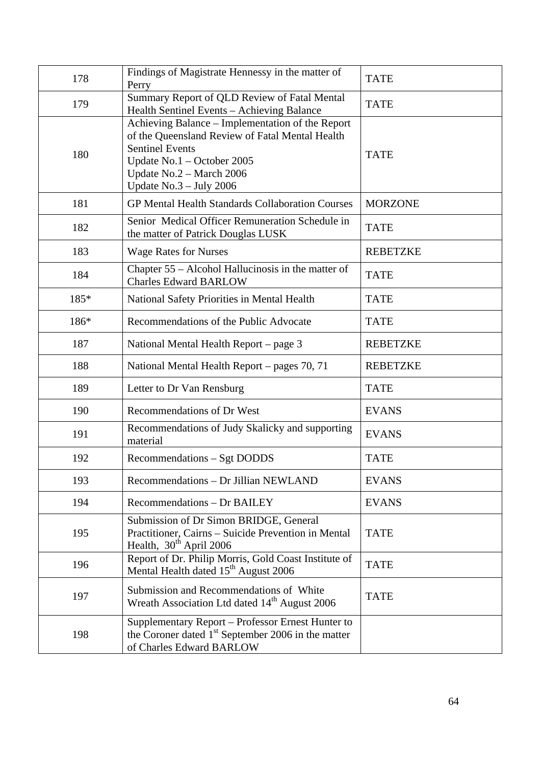| 178 | Findings of Magistrate Hennessy in the matter of Perry | TATE |
|---|---|---|
| 179 | Summary Report of QLD Review of Fatal Mental Health Sentinel Events – Achieving Balance | TATE |
| 180 | Achieving Balance – Implementation of the Report of the Queensland Review of Fatal Mental Health Sentinel Events<br>Update No.1 – October 2005<br>Update No.2 – March 2006<br>Update No.3 – July 2006 | TATE |
| 181 | GP Mental Health Standards Collaboration Courses | MORZONE |
| 182 | Senior Medical Officer Remuneration Schedule in the matter of Patrick Douglas LUSK | TATE |
| 183 | Wage Rates for Nurses | REBETZKE |
| 184 | Chapter 55 – Alcohol Hallucinosis in the matter of Charles Edward BARLOW | TATE |
| 185* | National Safety Priorities in Mental Health | TATE |
| 186* | Recommendations of the Public Advocate | TATE |
| 187 | National Mental Health Report – page 3 | REBETZKE |
| 188 | National Mental Health Report – pages 70, 71 | REBETZKE |
| 189 | Letter to Dr Van Rensburg | TATE |
| 190 | Recommendations of Dr West | EVANS |
| 191 | Recommendations of Judy Skalicky and supporting material | EVANS |
| 192 | Recommendations – Sgt DODDS | TATE |
| 193 | Recommendations – Dr Jillian NEWLAND | EVANS |
| 194 | Recommendations – Dr BAILEY | EVANS |
| 195 | Submission of Dr Simon BRIDGE, General Practitioner, Cairns – Suicide Prevention in Mental Health, 30th April 2006 | TATE |
| 196 | Report of Dr. Philip Morris, Gold Coast Institute of Mental Health dated 15th August 2006 | TATE |
| 197 | Submission and Recommendations of White Wreath Association Ltd dated 14th August 2006 | TATE |
| 198 | Supplementary Report – Professor Ernest Hunter to the Coroner dated 1st September 2006 in the matter of Charles Edward BARLOW | |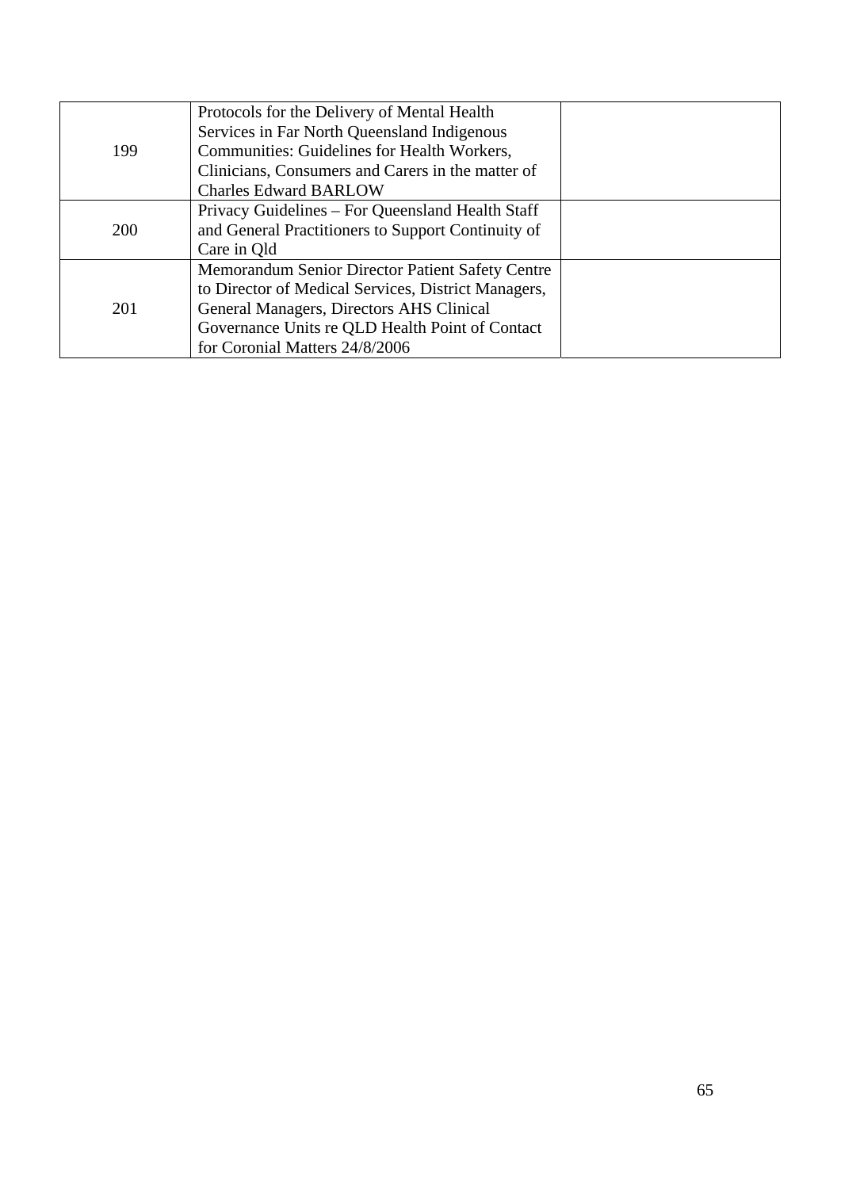| | | |
|---|---|---|
| 199 | Protocols for the Delivery of Mental Health Services in Far North Queensland Indigenous Communities: Guidelines for Health Workers, Clinicians, Consumers and Carers in the matter of Charles Edward BARLOW | |
| 200 | Privacy Guidelines – For Queensland Health Staff and General Practitioners to Support Continuity of Care in Qld | |
| 201 | Memorandum Senior Director Patient Safety Centre to Director of Medical Services, District Managers, General Managers, Directors AHS Clinical Governance Units re QLD Health Point of Contact for Coronial Matters 24/8/2006 | |